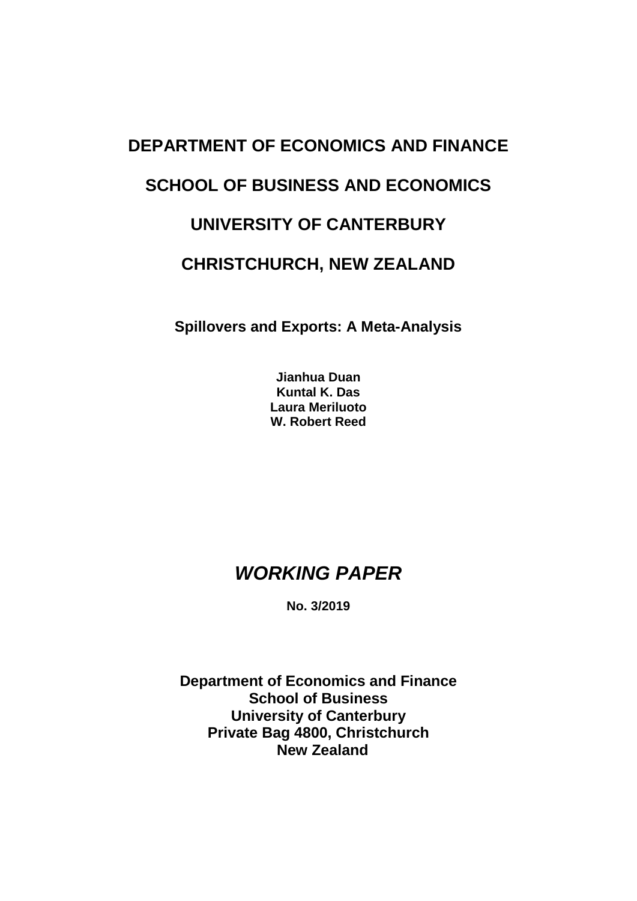# DEPARTMENT OF ECONOMICS AND FINANCE

# SCHOOL OF BUSINESS AND ECONOMICS

# UNIVERSITY OF CANTERBURY

# CHRISTCHURCH, NEW ZEALAND

**Spillovers and Exports: A Meta-Analysis**

**Jianhua Duan**
**Kuntal K. Das**
**Laura Meriluoto**
**W. Robert Reed**

## *WORKING PAPER*

**No. 3/2019**

**Department of Economics and Finance**
**School of Business**
**University of Canterbury**
**Private Bag 4800, Christchurch**
**New Zealand**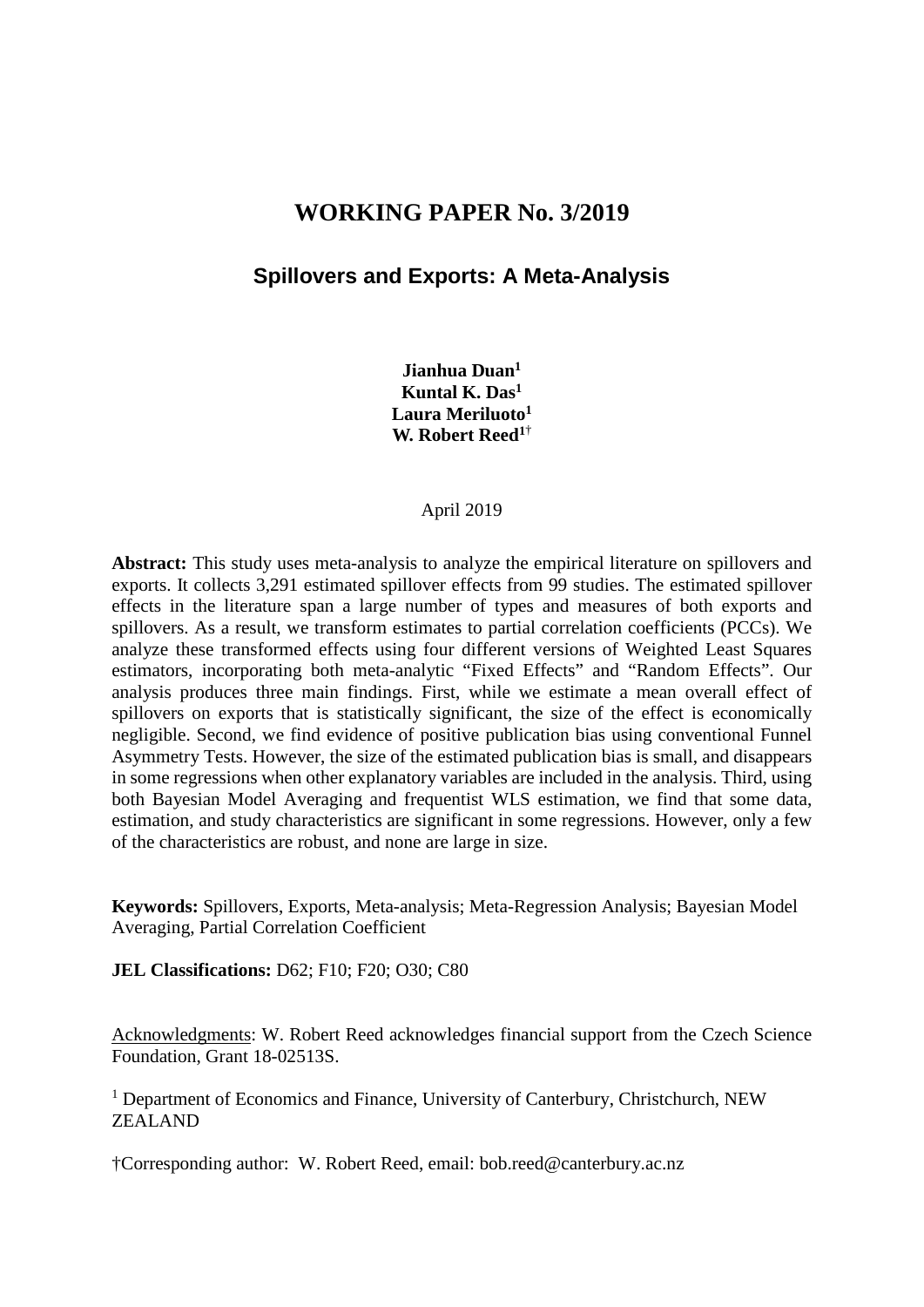# WORKING PAPER No. 3/2019

## Spillovers and Exports: A Meta-Analysis

**Jianhua Duan**[1]
**Kuntal K. Das**[1]
**Laura Meriluoto**[1]
**W. Robert Reed**[1†]

April 2019

**Abstract:** This study uses meta-analysis to analyze the empirical literature on spillovers and exports. It collects 3,291 estimated spillover effects from 99 studies. The estimated spillover effects in the literature span a large number of types and measures of both exports and spillovers. As a result, we transform estimates to partial correlation coefficients (PCCs). We analyze these transformed effects using four different versions of Weighted Least Squares estimators, incorporating both meta-analytic "Fixed Effects" and "Random Effects". Our analysis produces three main findings. First, while we estimate a mean overall effect of spillovers on exports that is statistically significant, the size of the effect is economically negligible. Second, we find evidence of positive publication bias using conventional Funnel Asymmetry Tests. However, the size of the estimated publication bias is small, and disappears in some regressions when other explanatory variables are included in the analysis. Third, using both Bayesian Model Averaging and frequentist WLS estimation, we find that some data, estimation, and study characteristics are significant in some regressions. However, only a few of the characteristics are robust, and none are large in size.

**Keywords:** Spillovers, Exports, Meta-analysis; Meta-Regression Analysis; Bayesian Model Averaging, Partial Correlation Coefficient

**JEL Classifications:** D62; F10; F20; O30; C80

Acknowledgments: W. Robert Reed acknowledges financial support from the Czech Science Foundation, Grant 18-02513S.

[1] Department of Economics and Finance, University of Canterbury, Christchurch, NEW ZEALAND

†Corresponding author: W. Robert Reed, email: bob.reed@canterbury.ac.nz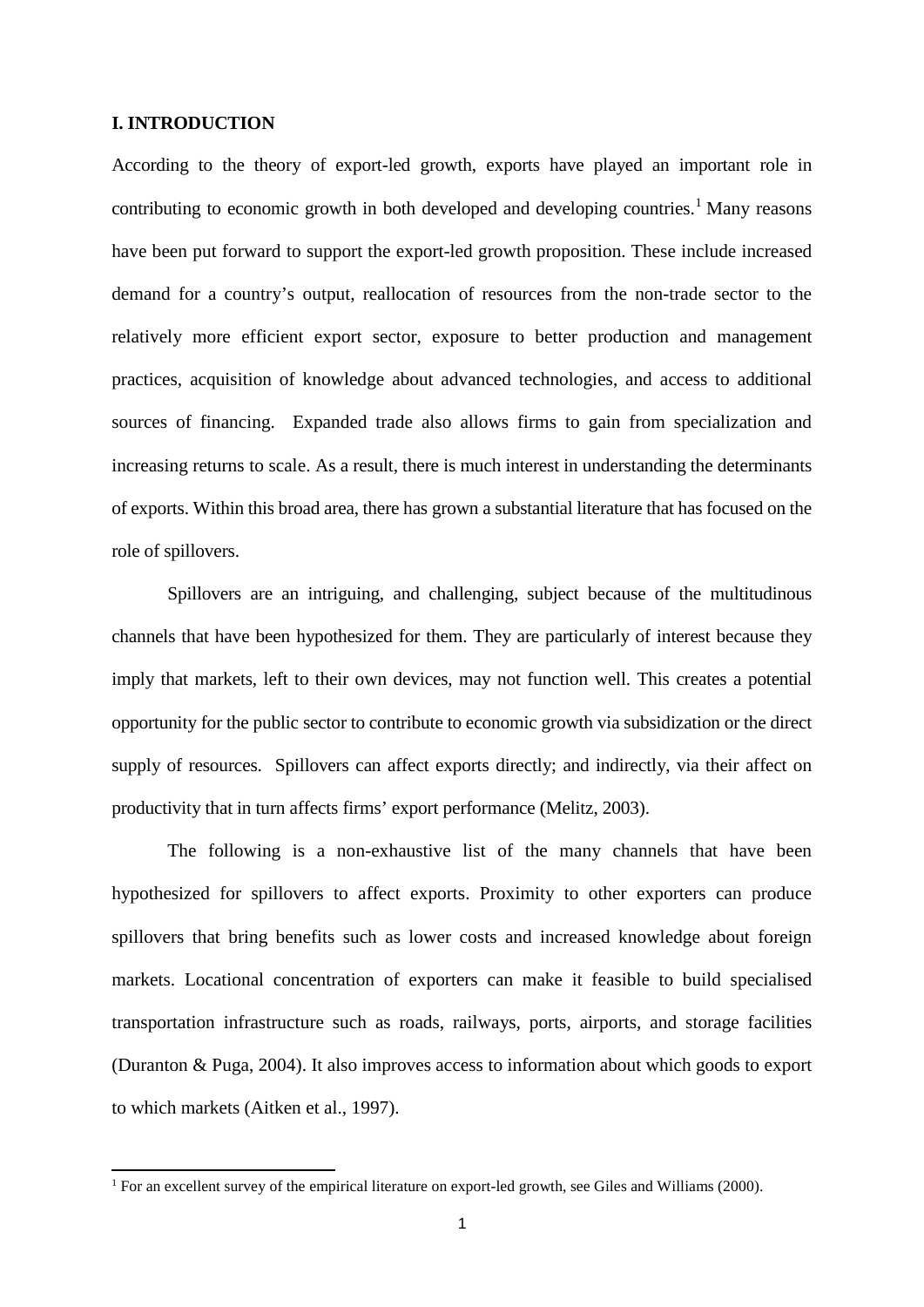## I. INTRODUCTION

According to the theory of export-led growth, exports have played an important role in contributing to economic growth in both developed and developing countries.[1] Many reasons have been put forward to support the export-led growth proposition. These include increased demand for a country's output, reallocation of resources from the non-trade sector to the relatively more efficient export sector, exposure to better production and management practices, acquisition of knowledge about advanced technologies, and access to additional sources of financing. Expanded trade also allows firms to gain from specialization and increasing returns to scale. As a result, there is much interest in understanding the determinants of exports. Within this broad area, there has grown a substantial literature that has focused on the role of spillovers.

Spillovers are an intriguing, and challenging, subject because of the multitudinous channels that have been hypothesized for them. They are particularly of interest because they imply that markets, left to their own devices, may not function well. This creates a potential opportunity for the public sector to contribute to economic growth via subsidization or the direct supply of resources. Spillovers can affect exports directly; and indirectly, via their affect on productivity that in turn affects firms' export performance (Melitz, 2003).

The following is a non-exhaustive list of the many channels that have been hypothesized for spillovers to affect exports. Proximity to other exporters can produce spillovers that bring benefits such as lower costs and increased knowledge about foreign markets. Locational concentration of exporters can make it feasible to build specialised transportation infrastructure such as roads, railways, ports, airports, and storage facilities (Duranton & Puga, 2004). It also improves access to information about which goods to export to which markets (Aitken et al., 1997).

[1] For an excellent survey of the empirical literature on export-led growth, see Giles and Williams (2000).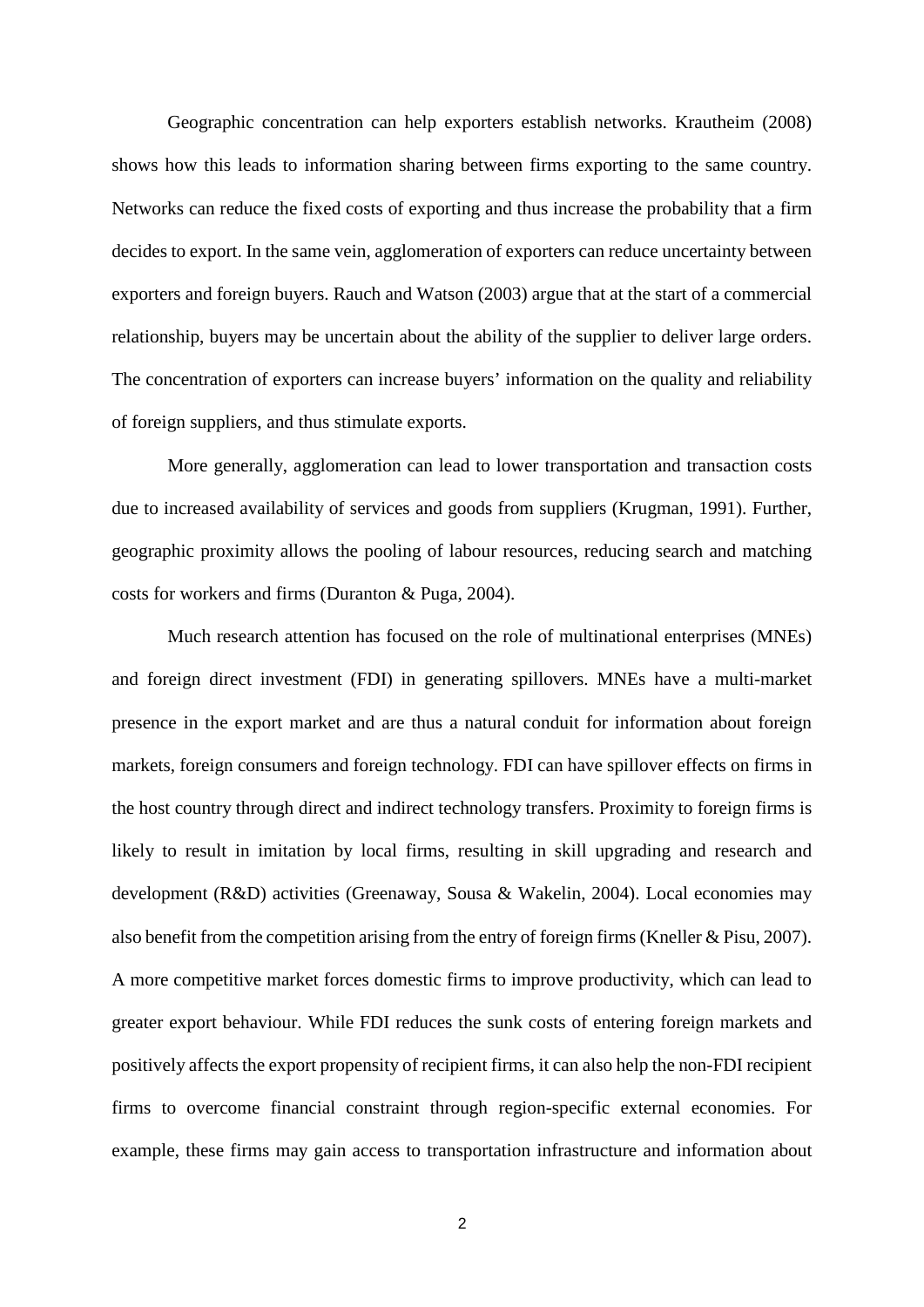Geographic concentration can help exporters establish networks. Krautheim (2008) shows how this leads to information sharing between firms exporting to the same country. Networks can reduce the fixed costs of exporting and thus increase the probability that a firm decides to export. In the same vein, agglomeration of exporters can reduce uncertainty between exporters and foreign buyers. Rauch and Watson (2003) argue that at the start of a commercial relationship, buyers may be uncertain about the ability of the supplier to deliver large orders. The concentration of exporters can increase buyers' information on the quality and reliability of foreign suppliers, and thus stimulate exports.

More generally, agglomeration can lead to lower transportation and transaction costs due to increased availability of services and goods from suppliers (Krugman, 1991). Further, geographic proximity allows the pooling of labour resources, reducing search and matching costs for workers and firms (Duranton & Puga, 2004).

Much research attention has focused on the role of multinational enterprises (MNEs) and foreign direct investment (FDI) in generating spillovers. MNEs have a multi-market presence in the export market and are thus a natural conduit for information about foreign markets, foreign consumers and foreign technology. FDI can have spillover effects on firms in the host country through direct and indirect technology transfers. Proximity to foreign firms is likely to result in imitation by local firms, resulting in skill upgrading and research and development (R&D) activities (Greenaway, Sousa & Wakelin, 2004). Local economies may also benefit from the competition arising from the entry of foreign firms (Kneller & Pisu, 2007). A more competitive market forces domestic firms to improve productivity, which can lead to greater export behaviour. While FDI reduces the sunk costs of entering foreign markets and positively affects the export propensity of recipient firms, it can also help the non-FDI recipient firms to overcome financial constraint through region-specific external economies. For example, these firms may gain access to transportation infrastructure and information about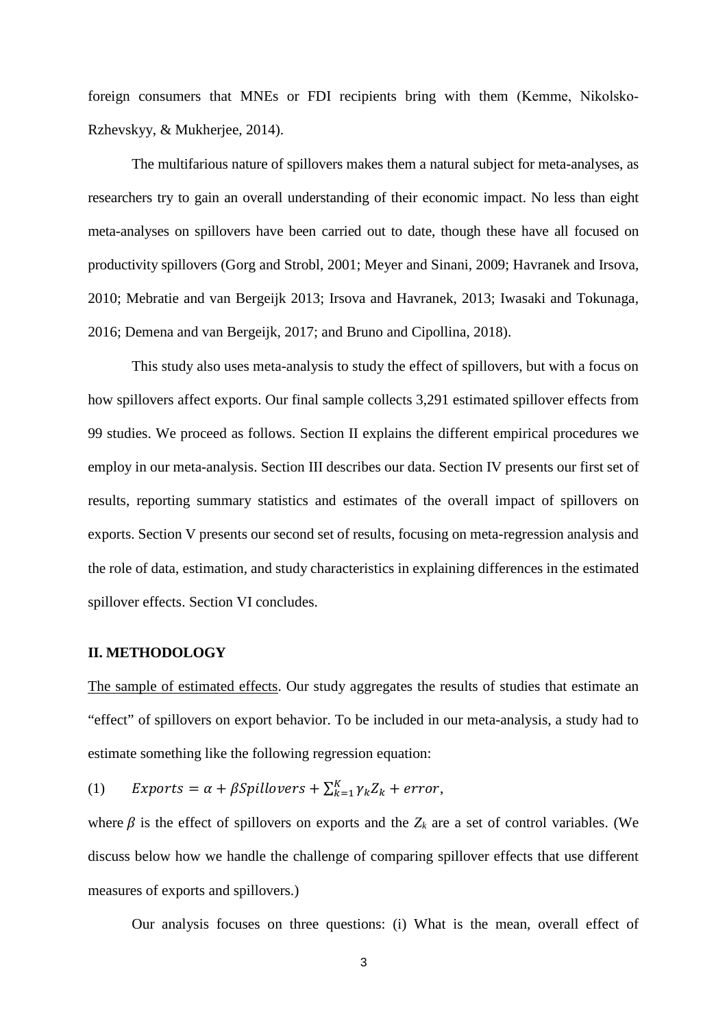foreign consumers that MNEs or FDI recipients bring with them (Kemme, Nikolsko-Rzhevskyy, & Mukherjee, 2014).

The multifarious nature of spillovers makes them a natural subject for meta-analyses, as researchers try to gain an overall understanding of their economic impact. No less than eight meta-analyses on spillovers have been carried out to date, though these have all focused on productivity spillovers (Gorg and Strobl, 2001; Meyer and Sinani, 2009; Havranek and Irsova, 2010; Mebratie and van Bergeijk 2013; Irsova and Havranek, 2013; Iwasaki and Tokunaga, 2016; Demena and van Bergeijk, 2017; and Bruno and Cipollina, 2018).

This study also uses meta-analysis to study the effect of spillovers, but with a focus on how spillovers affect exports. Our final sample collects 3,291 estimated spillover effects from 99 studies. We proceed as follows. Section II explains the different empirical procedures we employ in our meta-analysis. Section III describes our data. Section IV presents our first set of results, reporting summary statistics and estimates of the overall impact of spillovers on exports. Section V presents our second set of results, focusing on meta-regression analysis and the role of data, estimation, and study characteristics in explaining differences in the estimated spillover effects. Section VI concludes.

## II. METHODOLOGY

The sample of estimated effects. Our study aggregates the results of studies that estimate an "effect" of spillovers on export behavior. To be included in our meta-analysis, a study had to estimate something like the following regression equation:

$$(1) \qquad Exports = \alpha + \beta Spillovers + \sum_{k=1}^{K} \gamma_k Z_k + error,$$

where $\beta$ is the effect of spillovers on exports and the $Z_k$ are a set of control variables. (We discuss below how we handle the challenge of comparing spillover effects that use different measures of exports and spillovers.)

Our analysis focuses on three questions: (i) What is the mean, overall effect of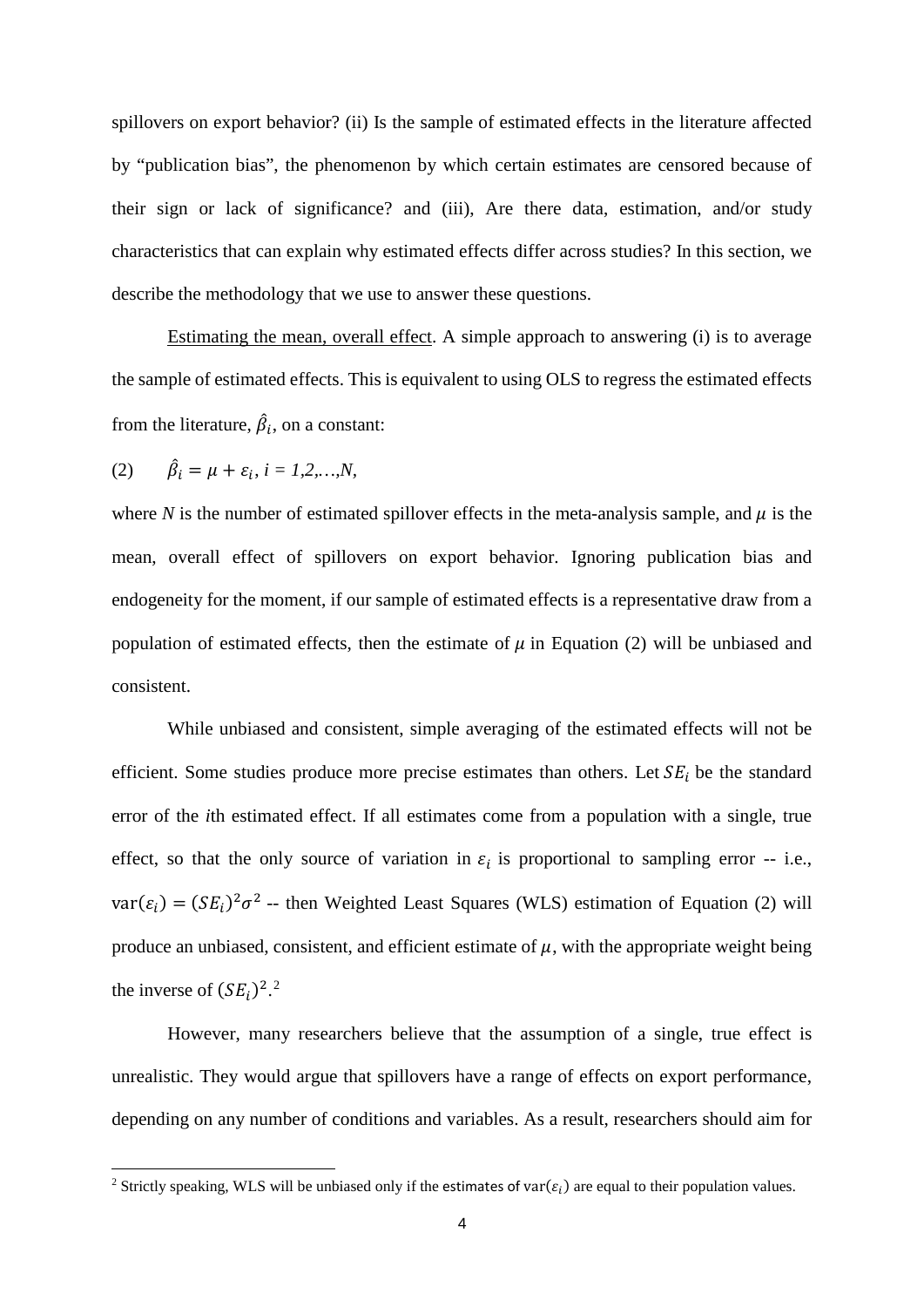spillovers on export behavior? (ii) Is the sample of estimated effects in the literature affected by "publication bias", the phenomenon by which certain estimates are censored because of their sign or lack of significance? and (iii), Are there data, estimation, and/or study characteristics that can explain why estimated effects differ across studies? In this section, we describe the methodology that we use to answer these questions.

Estimating the mean, overall effect. A simple approach to answering (i) is to average the sample of estimated effects. This is equivalent to using OLS to regress the estimated effects from the literature, $\hat{\beta}_i$, on a constant:

(2) $\hat{\beta}_i = \mu + \varepsilon_i$, $i = 1,2,\ldots,N$,

where $N$ is the number of estimated spillover effects in the meta-analysis sample, and $\mu$ is the mean, overall effect of spillovers on export behavior. Ignoring publication bias and endogeneity for the moment, if our sample of estimated effects is a representative draw from a population of estimated effects, then the estimate of $\mu$ in Equation (2) will be unbiased and consistent.

While unbiased and consistent, simple averaging of the estimated effects will not be efficient. Some studies produce more precise estimates than others. Let $SE_i$ be the standard error of the $i$th estimated effect. If all estimates come from a population with a single, true effect, so that the only source of variation in $\varepsilon_i$ is proportional to sampling error -- i.e., $\text{var}(\varepsilon_i) = (SE_i)^2\sigma^2$ -- then Weighted Least Squares (WLS) estimation of Equation (2) will produce an unbiased, consistent, and efficient estimate of $\mu$, with the appropriate weight being the inverse of $(SE_i)^2$.[2]

However, many researchers believe that the assumption of a single, true effect is unrealistic. They would argue that spillovers have a range of effects on export performance, depending on any number of conditions and variables. As a result, researchers should aim for

[2] Strictly speaking, WLS will be unbiased only if the estimates of $\text{var}(\varepsilon_i)$ are equal to their population values.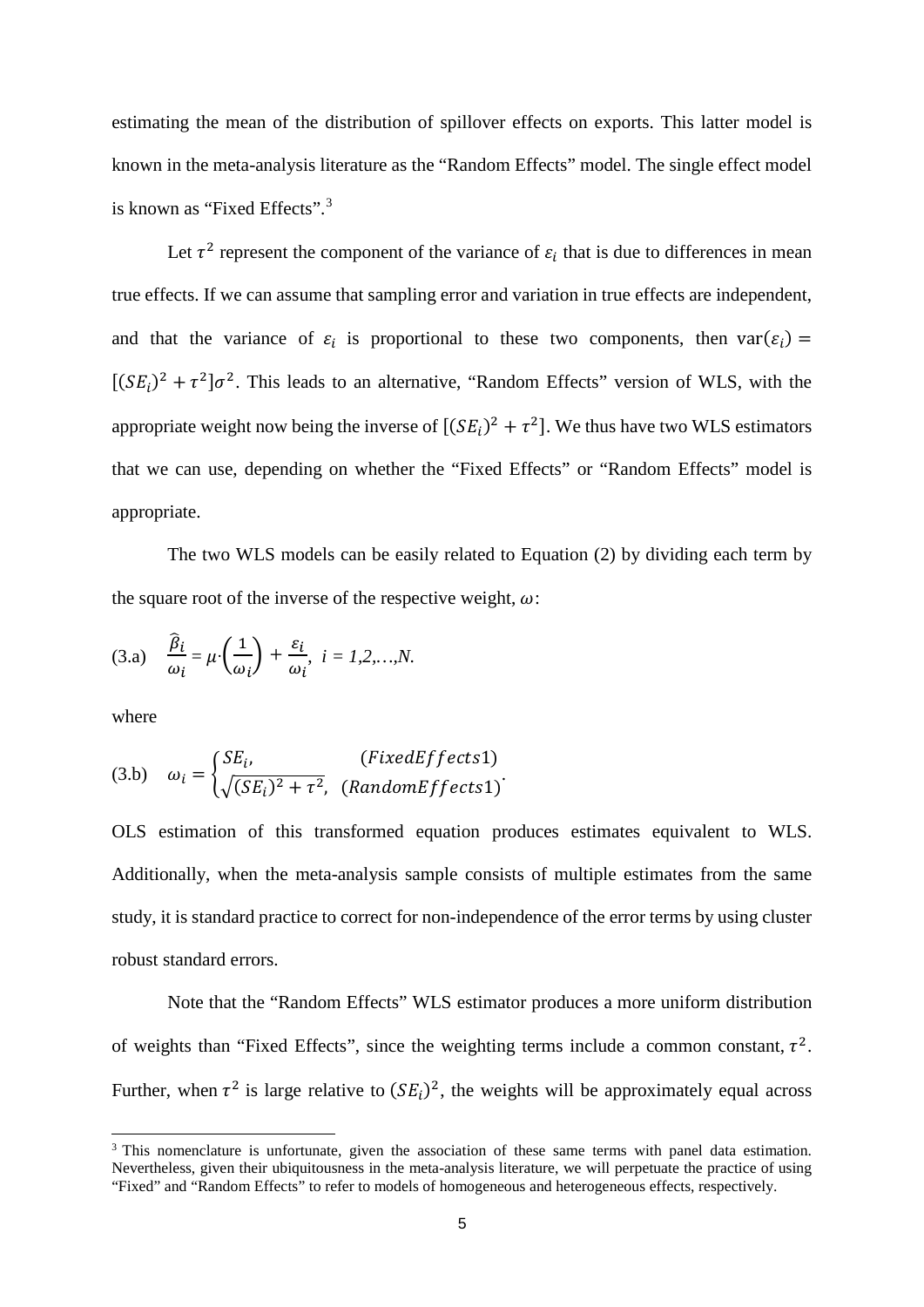estimating the mean of the distribution of spillover effects on exports. This latter model is known in the meta-analysis literature as the "Random Effects" model. The single effect model is known as "Fixed Effects".[3]

Let $\tau^2$ represent the component of the variance of $\varepsilon_i$ that is due to differences in mean true effects. If we can assume that sampling error and variation in true effects are independent, and that the variance of $\varepsilon_i$ is proportional to these two components, then $\text{var}(\varepsilon_i) = [(SE_i)^2 + \tau^2]\sigma^2$. This leads to an alternative, "Random Effects" version of WLS, with the appropriate weight now being the inverse of $[(SE_i)^2 + \tau^2]$. We thus have two WLS estimators that we can use, depending on whether the "Fixed Effects" or "Random Effects" model is appropriate.

The two WLS models can be easily related to Equation (2) by dividing each term by the square root of the inverse of the respective weight, $\omega$:

$$\text{(3.a)} \quad \frac{\hat{\beta}_i}{\omega_i} = \mu \cdot \left(\frac{1}{\omega_i}\right) + \frac{\varepsilon_i}{\omega_i}, \; i = 1,2,\ldots,N.$$

where

$$\text{(3.b)} \quad \omega_i = \begin{cases} SE_i, & (FixedEffects1) \\ \sqrt{(SE_i)^2 + \tau^2}, & (RandomEffects1) \end{cases}.$$

OLS estimation of this transformed equation produces estimates equivalent to WLS. Additionally, when the meta-analysis sample consists of multiple estimates from the same study, it is standard practice to correct for non-independence of the error terms by using cluster robust standard errors.

Note that the "Random Effects" WLS estimator produces a more uniform distribution of weights than "Fixed Effects", since the weighting terms include a common constant, $\tau^2$. Further, when $\tau^2$ is large relative to $(SE_i)^2$, the weights will be approximately equal across

[3] This nomenclature is unfortunate, given the association of these same terms with panel data estimation. Nevertheless, given their ubiquitousness in the meta-analysis literature, we will perpetuate the practice of using "Fixed" and "Random Effects" to refer to models of homogeneous and heterogeneous effects, respectively.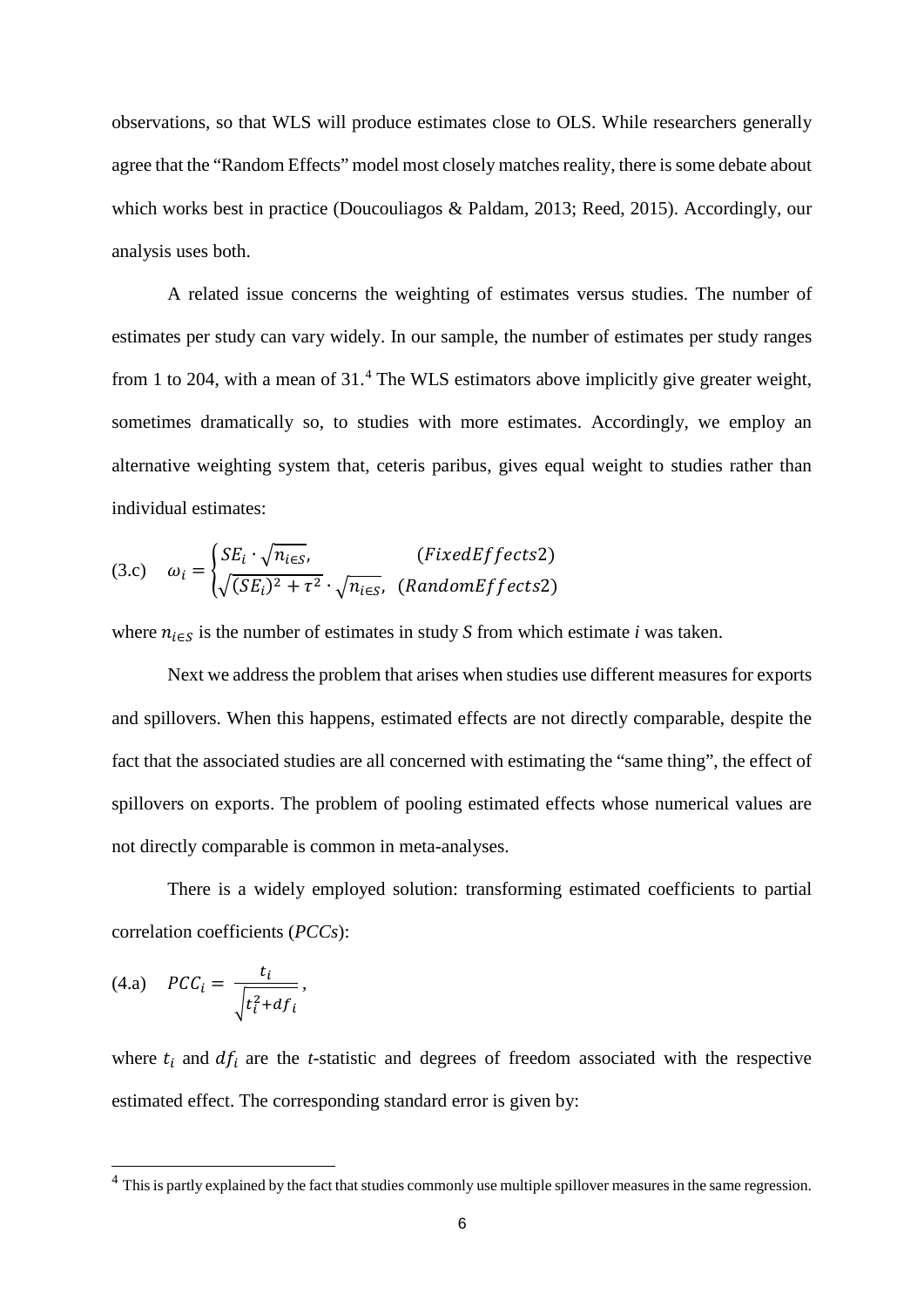observations, so that WLS will produce estimates close to OLS. While researchers generally agree that the "Random Effects" model most closely matches reality, there is some debate about which works best in practice (Doucouliagos & Paldam, 2013; Reed, 2015). Accordingly, our analysis uses both.

A related issue concerns the weighting of estimates versus studies. The number of estimates per study can vary widely. In our sample, the number of estimates per study ranges from 1 to 204, with a mean of 31.[4] The WLS estimators above implicitly give greater weight, sometimes dramatically so, to studies with more estimates. Accordingly, we employ an alternative weighting system that, ceteris paribus, gives equal weight to studies rather than individual estimates:

$$\text{(3.c)} \quad \omega_i = \begin{cases} SE_i \cdot \sqrt{n_{i \in S}}, & (FixedEffects2) \\ \sqrt{(SE_i)^2 + \tau^2} \cdot \sqrt{n_{i \in S}}, & (RandomEffects2) \end{cases}$$

where $n_{i \in S}$ is the number of estimates in study *S* from which estimate *i* was taken.

Next we address the problem that arises when studies use different measures for exports and spillovers. When this happens, estimated effects are not directly comparable, despite the fact that the associated studies are all concerned with estimating the "same thing", the effect of spillovers on exports. The problem of pooling estimated effects whose numerical values are not directly comparable is common in meta-analyses.

There is a widely employed solution: transforming estimated coefficients to partial correlation coefficients (*PCCs*):

$$\text{(4.a)} \quad PCC_i = \frac{t_i}{\sqrt{t_i^2 + df_i}},$$

where $t_i$ and $df_i$ are the *t*-statistic and degrees of freedom associated with the respective estimated effect. The corresponding standard error is given by:

[4] This is partly explained by the fact that studies commonly use multiple spillover measures in the same regression.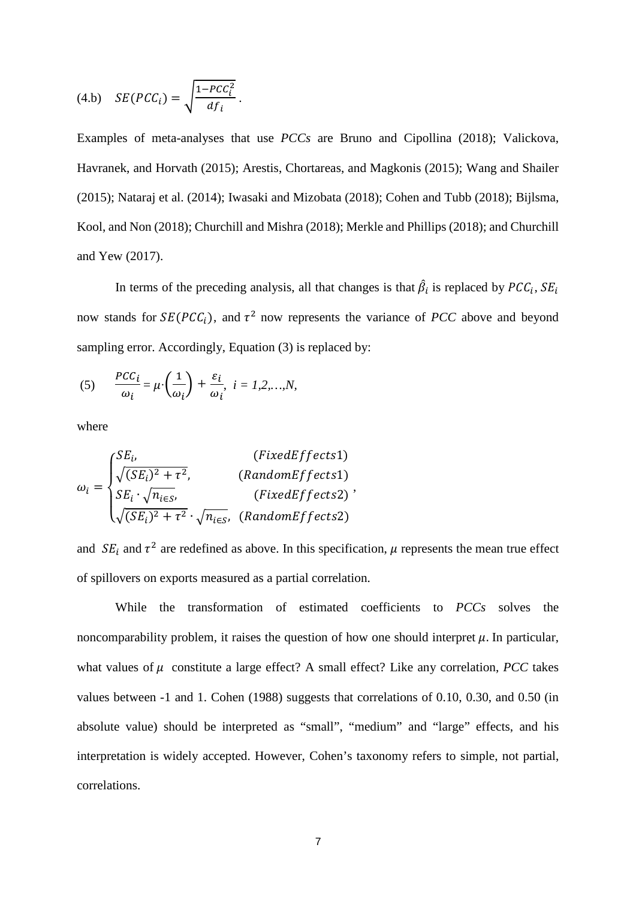$$\text{(4.b)} \quad SE(PCC_i) = \sqrt{\frac{1-PCC_i^2}{df_i}} \,.$$

Examples of meta-analyses that use *PCCs* are Bruno and Cipollina (2018); Valickova, Havranek, and Horvath (2015); Arestis, Chortareas, and Magkonis (2015); Wang and Shailer (2015); Nataraj et al. (2014); Iwasaki and Mizobata (2018); Cohen and Tubb (2018); Bijlsma, Kool, and Non (2018); Churchill and Mishra (2018); Merkle and Phillips (2018); and Churchill and Yew (2017).

In terms of the preceding analysis, all that changes is that $\hat{\beta}_i$ is replaced by $PCC_i$, $SE_i$ now stands for $SE(PCC_i)$, and $\tau^2$ now represents the variance of *PCC* above and beyond sampling error. Accordingly, Equation (3) is replaced by:

$$\text{(5)} \quad \frac{PCC_i}{\omega_i} = \mu \cdot \left(\frac{1}{\omega_i}\right) + \frac{\varepsilon_i}{\omega_i}, \; i = 1,2,\ldots,N,$$

where

$$\omega_i = \begin{cases} SE_i, & (FixedEffects1) \\ \sqrt{(SE_i)^2 + \tau^2}, & (RandomEffects1) \\ SE_i \cdot \sqrt{n_{i \in S}}, & (FixedEffects2) \\ \sqrt{(SE_i)^2 + \tau^2} \cdot \sqrt{n_{i \in S}}, & (RandomEffects2) \end{cases},$$

and $SE_i$ and $\tau^2$ are redefined as above. In this specification, $\mu$ represents the mean true effect of spillovers on exports measured as a partial correlation.

While the transformation of estimated coefficients to *PCCs* solves the noncomparability problem, it raises the question of how one should interpret $\mu$. In particular, what values of $\mu$ constitute a large effect? A small effect? Like any correlation, *PCC* takes values between -1 and 1. Cohen (1988) suggests that correlations of 0.10, 0.30, and 0.50 (in absolute value) should be interpreted as "small", "medium" and "large" effects, and his interpretation is widely accepted. However, Cohen's taxonomy refers to simple, not partial, correlations.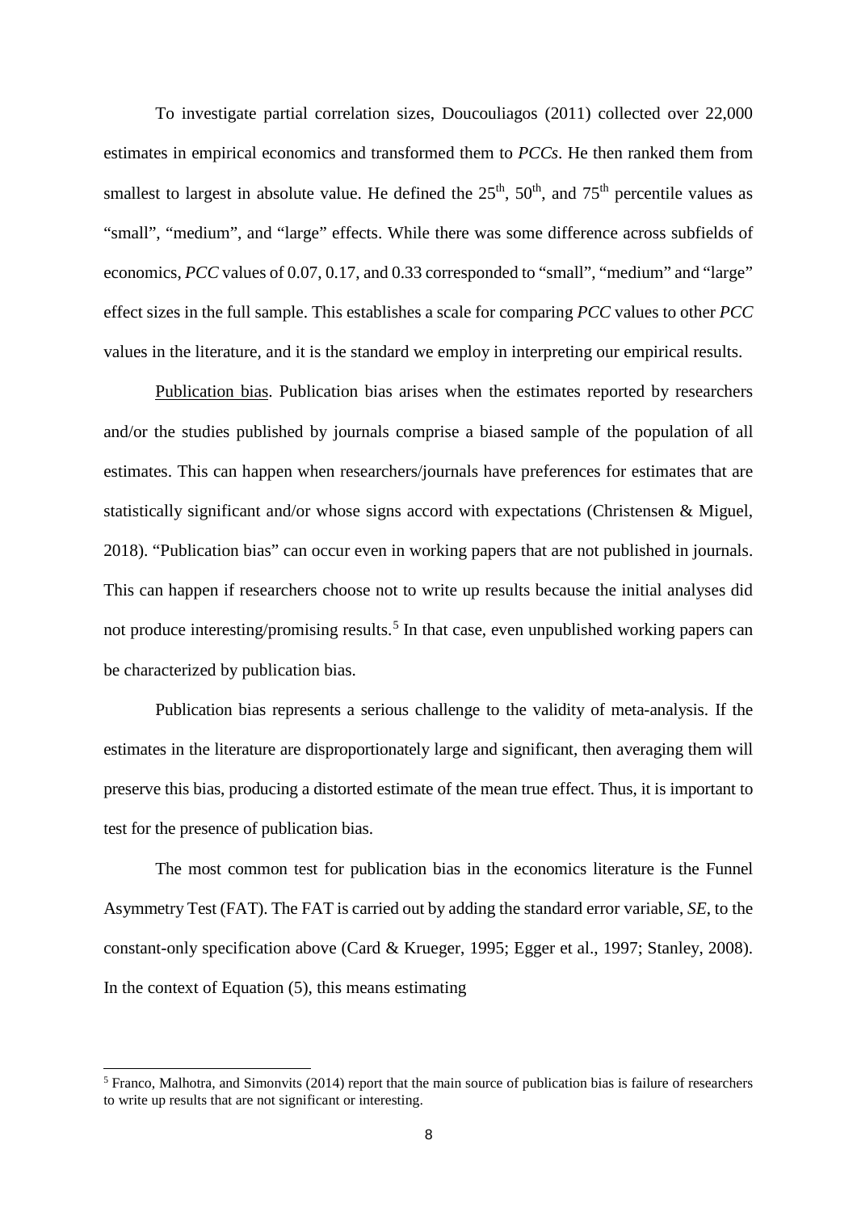To investigate partial correlation sizes, Doucouliagos (2011) collected over 22,000 estimates in empirical economics and transformed them to *PCCs*. He then ranked them from smallest to largest in absolute value. He defined the 25th, 50th, and 75th percentile values as "small", "medium", and "large" effects. While there was some difference across subfields of economics, *PCC* values of 0.07, 0.17, and 0.33 corresponded to "small", "medium" and "large" effect sizes in the full sample. This establishes a scale for comparing *PCC* values to other *PCC* values in the literature, and it is the standard we employ in interpreting our empirical results.

Publication bias. Publication bias arises when the estimates reported by researchers and/or the studies published by journals comprise a biased sample of the population of all estimates. This can happen when researchers/journals have preferences for estimates that are statistically significant and/or whose signs accord with expectations (Christensen & Miguel, 2018). "Publication bias" can occur even in working papers that are not published in journals. This can happen if researchers choose not to write up results because the initial analyses did not produce interesting/promising results.[5] In that case, even unpublished working papers can be characterized by publication bias.

Publication bias represents a serious challenge to the validity of meta-analysis. If the estimates in the literature are disproportionately large and significant, then averaging them will preserve this bias, producing a distorted estimate of the mean true effect. Thus, it is important to test for the presence of publication bias.

The most common test for publication bias in the economics literature is the Funnel Asymmetry Test (FAT). The FAT is carried out by adding the standard error variable, *SE*, to the constant-only specification above (Card & Krueger, 1995; Egger et al., 1997; Stanley, 2008). In the context of Equation (5), this means estimating

[5] Franco, Malhotra, and Simonvits (2014) report that the main source of publication bias is failure of researchers to write up results that are not significant or interesting.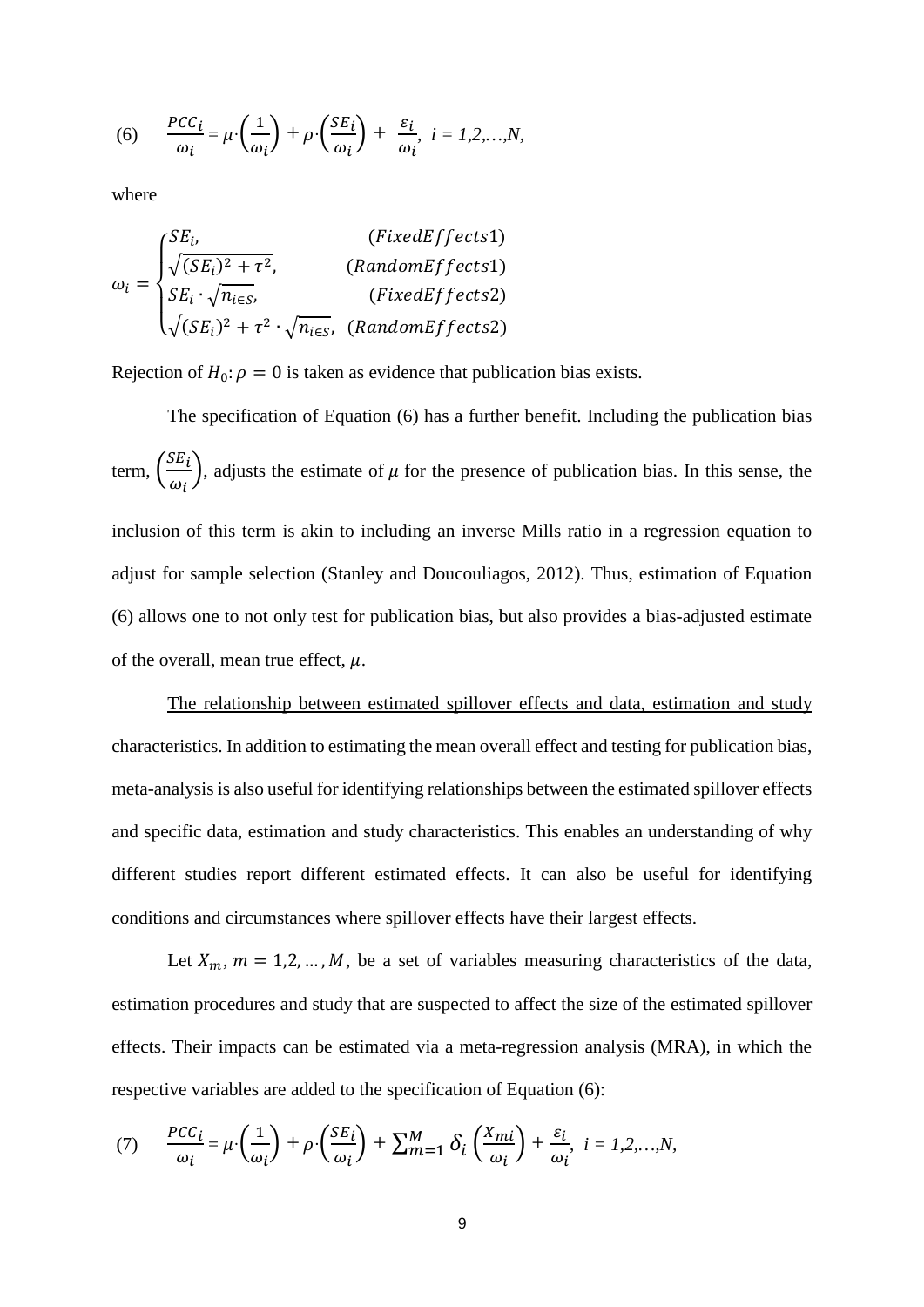$$(6) \quad \frac{PCC_i}{\omega_i} = \mu \cdot \left(\frac{1}{\omega_i}\right) + \rho \cdot \left(\frac{SE_i}{\omega_i}\right) + \frac{\varepsilon_i}{\omega_i}, \; i = 1,2,\ldots,N,$$

where

$$\omega_i = \begin{cases} SE_i, & (FixedEffects1) \\ \sqrt{(SE_i)^2 + \tau^2}, & (RandomEffects1) \\ SE_i \cdot \sqrt{n_{i \in S}}, & (FixedEffects2) \\ \sqrt{(SE_i)^2 + \tau^2} \cdot \sqrt{n_{i \in S}}, & (RandomEffects2) \end{cases}$$

Rejection of $H_0\colon \rho = 0$ is taken as evidence that publication bias exists.

The specification of Equation (6) has a further benefit. Including the publication bias term, $\left(\frac{SE_i}{\omega_i}\right)$, adjusts the estimate of $\mu$ for the presence of publication bias. In this sense, the inclusion of this term is akin to including an inverse Mills ratio in a regression equation to adjust for sample selection (Stanley and Doucouliagos, 2012). Thus, estimation of Equation (6) allows one to not only test for publication bias, but also provides a bias-adjusted estimate of the overall, mean true effect, $\mu$.

<u>The relationship between estimated spillover effects and data, estimation and study characteristics</u>. In addition to estimating the mean overall effect and testing for publication bias, meta-analysis is also useful for identifying relationships between the estimated spillover effects and specific data, estimation and study characteristics. This enables an understanding of why different studies report different estimated effects. It can also be useful for identifying conditions and circumstances where spillover effects have their largest effects.

Let $X_m$, $m = 1,2,\ldots,M$, be a set of variables measuring characteristics of the data, estimation procedures and study that are suspected to affect the size of the estimated spillover effects. Their impacts can be estimated via a meta-regression analysis (MRA), in which the respective variables are added to the specification of Equation (6):

$$(7) \quad \frac{PCC_i}{\omega_i} = \mu \cdot \left(\frac{1}{\omega_i}\right) + \rho \cdot \left(\frac{SE_i}{\omega_i}\right) + \sum_{m=1}^{M} \delta_i \left(\frac{X_{mi}}{\omega_i}\right) + \frac{\varepsilon_i}{\omega_i}, \; i = 1,2,\ldots,N,$$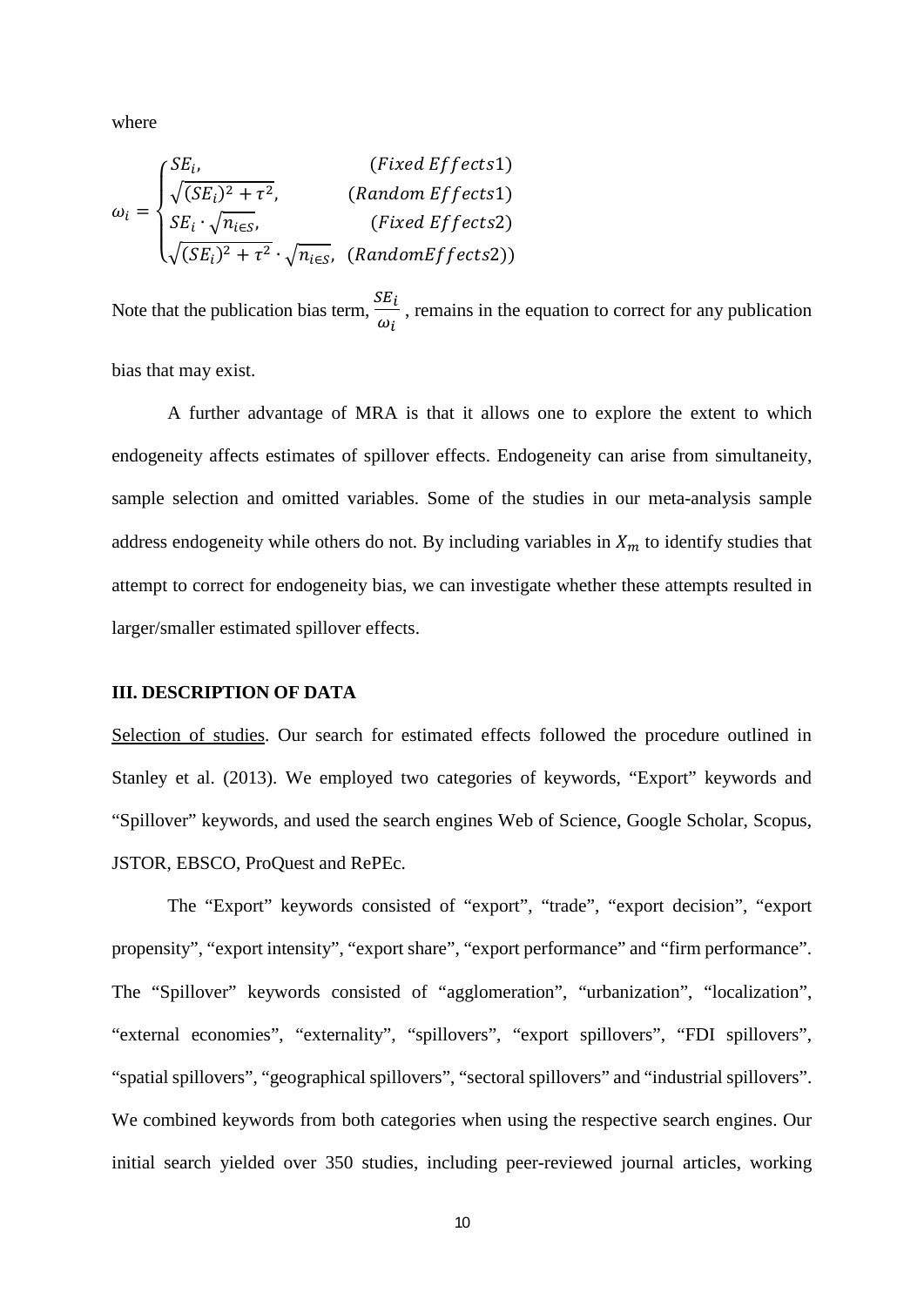where

$$
\omega_i = \begin{cases} SE_i, & (Fixed\ Effects1) \\ \sqrt{(SE_i)^2 + \tau^2}, & (Random\ Effects1) \\ SE_i \cdot \sqrt{n_{i \in S}}, & (Fixed\ Effects2) \\ \sqrt{(SE_i)^2 + \tau^2} \cdot \sqrt{n_{i \in S}}, & (RandomEffects2)) \end{cases}
$$

Note that the publication bias term, $\frac{SE_i}{\omega_i}$, remains in the equation to correct for any publication bias that may exist.

A further advantage of MRA is that it allows one to explore the extent to which endogeneity affects estimates of spillover effects. Endogeneity can arise from simultaneity, sample selection and omitted variables. Some of the studies in our meta-analysis sample address endogeneity while others do not. By including variables in $X_m$ to identify studies that attempt to correct for endogeneity bias, we can investigate whether these attempts resulted in larger/smaller estimated spillover effects.

### III. DESCRIPTION OF DATA

Selection of studies. Our search for estimated effects followed the procedure outlined in Stanley et al. (2013). We employed two categories of keywords, "Export" keywords and "Spillover" keywords, and used the search engines Web of Science, Google Scholar, Scopus, JSTOR, EBSCO, ProQuest and RePEc.

The "Export" keywords consisted of "export", "trade", "export decision", "export propensity", "export intensity", "export share", "export performance" and "firm performance". The "Spillover" keywords consisted of "agglomeration", "urbanization", "localization", "external economies", "externality", "spillovers", "export spillovers", "FDI spillovers", "spatial spillovers", "geographical spillovers", "sectoral spillovers" and "industrial spillovers". We combined keywords from both categories when using the respective search engines. Our initial search yielded over 350 studies, including peer-reviewed journal articles, working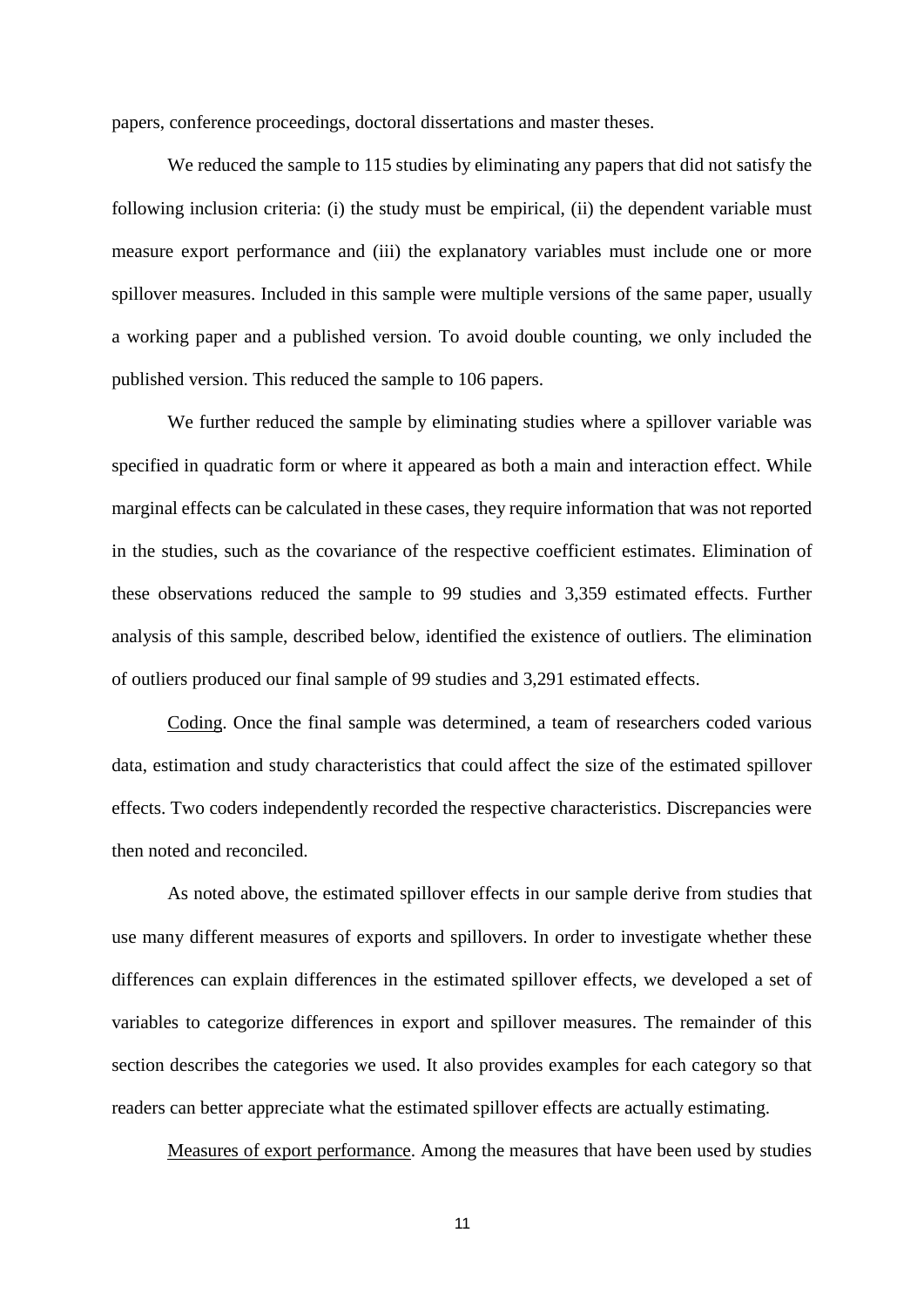papers, conference proceedings, doctoral dissertations and master theses.

We reduced the sample to 115 studies by eliminating any papers that did not satisfy the following inclusion criteria: (i) the study must be empirical, (ii) the dependent variable must measure export performance and (iii) the explanatory variables must include one or more spillover measures. Included in this sample were multiple versions of the same paper, usually a working paper and a published version. To avoid double counting, we only included the published version. This reduced the sample to 106 papers.

We further reduced the sample by eliminating studies where a spillover variable was specified in quadratic form or where it appeared as both a main and interaction effect. While marginal effects can be calculated in these cases, they require information that was not reported in the studies, such as the covariance of the respective coefficient estimates. Elimination of these observations reduced the sample to 99 studies and 3,359 estimated effects. Further analysis of this sample, described below, identified the existence of outliers. The elimination of outliers produced our final sample of 99 studies and 3,291 estimated effects.

<u>Coding</u>. Once the final sample was determined, a team of researchers coded various data, estimation and study characteristics that could affect the size of the estimated spillover effects. Two coders independently recorded the respective characteristics. Discrepancies were then noted and reconciled.

As noted above, the estimated spillover effects in our sample derive from studies that use many different measures of exports and spillovers. In order to investigate whether these differences can explain differences in the estimated spillover effects, we developed a set of variables to categorize differences in export and spillover measures. The remainder of this section describes the categories we used. It also provides examples for each category so that readers can better appreciate what the estimated spillover effects are actually estimating.

<u>Measures of export performance</u>. Among the measures that have been used by studies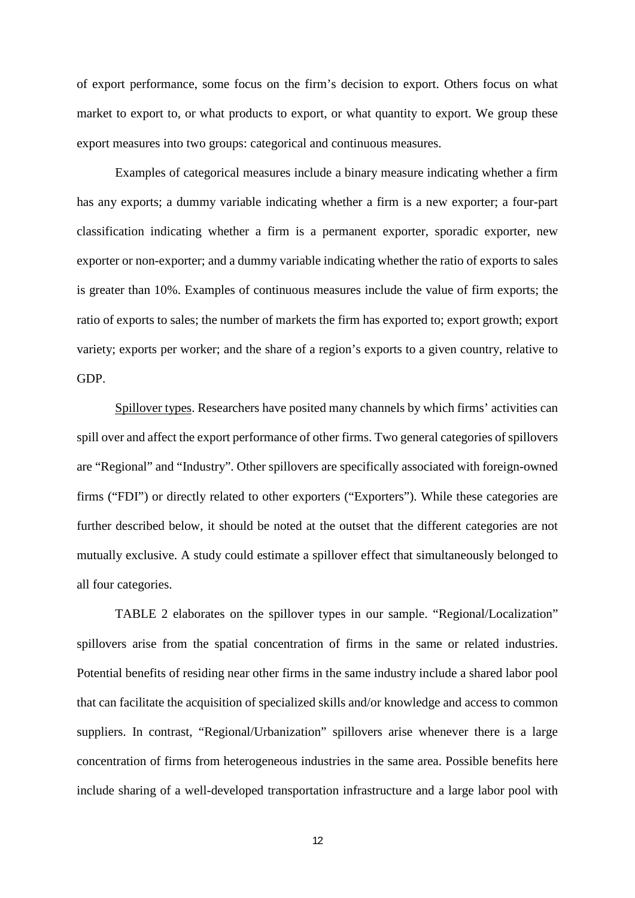of export performance, some focus on the firm's decision to export. Others focus on what market to export to, or what products to export, or what quantity to export. We group these export measures into two groups: categorical and continuous measures.

Examples of categorical measures include a binary measure indicating whether a firm has any exports; a dummy variable indicating whether a firm is a new exporter; a four-part classification indicating whether a firm is a permanent exporter, sporadic exporter, new exporter or non-exporter; and a dummy variable indicating whether the ratio of exports to sales is greater than 10%. Examples of continuous measures include the value of firm exports; the ratio of exports to sales; the number of markets the firm has exported to; export growth; export variety; exports per worker; and the share of a region's exports to a given country, relative to GDP.

<u>Spillover types</u>. Researchers have posited many channels by which firms' activities can spill over and affect the export performance of other firms. Two general categories of spillovers are "Regional" and "Industry". Other spillovers are specifically associated with foreign-owned firms ("FDI") or directly related to other exporters ("Exporters"). While these categories are further described below, it should be noted at the outset that the different categories are not mutually exclusive. A study could estimate a spillover effect that simultaneously belonged to all four categories.

TABLE 2 elaborates on the spillover types in our sample. "Regional/Localization" spillovers arise from the spatial concentration of firms in the same or related industries. Potential benefits of residing near other firms in the same industry include a shared labor pool that can facilitate the acquisition of specialized skills and/or knowledge and access to common suppliers. In contrast, "Regional/Urbanization" spillovers arise whenever there is a large concentration of firms from heterogeneous industries in the same area. Possible benefits here include sharing of a well-developed transportation infrastructure and a large labor pool with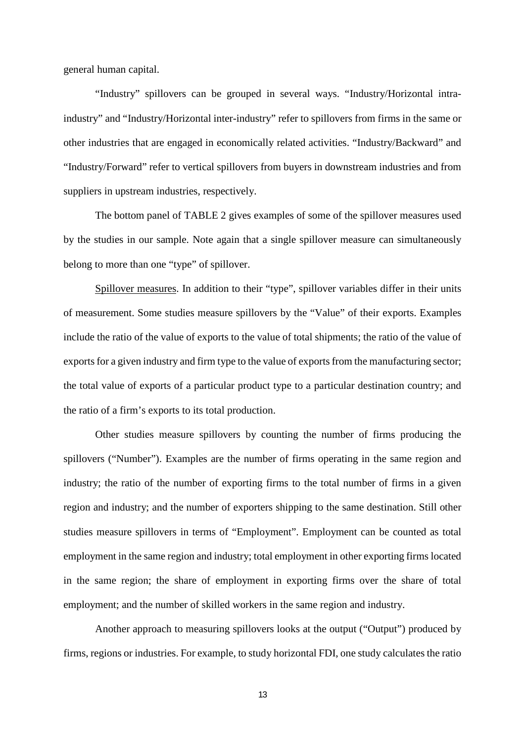general human capital.

"Industry" spillovers can be grouped in several ways. "Industry/Horizontal intra-industry" and "Industry/Horizontal inter-industry" refer to spillovers from firms in the same or other industries that are engaged in economically related activities. "Industry/Backward" and "Industry/Forward" refer to vertical spillovers from buyers in downstream industries and from suppliers in upstream industries, respectively.

The bottom panel of TABLE 2 gives examples of some of the spillover measures used by the studies in our sample. Note again that a single spillover measure can simultaneously belong to more than one "type" of spillover.

<u>Spillover measures</u>. In addition to their "type", spillover variables differ in their units of measurement. Some studies measure spillovers by the "Value" of their exports. Examples include the ratio of the value of exports to the value of total shipments; the ratio of the value of exports for a given industry and firm type to the value of exports from the manufacturing sector; the total value of exports of a particular product type to a particular destination country; and the ratio of a firm's exports to its total production.

Other studies measure spillovers by counting the number of firms producing the spillovers ("Number"). Examples are the number of firms operating in the same region and industry; the ratio of the number of exporting firms to the total number of firms in a given region and industry; and the number of exporters shipping to the same destination. Still other studies measure spillovers in terms of "Employment". Employment can be counted as total employment in the same region and industry; total employment in other exporting firms located in the same region; the share of employment in exporting firms over the share of total employment; and the number of skilled workers in the same region and industry.

Another approach to measuring spillovers looks at the output ("Output") produced by firms, regions or industries. For example, to study horizontal FDI, one study calculates the ratio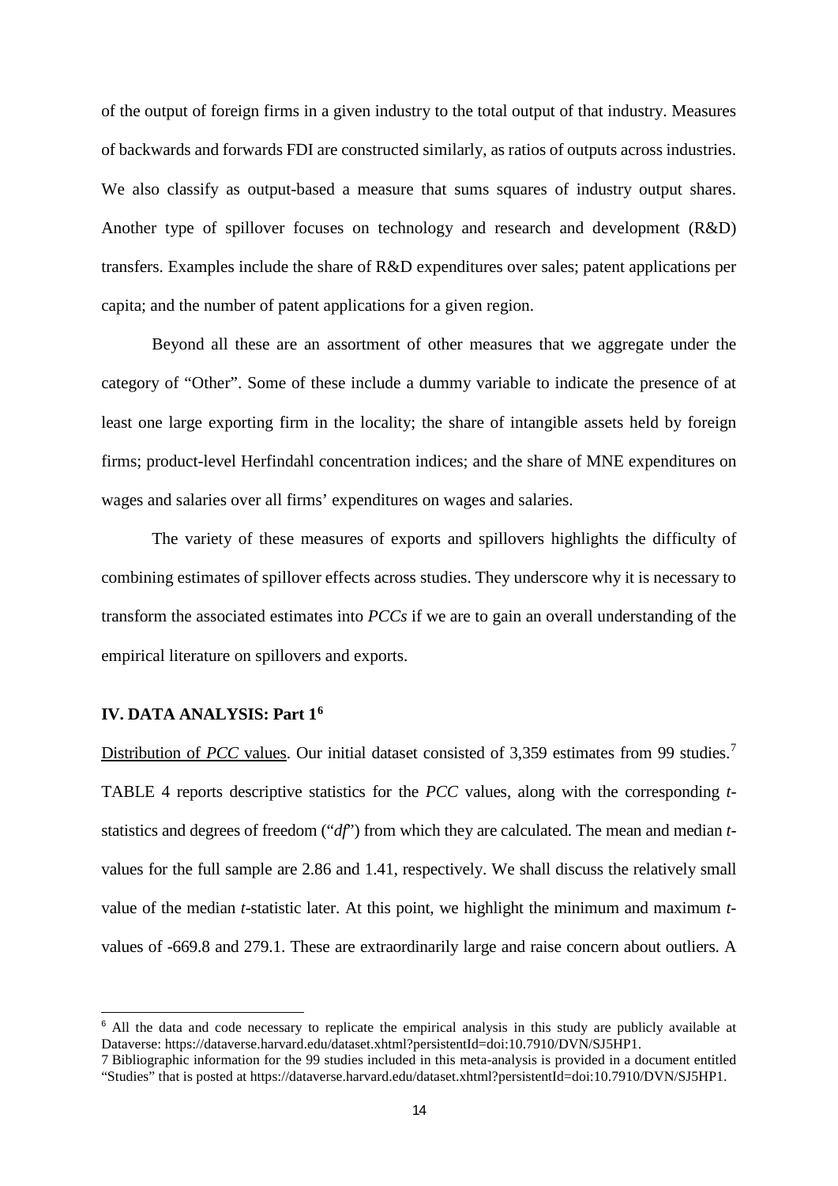of the output of foreign firms in a given industry to the total output of that industry. Measures of backwards and forwards FDI are constructed similarly, as ratios of outputs across industries. We also classify as output-based a measure that sums squares of industry output shares. Another type of spillover focuses on technology and research and development (R&D) transfers. Examples include the share of R&D expenditures over sales; patent applications per capita; and the number of patent applications for a given region.

Beyond all these are an assortment of other measures that we aggregate under the category of "Other". Some of these include a dummy variable to indicate the presence of at least one large exporting firm in the locality; the share of intangible assets held by foreign firms; product-level Herfindahl concentration indices; and the share of MNE expenditures on wages and salaries over all firms' expenditures on wages and salaries.

The variety of these measures of exports and spillovers highlights the difficulty of combining estimates of spillover effects across studies. They underscore why it is necessary to transform the associated estimates into *PCCs* if we are to gain an overall understanding of the empirical literature on spillovers and exports.

## IV. DATA ANALYSIS: Part 1[6]

Distribution of *PCC* values. Our initial dataset consisted of 3,359 estimates from 99 studies.[7] TABLE 4 reports descriptive statistics for the *PCC* values, along with the corresponding *t*-statistics and degrees of freedom ("*df*") from which they are calculated. The mean and median *t*-values for the full sample are 2.86 and 1.41, respectively. We shall discuss the relatively small value of the median *t*-statistic later. At this point, we highlight the minimum and maximum *t*-values of -669.8 and 279.1. These are extraordinarily large and raise concern about outliers. A

[6] All the data and code necessary to replicate the empirical analysis in this study are publicly available at Dataverse: https://dataverse.harvard.edu/dataset.xhtml?persistentId=doi:10.7910/DVN/SJ5HP1.

[7] Bibliographic information for the 99 studies included in this meta-analysis is provided in a document entitled "Studies" that is posted at https://dataverse.harvard.edu/dataset.xhtml?persistentId=doi:10.7910/DVN/SJ5HP1.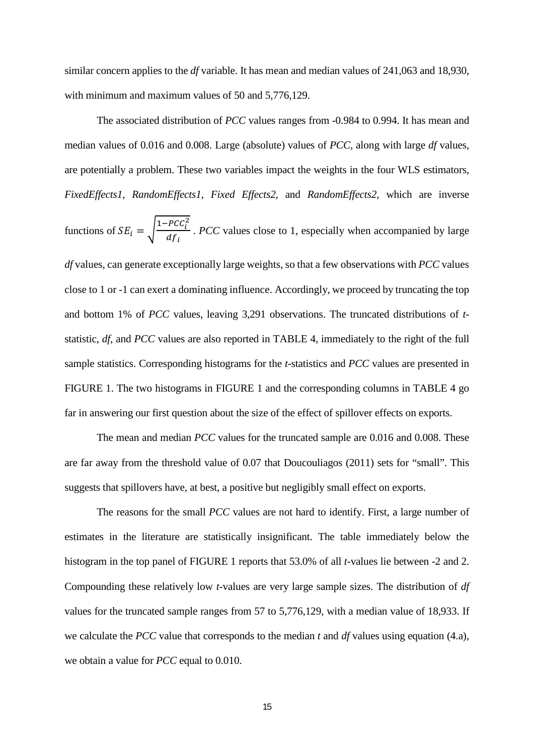similar concern applies to the *df* variable. It has mean and median values of 241,063 and 18,930, with minimum and maximum values of 50 and 5,776,129.

The associated distribution of *PCC* values ranges from -0.984 to 0.994. It has mean and median values of 0.016 and 0.008. Large (absolute) values of *PCC*, along with large *df* values, are potentially a problem. These two variables impact the weights in the four WLS estimators, *FixedEffects1*, *RandomEffects1*, *Fixed Effects2*, and *RandomEffects2*, which are inverse functions of $SE_i = \sqrt{\frac{1-PCC_i^2}{df_i}}$. *PCC* values close to 1, especially when accompanied by large *df* values, can generate exceptionally large weights, so that a few observations with *PCC* values close to 1 or -1 can exert a dominating influence. Accordingly, we proceed by truncating the top and bottom 1% of *PCC* values, leaving 3,291 observations. The truncated distributions of *t*-statistic, *df*, and *PCC* values are also reported in TABLE 4, immediately to the right of the full sample statistics. Corresponding histograms for the *t*-statistics and *PCC* values are presented in FIGURE 1. The two histograms in FIGURE 1 and the corresponding columns in TABLE 4 go far in answering our first question about the size of the effect of spillover effects on exports.

The mean and median *PCC* values for the truncated sample are 0.016 and 0.008. These are far away from the threshold value of 0.07 that Doucouliagos (2011) sets for "small". This suggests that spillovers have, at best, a positive but negligibly small effect on exports.

The reasons for the small *PCC* values are not hard to identify. First, a large number of estimates in the literature are statistically insignificant. The table immediately below the histogram in the top panel of FIGURE 1 reports that 53.0% of all *t*-values lie between -2 and 2. Compounding these relatively low *t*-values are very large sample sizes. The distribution of *df* values for the truncated sample ranges from 57 to 5,776,129, with a median value of 18,933. If we calculate the *PCC* value that corresponds to the median *t* and *df* values using equation (4.a), we obtain a value for *PCC* equal to 0.010.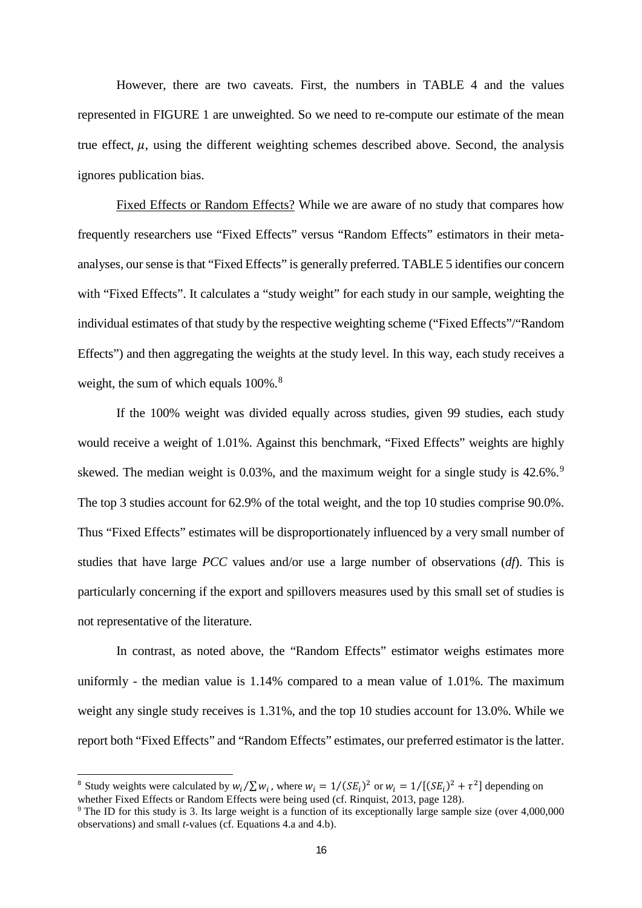However, there are two caveats. First, the numbers in TABLE 4 and the values represented in FIGURE 1 are unweighted. So we need to re-compute our estimate of the mean true effect, $\mu$, using the different weighting schemes described above. Second, the analysis ignores publication bias.

Fixed Effects or Random Effects? While we are aware of no study that compares how frequently researchers use "Fixed Effects" versus "Random Effects" estimators in their meta-analyses, our sense is that "Fixed Effects" is generally preferred. TABLE 5 identifies our concern with "Fixed Effects". It calculates a "study weight" for each study in our sample, weighting the individual estimates of that study by the respective weighting scheme ("Fixed Effects"/"Random Effects") and then aggregating the weights at the study level. In this way, each study receives a weight, the sum of which equals 100%.[8]

If the 100% weight was divided equally across studies, given 99 studies, each study would receive a weight of 1.01%. Against this benchmark, "Fixed Effects" weights are highly skewed. The median weight is 0.03%, and the maximum weight for a single study is 42.6%.[9] The top 3 studies account for 62.9% of the total weight, and the top 10 studies comprise 90.0%. Thus "Fixed Effects" estimates will be disproportionately influenced by a very small number of studies that have large *PCC* values and/or use a large number of observations (*df*). This is particularly concerning if the export and spillovers measures used by this small set of studies is not representative of the literature.

In contrast, as noted above, the "Random Effects" estimator weighs estimates more uniformly - the median value is 1.14% compared to a mean value of 1.01%. The maximum weight any single study receives is 1.31%, and the top 10 studies account for 13.0%. While we report both "Fixed Effects" and "Random Effects" estimates, our preferred estimator is the latter.

---

[8] Study weights were calculated by $w_i/\sum w_i$, where $w_i = 1/(SE_i)^2$ or $w_i = 1/[(SE_i)^2 + \tau^2]$ depending on whether Fixed Effects or Random Effects were being used (cf. Rinquist, 2013, page 128).

[9] The ID for this study is 3. Its large weight is a function of its exceptionally large sample size (over 4,000,000 observations) and small *t*-values (cf. Equations 4.a and 4.b).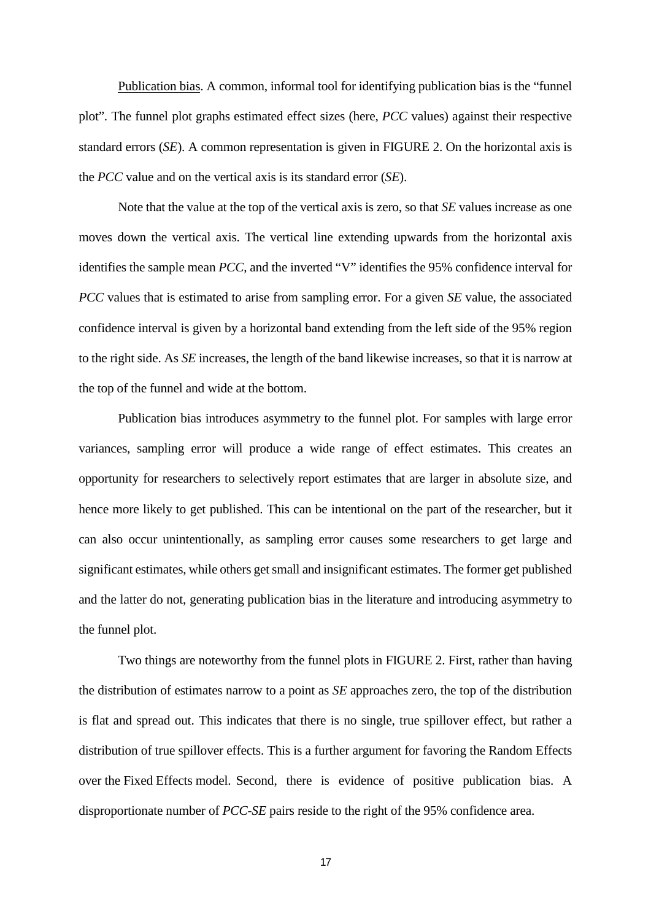Publication bias. A common, informal tool for identifying publication bias is the "funnel plot". The funnel plot graphs estimated effect sizes (here, *PCC* values) against their respective standard errors (*SE*). A common representation is given in FIGURE 2. On the horizontal axis is the *PCC* value and on the vertical axis is its standard error (*SE*).

Note that the value at the top of the vertical axis is zero, so that *SE* values increase as one moves down the vertical axis. The vertical line extending upwards from the horizontal axis identifies the sample mean *PCC*, and the inverted "V" identifies the 95% confidence interval for *PCC* values that is estimated to arise from sampling error. For a given *SE* value, the associated confidence interval is given by a horizontal band extending from the left side of the 95% region to the right side. As *SE* increases, the length of the band likewise increases, so that it is narrow at the top of the funnel and wide at the bottom.

Publication bias introduces asymmetry to the funnel plot. For samples with large error variances, sampling error will produce a wide range of effect estimates. This creates an opportunity for researchers to selectively report estimates that are larger in absolute size, and hence more likely to get published. This can be intentional on the part of the researcher, but it can also occur unintentionally, as sampling error causes some researchers to get large and significant estimates, while others get small and insignificant estimates. The former get published and the latter do not, generating publication bias in the literature and introducing asymmetry to the funnel plot.

Two things are noteworthy from the funnel plots in FIGURE 2. First, rather than having the distribution of estimates narrow to a point as *SE* approaches zero, the top of the distribution is flat and spread out. This indicates that there is no single, true spillover effect, but rather a distribution of true spillover effects. This is a further argument for favoring the Random Effects over the Fixed Effects model. Second, there is evidence of positive publication bias. A disproportionate number of *PCC*-*SE* pairs reside to the right of the 95% confidence area.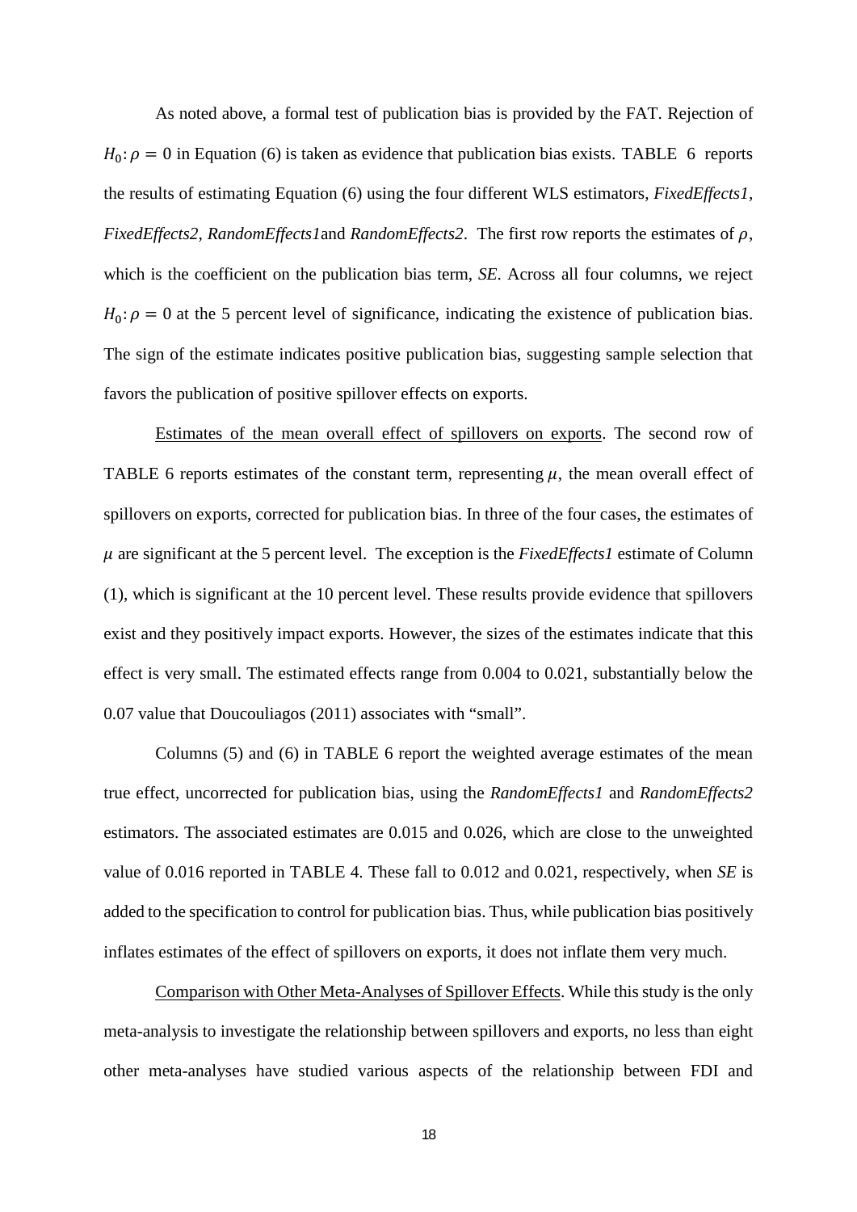As noted above, a formal test of publication bias is provided by the FAT. Rejection of $H_0: \rho = 0$ in Equation (6) is taken as evidence that publication bias exists. TABLE 6 reports the results of estimating Equation (6) using the four different WLS estimators, *FixedEffects1*, *FixedEffects2*, *RandomEffects1*and *RandomEffects2*. The first row reports the estimates of $\rho$, which is the coefficient on the publication bias term, *SE*. Across all four columns, we reject $H_0: \rho = 0$ at the 5 percent level of significance, indicating the existence of publication bias. The sign of the estimate indicates positive publication bias, suggesting sample selection that favors the publication of positive spillover effects on exports.

Estimates of the mean overall effect of spillovers on exports. The second row of TABLE 6 reports estimates of the constant term, representing $\mu$, the mean overall effect of spillovers on exports, corrected for publication bias. In three of the four cases, the estimates of $\mu$ are significant at the 5 percent level. The exception is the *FixedEffects1* estimate of Column (1), which is significant at the 10 percent level. These results provide evidence that spillovers exist and they positively impact exports. However, the sizes of the estimates indicate that this effect is very small. The estimated effects range from 0.004 to 0.021, substantially below the 0.07 value that Doucouliagos (2011) associates with "small".

Columns (5) and (6) in TABLE 6 report the weighted average estimates of the mean true effect, uncorrected for publication bias, using the *RandomEffects1* and *RandomEffects2* estimators. The associated estimates are 0.015 and 0.026, which are close to the unweighted value of 0.016 reported in TABLE 4. These fall to 0.012 and 0.021, respectively, when *SE* is added to the specification to control for publication bias. Thus, while publication bias positively inflates estimates of the effect of spillovers on exports, it does not inflate them very much.

Comparison with Other Meta-Analyses of Spillover Effects. While this study is the only meta-analysis to investigate the relationship between spillovers and exports, no less than eight other meta-analyses have studied various aspects of the relationship between FDI and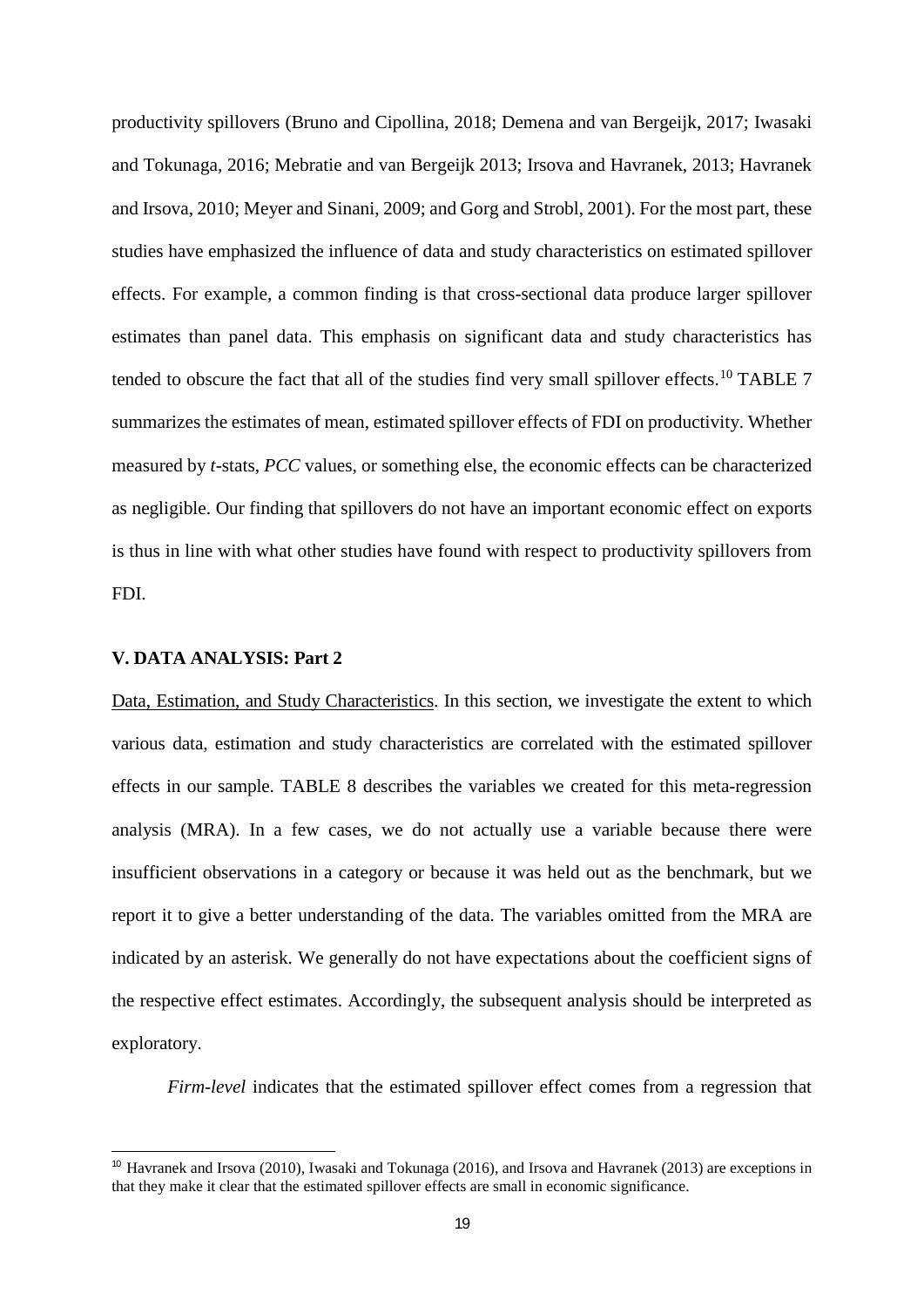productivity spillovers (Bruno and Cipollina, 2018; Demena and van Bergeijk, 2017; Iwasaki and Tokunaga, 2016; Mebratie and van Bergeijk 2013; Irsova and Havranek, 2013; Havranek and Irsova, 2010; Meyer and Sinani, 2009; and Gorg and Strobl, 2001). For the most part, these studies have emphasized the influence of data and study characteristics on estimated spillover effects. For example, a common finding is that cross-sectional data produce larger spillover estimates than panel data. This emphasis on significant data and study characteristics has tended to obscure the fact that all of the studies find very small spillover effects.[10] TABLE 7 summarizes the estimates of mean, estimated spillover effects of FDI on productivity. Whether measured by *t*-stats, *PCC* values, or something else, the economic effects can be characterized as negligible. Our finding that spillovers do not have an important economic effect on exports is thus in line with what other studies have found with respect to productivity spillovers from FDI.

## V. DATA ANALYSIS: Part 2

Data, Estimation, and Study Characteristics. In this section, we investigate the extent to which various data, estimation and study characteristics are correlated with the estimated spillover effects in our sample. TABLE 8 describes the variables we created for this meta-regression analysis (MRA). In a few cases, we do not actually use a variable because there were insufficient observations in a category or because it was held out as the benchmark, but we report it to give a better understanding of the data. The variables omitted from the MRA are indicated by an asterisk. We generally do not have expectations about the coefficient signs of the respective effect estimates. Accordingly, the subsequent analysis should be interpreted as exploratory.

*Firm-level* indicates that the estimated spillover effect comes from a regression that

[10] Havranek and Irsova (2010), Iwasaki and Tokunaga (2016), and Irsova and Havranek (2013) are exceptions in that they make it clear that the estimated spillover effects are small in economic significance.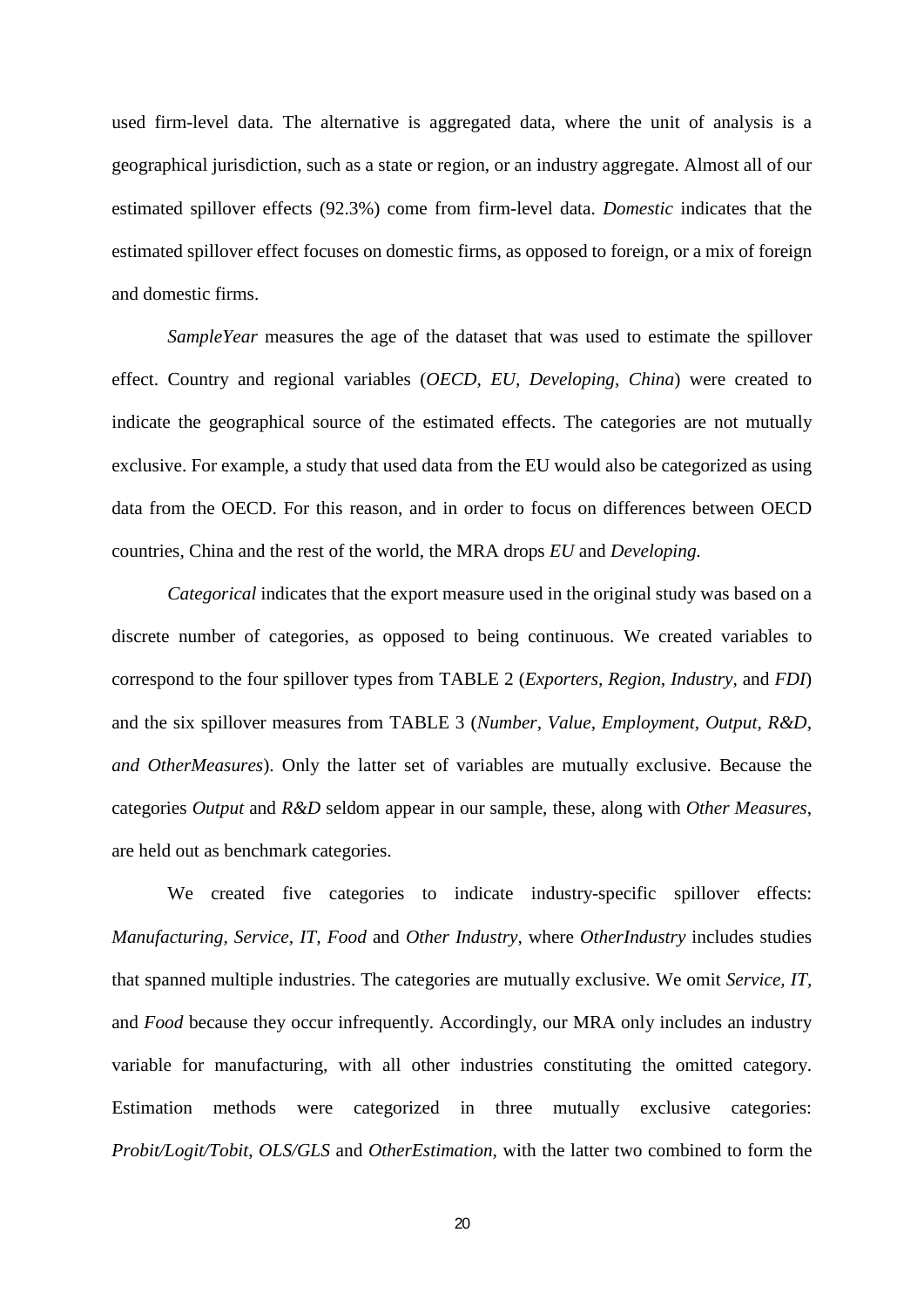used firm-level data. The alternative is aggregated data, where the unit of analysis is a geographical jurisdiction, such as a state or region, or an industry aggregate. Almost all of our estimated spillover effects (92.3%) come from firm-level data. *Domestic* indicates that the estimated spillover effect focuses on domestic firms, as opposed to foreign, or a mix of foreign and domestic firms.

*SampleYear* measures the age of the dataset that was used to estimate the spillover effect. Country and regional variables (*OECD, EU, Developing, China*) were created to indicate the geographical source of the estimated effects. The categories are not mutually exclusive. For example, a study that used data from the EU would also be categorized as using data from the OECD. For this reason, and in order to focus on differences between OECD countries, China and the rest of the world, the MRA drops *EU* and *Developing.*

*Categorical* indicates that the export measure used in the original study was based on a discrete number of categories, as opposed to being continuous. We created variables to correspond to the four spillover types from TABLE 2 (*Exporters, Region, Industry,* and *FDI*) and the six spillover measures from TABLE 3 (*Number, Value, Employment, Output, R&D, and OtherMeasures*). Only the latter set of variables are mutually exclusive. Because the categories *Output* and *R&D* seldom appear in our sample, these, along with *Other Measures*, are held out as benchmark categories.

We created five categories to indicate industry-specific spillover effects: *Manufacturing, Service, IT, Food* and *Other Industry*, where *OtherIndustry* includes studies that spanned multiple industries. The categories are mutually exclusive. We omit *Service, IT,* and *Food* because they occur infrequently. Accordingly, our MRA only includes an industry variable for manufacturing, with all other industries constituting the omitted category. Estimation methods were categorized in three mutually exclusive categories: *Probit/Logit/Tobit, OLS/GLS* and *OtherEstimation,* with the latter two combined to form the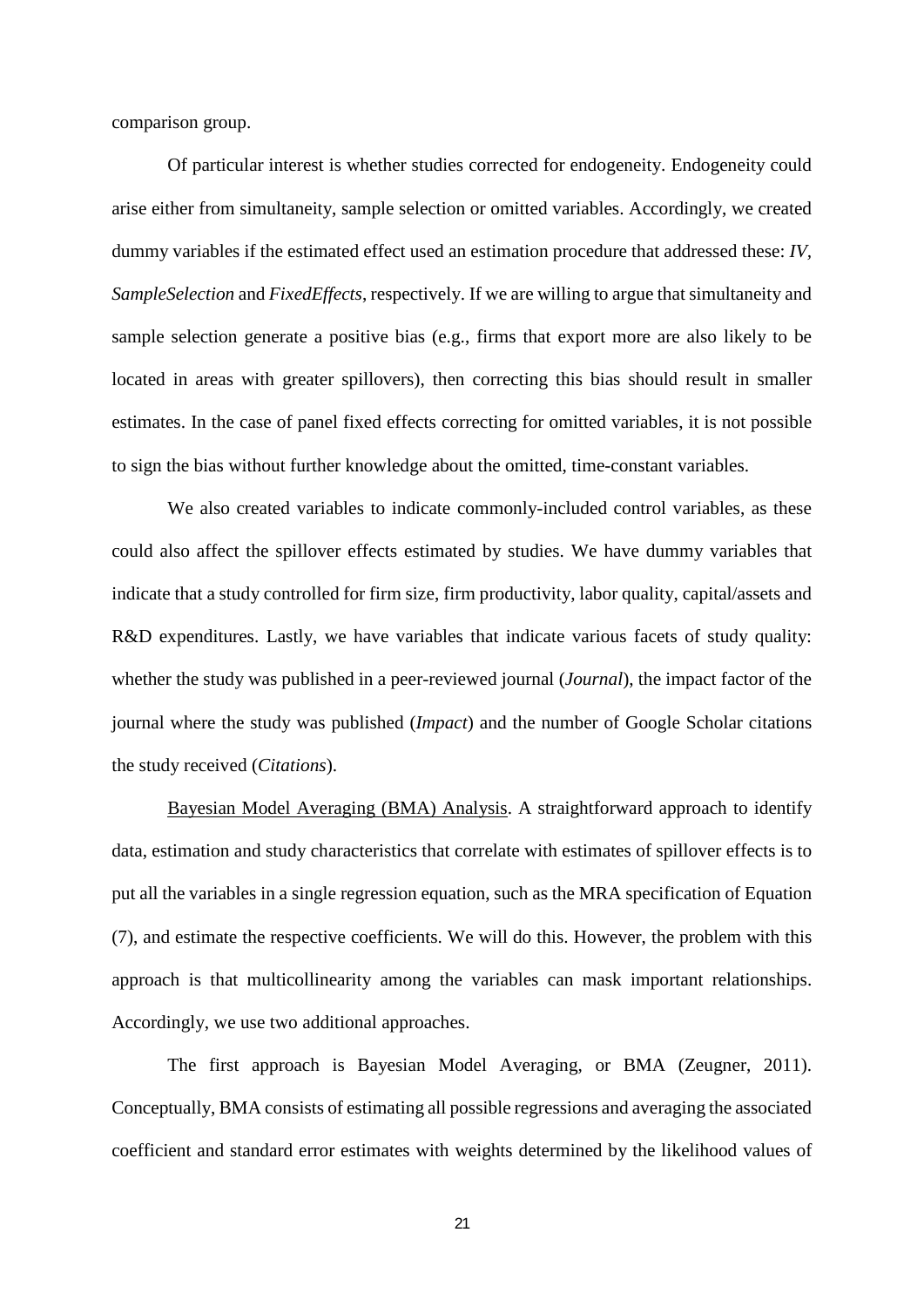comparison group.

Of particular interest is whether studies corrected for endogeneity. Endogeneity could arise either from simultaneity, sample selection or omitted variables. Accordingly, we created dummy variables if the estimated effect used an estimation procedure that addressed these: *IV*, *SampleSelection* and *FixedEffects*, respectively. If we are willing to argue that simultaneity and sample selection generate a positive bias (e.g., firms that export more are also likely to be located in areas with greater spillovers), then correcting this bias should result in smaller estimates. In the case of panel fixed effects correcting for omitted variables, it is not possible to sign the bias without further knowledge about the omitted, time-constant variables.

We also created variables to indicate commonly-included control variables, as these could also affect the spillover effects estimated by studies. We have dummy variables that indicate that a study controlled for firm size, firm productivity, labor quality, capital/assets and R&D expenditures. Lastly, we have variables that indicate various facets of study quality: whether the study was published in a peer-reviewed journal (*Journal*), the impact factor of the journal where the study was published (*Impact*) and the number of Google Scholar citations the study received (*Citations*).

Bayesian Model Averaging (BMA) Analysis. A straightforward approach to identify data, estimation and study characteristics that correlate with estimates of spillover effects is to put all the variables in a single regression equation, such as the MRA specification of Equation (7), and estimate the respective coefficients. We will do this. However, the problem with this approach is that multicollinearity among the variables can mask important relationships. Accordingly, we use two additional approaches.

The first approach is Bayesian Model Averaging, or BMA (Zeugner, 2011). Conceptually, BMA consists of estimating all possible regressions and averaging the associated coefficient and standard error estimates with weights determined by the likelihood values of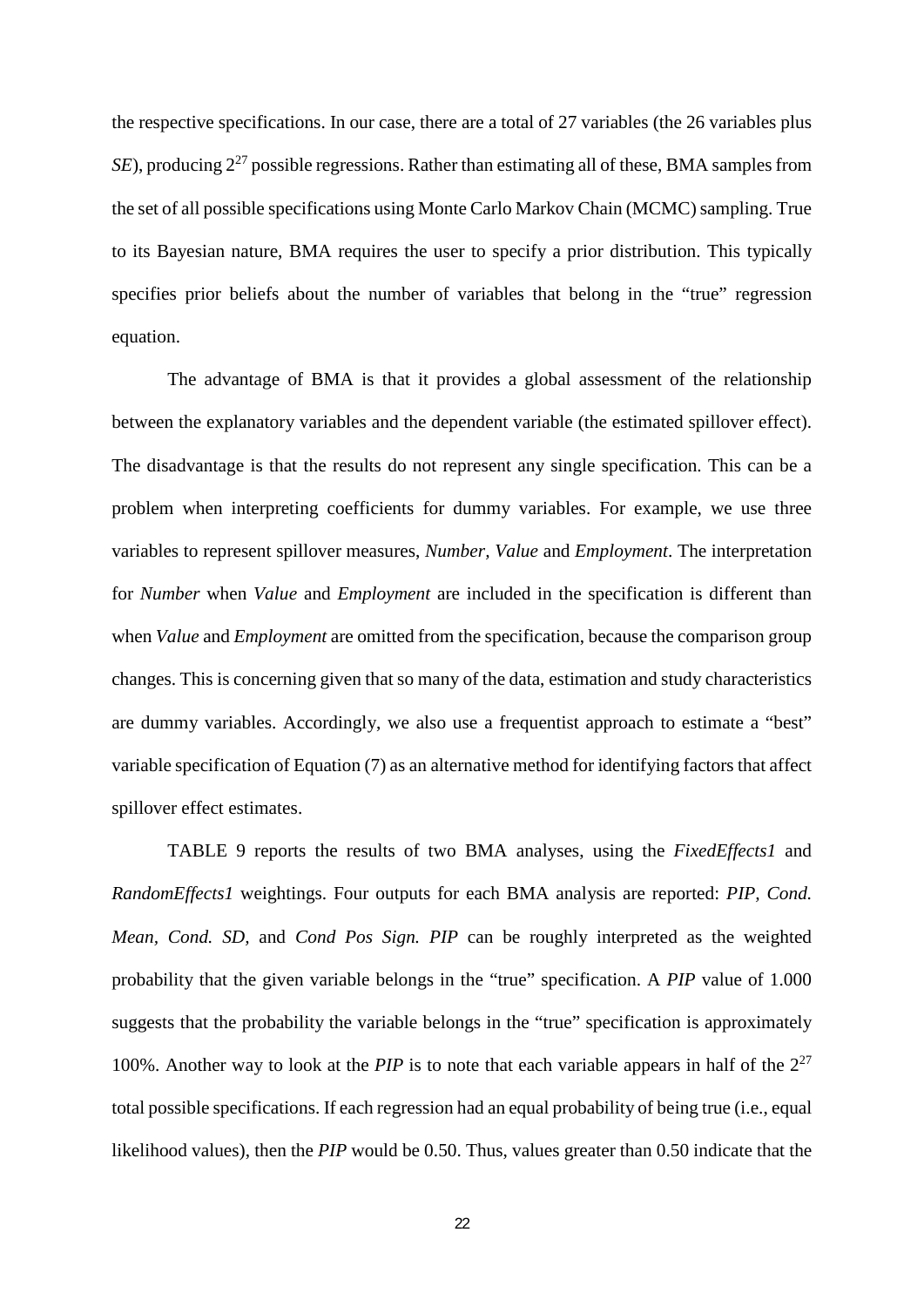the respective specifications. In our case, there are a total of 27 variables (the 26 variables plus *SE*), producing $2^{27}$ possible regressions. Rather than estimating all of these, BMA samples from the set of all possible specifications using Monte Carlo Markov Chain (MCMC) sampling. True to its Bayesian nature, BMA requires the user to specify a prior distribution. This typically specifies prior beliefs about the number of variables that belong in the "true" regression equation.

The advantage of BMA is that it provides a global assessment of the relationship between the explanatory variables and the dependent variable (the estimated spillover effect). The disadvantage is that the results do not represent any single specification. This can be a problem when interpreting coefficients for dummy variables. For example, we use three variables to represent spillover measures, *Number, Value* and *Employment*. The interpretation for *Number* when *Value* and *Employment* are included in the specification is different than when *Value* and *Employment* are omitted from the specification, because the comparison group changes. This is concerning given that so many of the data, estimation and study characteristics are dummy variables. Accordingly, we also use a frequentist approach to estimate a "best" variable specification of Equation (7) as an alternative method for identifying factors that affect spillover effect estimates.

TABLE 9 reports the results of two BMA analyses, using the *FixedEffects1* and *RandomEffects1* weightings. Four outputs for each BMA analysis are reported: *PIP, Cond. Mean, Cond. SD,* and *Cond Pos Sign. PIP* can be roughly interpreted as the weighted probability that the given variable belongs in the "true" specification. A *PIP* value of 1.000 suggests that the probability the variable belongs in the "true" specification is approximately 100%. Another way to look at the *PIP* is to note that each variable appears in half of the $2^{27}$ total possible specifications. If each regression had an equal probability of being true (i.e., equal likelihood values), then the *PIP* would be 0.50. Thus, values greater than 0.50 indicate that the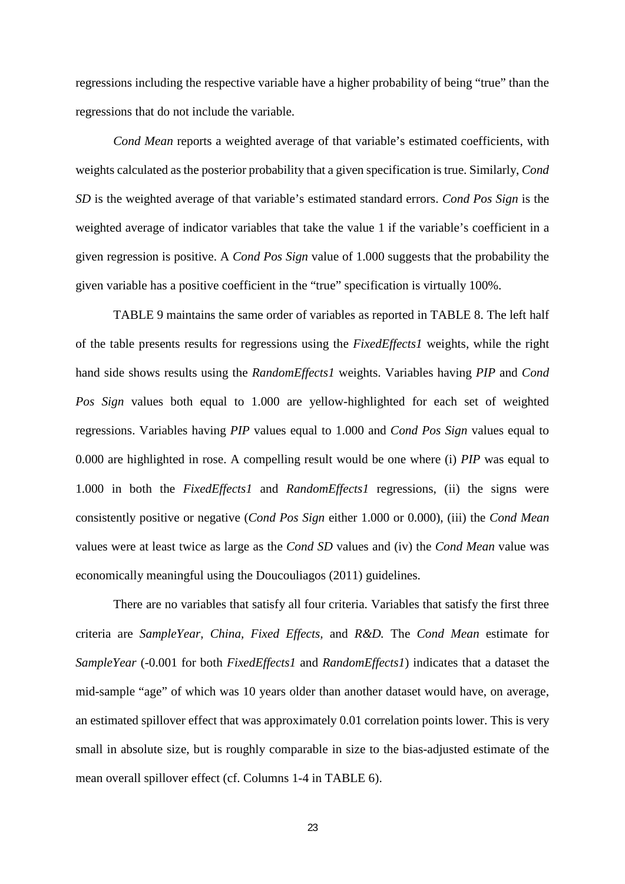regressions including the respective variable have a higher probability of being “true” than the regressions that do not include the variable.

*Cond Mean* reports a weighted average of that variable’s estimated coefficients, with weights calculated as the posterior probability that a given specification is true. Similarly, *Cond SD* is the weighted average of that variable’s estimated standard errors. *Cond Pos Sign* is the weighted average of indicator variables that take the value 1 if the variable’s coefficient in a given regression is positive. A *Cond Pos Sign* value of 1.000 suggests that the probability the given variable has a positive coefficient in the “true” specification is virtually 100%.

TABLE 9 maintains the same order of variables as reported in TABLE 8. The left half of the table presents results for regressions using the *FixedEffects1* weights, while the right hand side shows results using the *RandomEffects1* weights. Variables having *PIP* and *Cond Pos Sign* values both equal to 1.000 are yellow-highlighted for each set of weighted regressions. Variables having *PIP* values equal to 1.000 and *Cond Pos Sign* values equal to 0.000 are highlighted in rose. A compelling result would be one where (i) *PIP* was equal to 1.000 in both the *FixedEffects1* and *RandomEffects1* regressions, (ii) the signs were consistently positive or negative (*Cond Pos Sign* either 1.000 or 0.000), (iii) the *Cond Mean* values were at least twice as large as the *Cond SD* values and (iv) the *Cond Mean* value was economically meaningful using the Doucouliagos (2011) guidelines.

There are no variables that satisfy all four criteria. Variables that satisfy the first three criteria are *SampleYear, China, Fixed Effects,* and *R&D.* The *Cond Mean* estimate for *SampleYear* (-0.001 for both *FixedEffects1* and *RandomEffects1*) indicates that a dataset the mid-sample “age” of which was 10 years older than another dataset would have, on average, an estimated spillover effect that was approximately 0.01 correlation points lower. This is very small in absolute size, but is roughly comparable in size to the bias-adjusted estimate of the mean overall spillover effect (cf. Columns 1-4 in TABLE 6).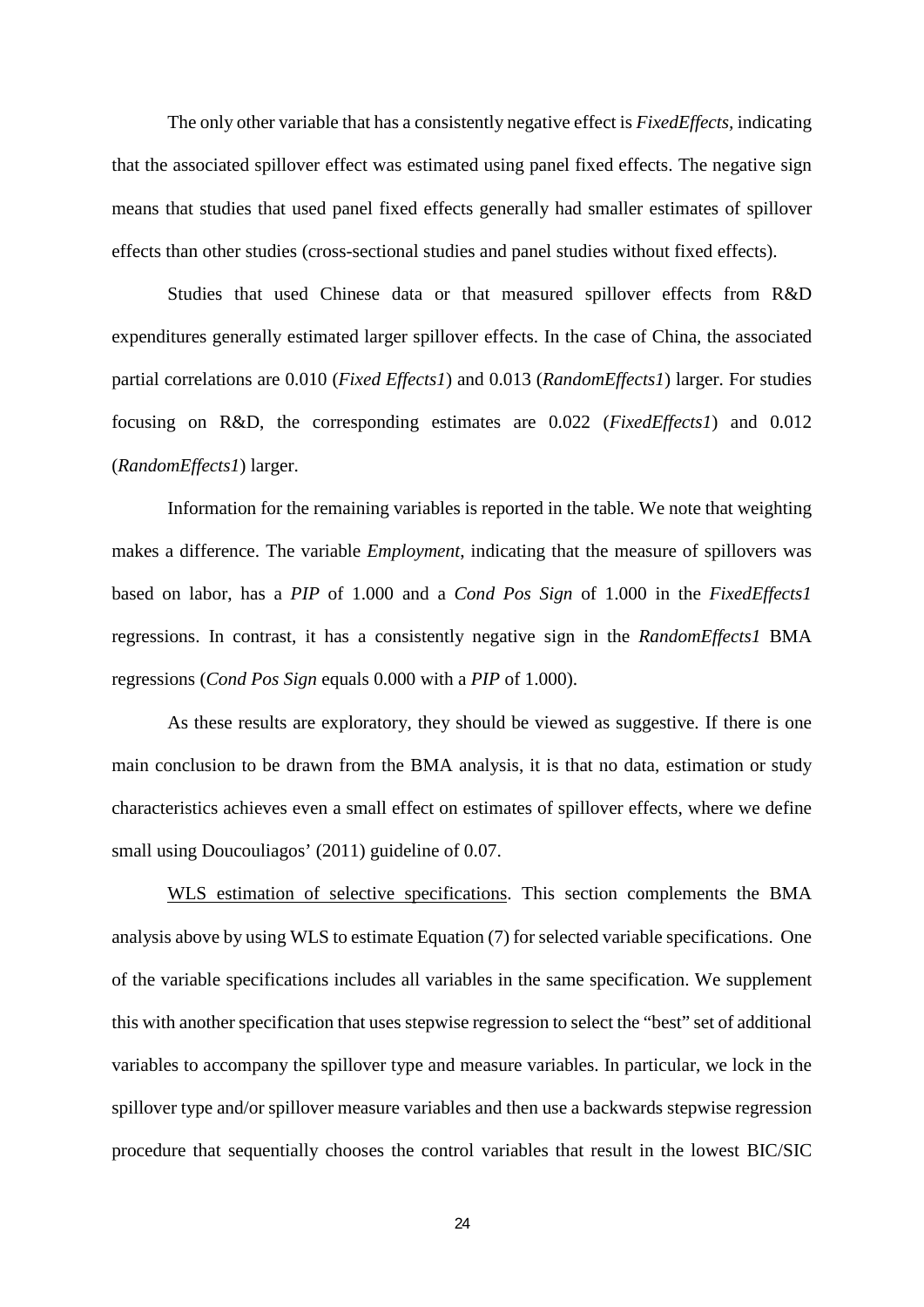The only other variable that has a consistently negative effect is *FixedEffects*, indicating that the associated spillover effect was estimated using panel fixed effects. The negative sign means that studies that used panel fixed effects generally had smaller estimates of spillover effects than other studies (cross-sectional studies and panel studies without fixed effects).

Studies that used Chinese data or that measured spillover effects from R&D expenditures generally estimated larger spillover effects. In the case of China, the associated partial correlations are 0.010 (*Fixed Effects1*) and 0.013 (*RandomEffects1*) larger. For studies focusing on R&D, the corresponding estimates are 0.022 (*FixedEffects1*) and 0.012 (*RandomEffects1*) larger.

Information for the remaining variables is reported in the table. We note that weighting makes a difference. The variable *Employment*, indicating that the measure of spillovers was based on labor, has a *PIP* of 1.000 and a *Cond Pos Sign* of 1.000 in the *FixedEffects1* regressions. In contrast, it has a consistently negative sign in the *RandomEffects1* BMA regressions (*Cond Pos Sign* equals 0.000 with a *PIP* of 1.000).

As these results are exploratory, they should be viewed as suggestive. If there is one main conclusion to be drawn from the BMA analysis, it is that no data, estimation or study characteristics achieves even a small effect on estimates of spillover effects, where we define small using Doucouliagos' (2011) guideline of 0.07.

WLS estimation of selective specifications. This section complements the BMA analysis above by using WLS to estimate Equation (7) for selected variable specifications. One of the variable specifications includes all variables in the same specification. We supplement this with another specification that uses stepwise regression to select the "best" set of additional variables to accompany the spillover type and measure variables. In particular, we lock in the spillover type and/or spillover measure variables and then use a backwards stepwise regression procedure that sequentially chooses the control variables that result in the lowest BIC/SIC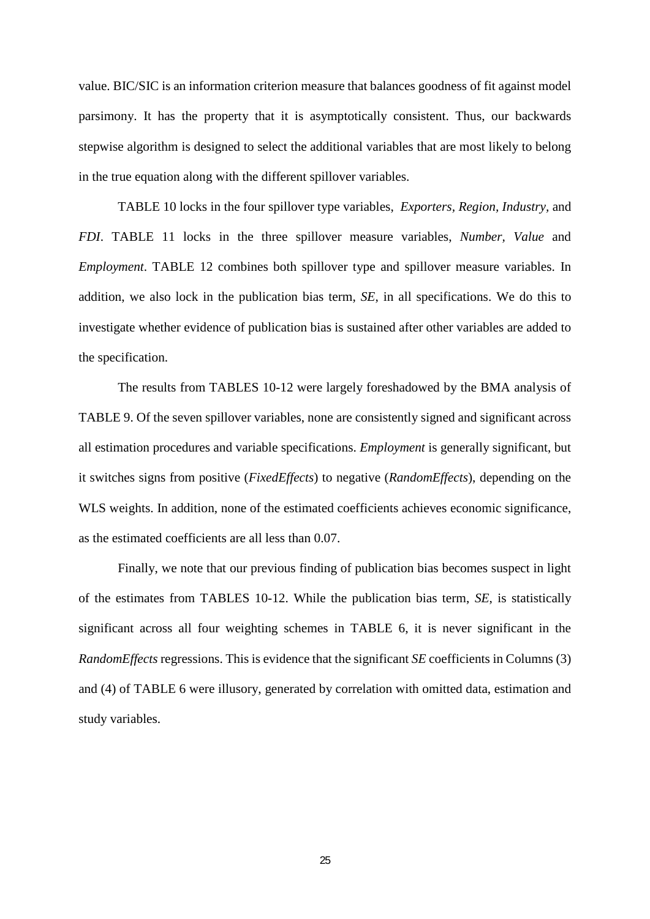value. BIC/SIC is an information criterion measure that balances goodness of fit against model parsimony. It has the property that it is asymptotically consistent. Thus, our backwards stepwise algorithm is designed to select the additional variables that are most likely to belong in the true equation along with the different spillover variables.

TABLE 10 locks in the four spillover type variables, *Exporters*, *Region*, *Industry*, and *FDI*. TABLE 11 locks in the three spillover measure variables, *Number*, *Value* and *Employment*. TABLE 12 combines both spillover type and spillover measure variables. In addition, we also lock in the publication bias term, *SE*, in all specifications. We do this to investigate whether evidence of publication bias is sustained after other variables are added to the specification.

The results from TABLES 10-12 were largely foreshadowed by the BMA analysis of TABLE 9. Of the seven spillover variables, none are consistently signed and significant across all estimation procedures and variable specifications. *Employment* is generally significant, but it switches signs from positive (*FixedEffects*) to negative (*RandomEffects*), depending on the WLS weights. In addition, none of the estimated coefficients achieves economic significance, as the estimated coefficients are all less than 0.07.

Finally, we note that our previous finding of publication bias becomes suspect in light of the estimates from TABLES 10-12. While the publication bias term, *SE*, is statistically significant across all four weighting schemes in TABLE 6, it is never significant in the *RandomEffects* regressions. This is evidence that the significant *SE* coefficients in Columns (3) and (4) of TABLE 6 were illusory, generated by correlation with omitted data, estimation and study variables.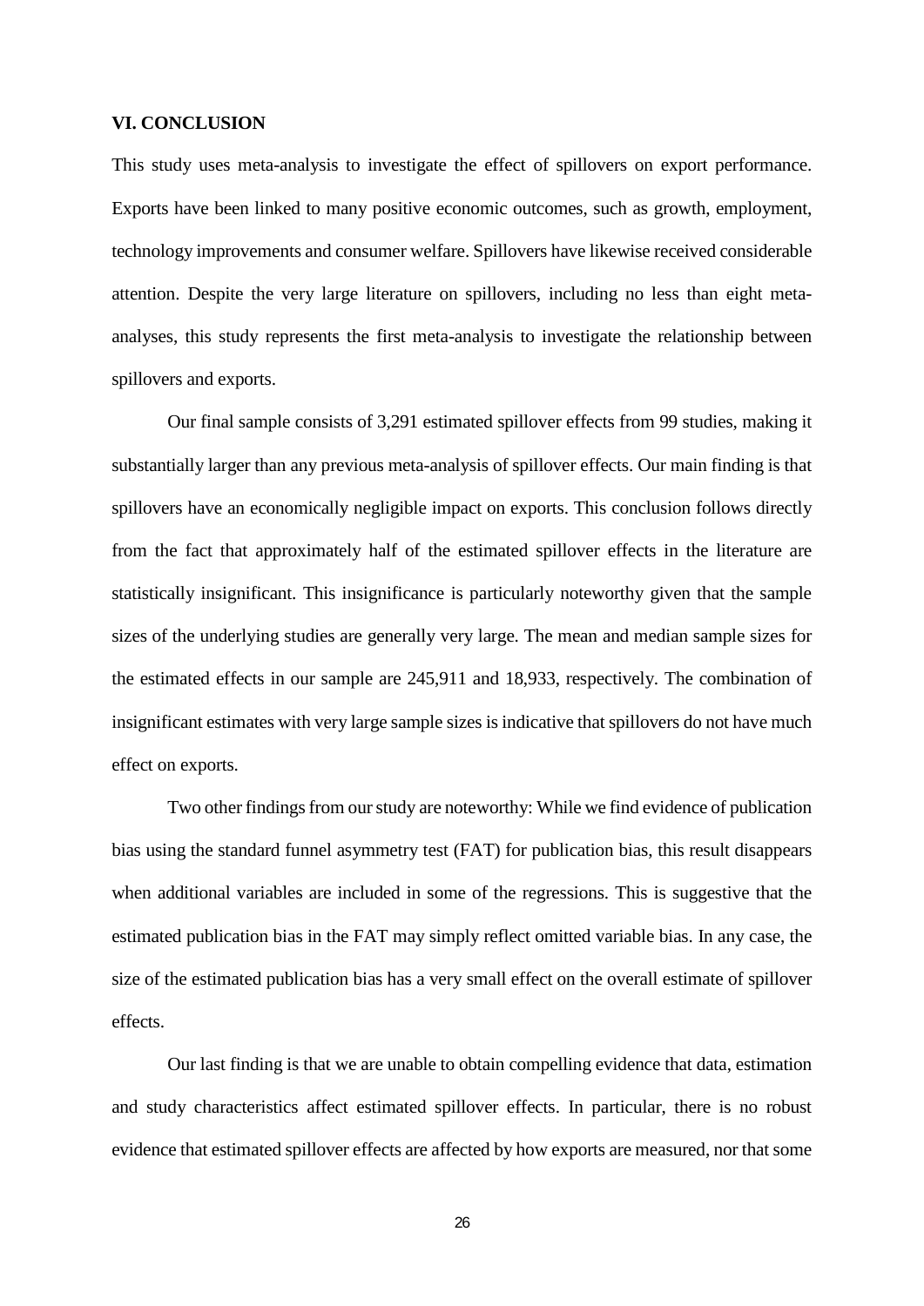## VI. CONCLUSION

This study uses meta-analysis to investigate the effect of spillovers on export performance. Exports have been linked to many positive economic outcomes, such as growth, employment, technology improvements and consumer welfare. Spillovers have likewise received considerable attention. Despite the very large literature on spillovers, including no less than eight meta-analyses, this study represents the first meta-analysis to investigate the relationship between spillovers and exports.

Our final sample consists of 3,291 estimated spillover effects from 99 studies, making it substantially larger than any previous meta-analysis of spillover effects. Our main finding is that spillovers have an economically negligible impact on exports. This conclusion follows directly from the fact that approximately half of the estimated spillover effects in the literature are statistically insignificant. This insignificance is particularly noteworthy given that the sample sizes of the underlying studies are generally very large. The mean and median sample sizes for the estimated effects in our sample are 245,911 and 18,933, respectively. The combination of insignificant estimates with very large sample sizes is indicative that spillovers do not have much effect on exports.

Two other findings from our study are noteworthy: While we find evidence of publication bias using the standard funnel asymmetry test (FAT) for publication bias, this result disappears when additional variables are included in some of the regressions. This is suggestive that the estimated publication bias in the FAT may simply reflect omitted variable bias. In any case, the size of the estimated publication bias has a very small effect on the overall estimate of spillover effects.

Our last finding is that we are unable to obtain compelling evidence that data, estimation and study characteristics affect estimated spillover effects. In particular, there is no robust evidence that estimated spillover effects are affected by how exports are measured, nor that some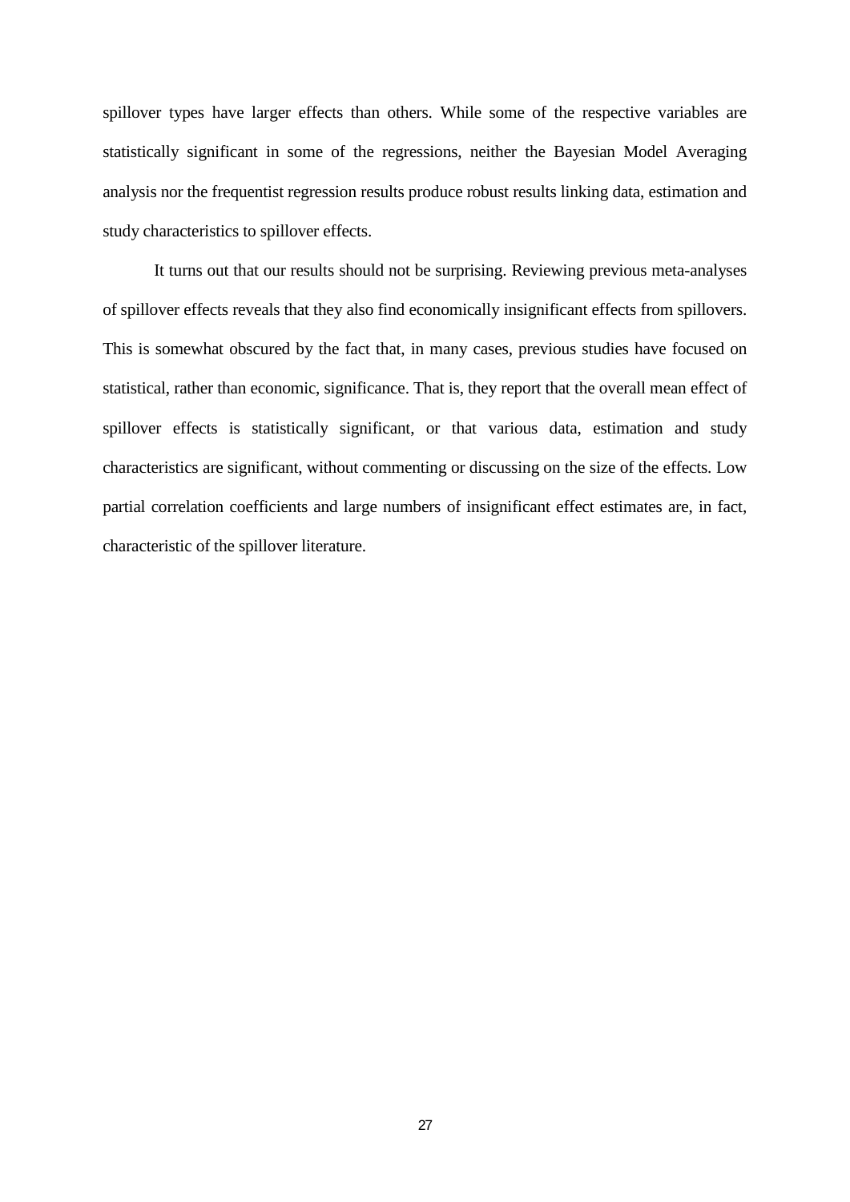spillover types have larger effects than others. While some of the respective variables are statistically significant in some of the regressions, neither the Bayesian Model Averaging analysis nor the frequentist regression results produce robust results linking data, estimation and study characteristics to spillover effects.

It turns out that our results should not be surprising. Reviewing previous meta-analyses of spillover effects reveals that they also find economically insignificant effects from spillovers. This is somewhat obscured by the fact that, in many cases, previous studies have focused on statistical, rather than economic, significance. That is, they report that the overall mean effect of spillover effects is statistically significant, or that various data, estimation and study characteristics are significant, without commenting or discussing on the size of the effects. Low partial correlation coefficients and large numbers of insignificant effect estimates are, in fact, characteristic of the spillover literature.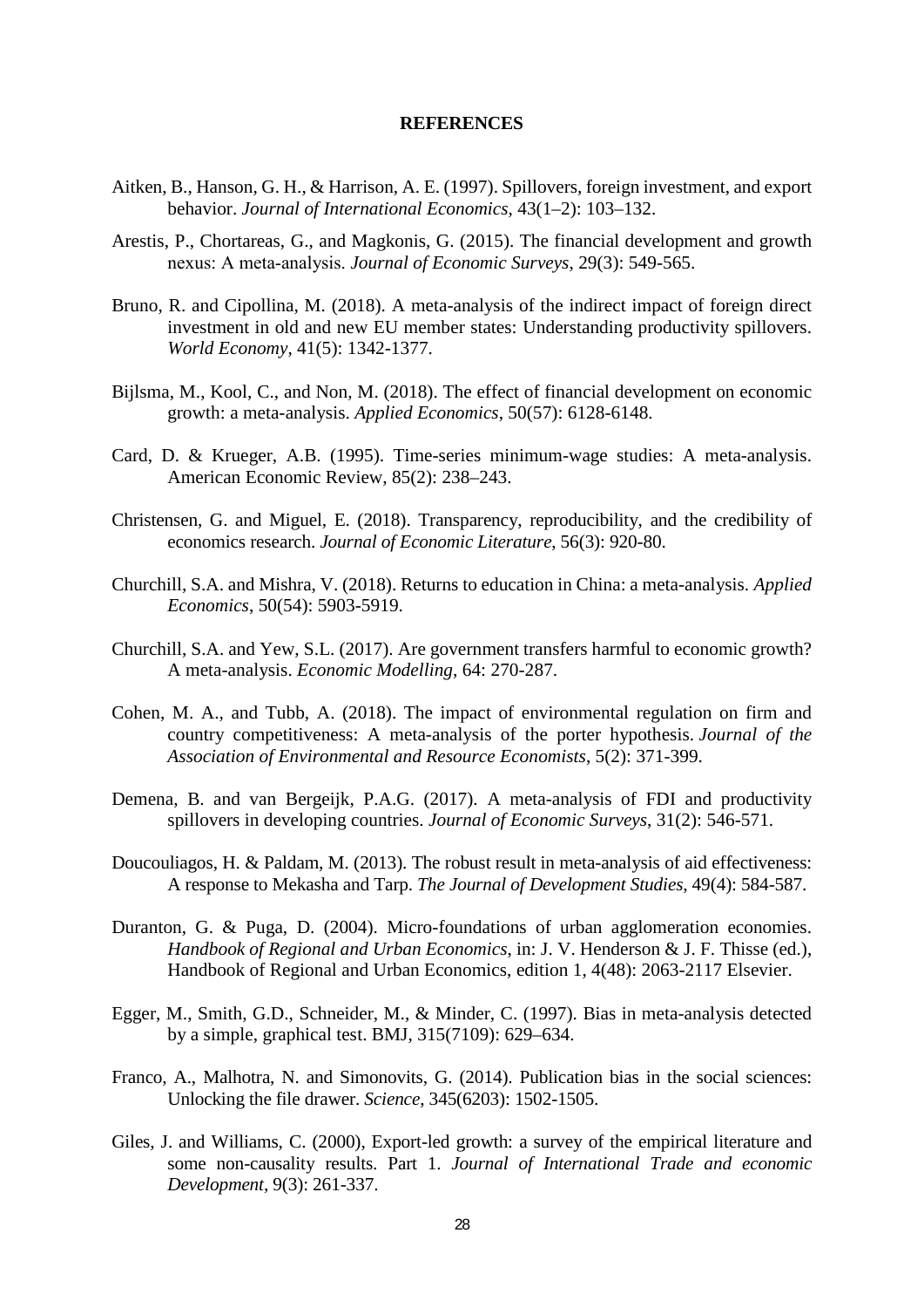**REFERENCES**

Aitken, B., Hanson, G. H., & Harrison, A. E. (1997). Spillovers, foreign investment, and export behavior. *Journal of International Economics*, 43(1–2): 103–132.

Arestis, P., Chortareas, G., and Magkonis, G. (2015). The financial development and growth nexus: A meta-analysis. *Journal of Economic Surveys*, 29(3): 549-565.

Bruno, R. and Cipollina, M. (2018). A meta-analysis of the indirect impact of foreign direct investment in old and new EU member states: Understanding productivity spillovers. *World Economy*, 41(5): 1342-1377.

Bijlsma, M., Kool, C., and Non, M. (2018). The effect of financial development on economic growth: a meta-analysis. *Applied Economics*, 50(57): 6128-6148.

Card, D. & Krueger, A.B. (1995). Time-series minimum-wage studies: A meta-analysis. American Economic Review, 85(2): 238–243.

Christensen, G. and Miguel, E. (2018). Transparency, reproducibility, and the credibility of economics research. *Journal of Economic Literature*, 56(3): 920-80.

Churchill, S.A. and Mishra, V. (2018). Returns to education in China: a meta-analysis. *Applied Economics*, 50(54): 5903-5919.

Churchill, S.A. and Yew, S.L. (2017). Are government transfers harmful to economic growth? A meta-analysis. *Economic Modelling*, 64: 270-287.

Cohen, M. A., and Tubb, A. (2018). The impact of environmental regulation on firm and country competitiveness: A meta-analysis of the porter hypothesis. *Journal of the Association of Environmental and Resource Economists*, 5(2): 371-399.

Demena, B. and van Bergeijk, P.A.G. (2017). A meta-analysis of FDI and productivity spillovers in developing countries. *Journal of Economic Surveys*, 31(2): 546-571.

Doucouliagos, H. & Paldam, M. (2013). The robust result in meta-analysis of aid effectiveness: A response to Mekasha and Tarp. *The Journal of Development Studies*, 49(4): 584-587.

Duranton, G. & Puga, D. (2004). Micro-foundations of urban agglomeration economies. *Handbook of Regional and Urban Economics*, in: J. V. Henderson & J. F. Thisse (ed.), Handbook of Regional and Urban Economics, edition 1, 4(48): 2063-2117 Elsevier.

Egger, M., Smith, G.D., Schneider, M., & Minder, C. (1997). Bias in meta-analysis detected by a simple, graphical test. BMJ, 315(7109): 629–634.

Franco, A., Malhotra, N. and Simonovits, G. (2014). Publication bias in the social sciences: Unlocking the file drawer. *Science*, 345(6203): 1502-1505.

Giles, J. and Williams, C. (2000), Export-led growth: a survey of the empirical literature and some non-causality results. Part 1. *Journal of International Trade and economic Development*, 9(3): 261-337.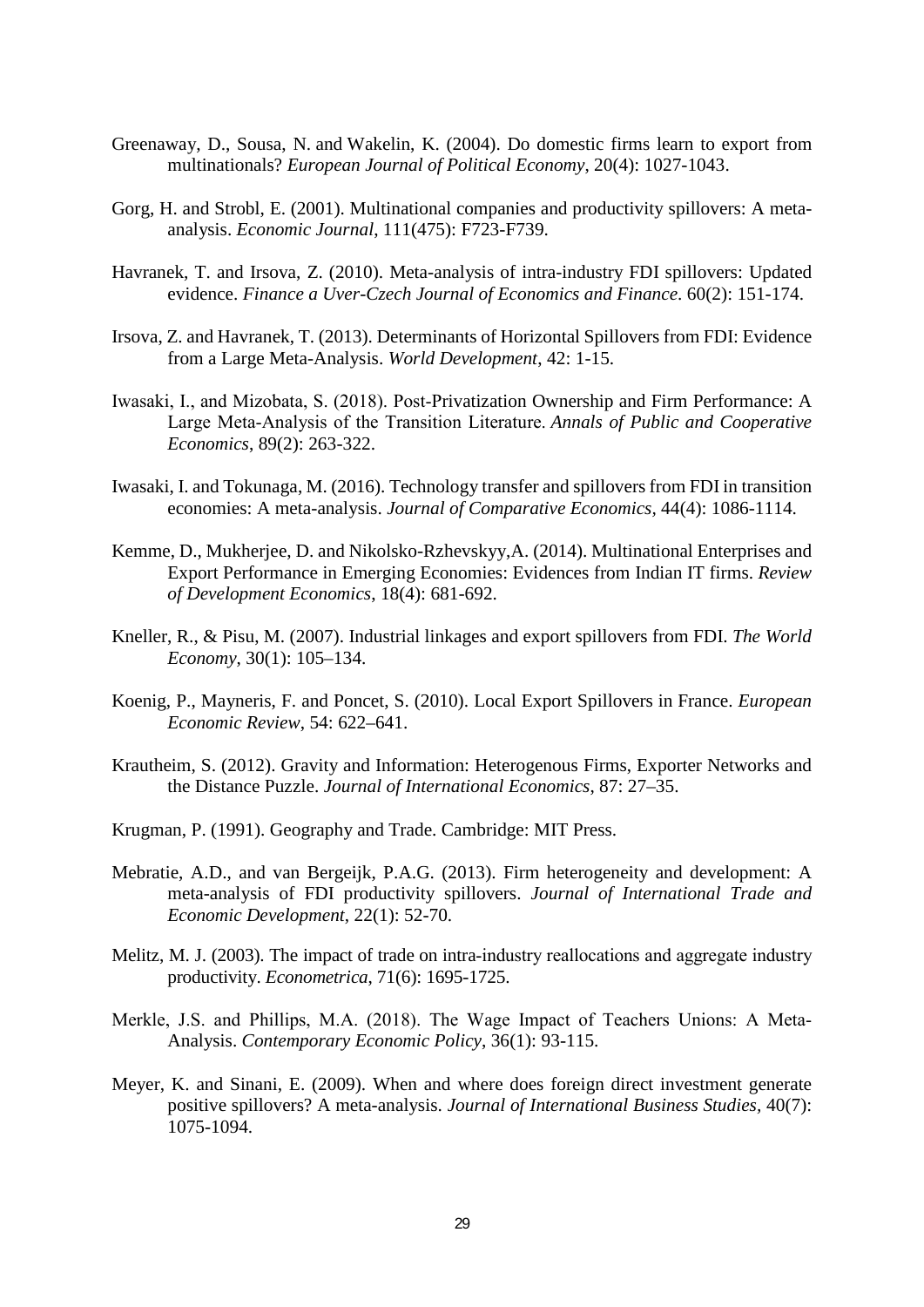Greenaway, D., Sousa, N. and Wakelin, K. (2004). Do domestic firms learn to export from multinationals? *European Journal of Political Economy*, 20(4): 1027-1043.

Gorg, H. and Strobl, E. (2001). Multinational companies and productivity spillovers: A meta-analysis. *Economic Journal*, 111(475): F723-F739.

Havranek, T. and Irsova, Z. (2010). Meta-analysis of intra-industry FDI spillovers: Updated evidence. *Finance a Uver-Czech Journal of Economics and Finance*. 60(2): 151-174.

Irsova, Z. and Havranek, T. (2013). Determinants of Horizontal Spillovers from FDI: Evidence from a Large Meta-Analysis. *World Development*, 42: 1-15.

Iwasaki, I., and Mizobata, S. (2018). Post-Privatization Ownership and Firm Performance: A Large Meta-Analysis of the Transition Literature. *Annals of Public and Cooperative Economics*, 89(2): 263-322.

Iwasaki, I. and Tokunaga, M. (2016). Technology transfer and spillovers from FDI in transition economies: A meta-analysis. *Journal of Comparative Economics*, 44(4): 1086-1114.

Kemme, D., Mukherjee, D. and Nikolsko-Rzhevskyy,A. (2014). Multinational Enterprises and Export Performance in Emerging Economies: Evidences from Indian IT firms. *Review of Development Economics*, 18(4): 681-692.

Kneller, R., & Pisu, M. (2007). Industrial linkages and export spillovers from FDI. *The World Economy*, 30(1): 105–134.

Koenig, P., Mayneris, F. and Poncet, S. (2010). Local Export Spillovers in France. *European Economic Review*, 54: 622–641.

Krautheim, S. (2012). Gravity and Information: Heterogenous Firms, Exporter Networks and the Distance Puzzle. *Journal of International Economics*, 87: 27–35.

Krugman, P. (1991). Geography and Trade. Cambridge: MIT Press.

Mebratie, A.D., and van Bergeijk, P.A.G. (2013). Firm heterogeneity and development: A meta-analysis of FDI productivity spillovers. *Journal of International Trade and Economic Development*, 22(1): 52-70.

Melitz, M. J. (2003). The impact of trade on intra-industry reallocations and aggregate industry productivity. *Econometrica*, 71(6): 1695-1725.

Merkle, J.S. and Phillips, M.A. (2018). The Wage Impact of Teachers Unions: A Meta-Analysis. *Contemporary Economic Policy*, 36(1): 93-115.

Meyer, K. and Sinani, E. (2009). When and where does foreign direct investment generate positive spillovers? A meta-analysis. *Journal of International Business Studies*, 40(7): 1075-1094.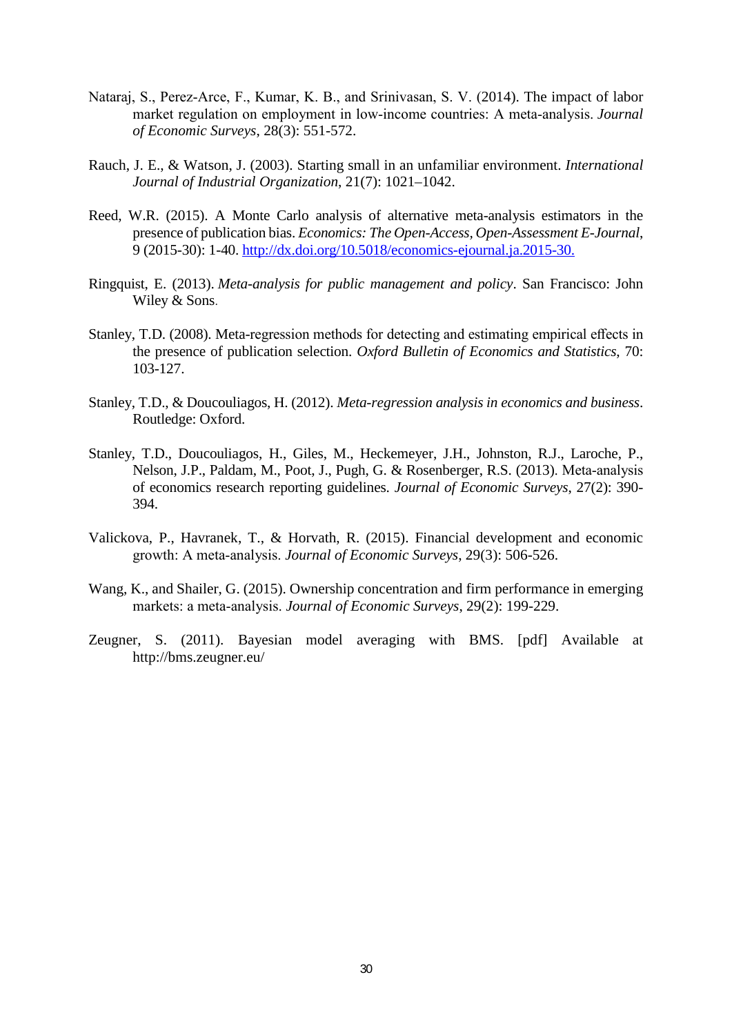Nataraj, S., Perez-Arce, F., Kumar, K. B., and Srinivasan, S. V. (2014). The impact of labor market regulation on employment in low-income countries: A meta-analysis. *Journal of Economic Surveys*, 28(3): 551-572.

Rauch, J. E., & Watson, J. (2003). Starting small in an unfamiliar environment. *International Journal of Industrial Organization*, 21(7): 1021–1042.

Reed, W.R. (2015). A Monte Carlo analysis of alternative meta-analysis estimators in the presence of publication bias. *Economics: The Open-Access, Open-Assessment E-Journal*, 9 (2015-30): 1-40. http://dx.doi.org/10.5018/economics-ejournal.ja.2015-30.

Ringquist, E. (2013). *Meta-analysis for public management and policy*. San Francisco: John Wiley & Sons.

Stanley, T.D. (2008). Meta-regression methods for detecting and estimating empirical effects in the presence of publication selection. *Oxford Bulletin of Economics and Statistics*, 70: 103-127.

Stanley, T.D., & Doucouliagos, H. (2012). *Meta-regression analysis in economics and business*. Routledge: Oxford.

Stanley, T.D., Doucouliagos, H., Giles, M., Heckemeyer, J.H., Johnston, R.J., Laroche, P., Nelson, J.P., Paldam, M., Poot, J., Pugh, G. & Rosenberger, R.S. (2013). Meta-analysis of economics research reporting guidelines. *Journal of Economic Surveys*, 27(2): 390-394.

Valickova, P., Havranek, T., & Horvath, R. (2015). Financial development and economic growth: A meta-analysis. *Journal of Economic Surveys*, 29(3): 506-526.

Wang, K., and Shailer, G. (2015). Ownership concentration and firm performance in emerging markets: a meta-analysis. *Journal of Economic Surveys*, 29(2): 199-229.

Zeugner, S. (2011). Bayesian model averaging with BMS. [pdf] Available at http://bms.zeugner.eu/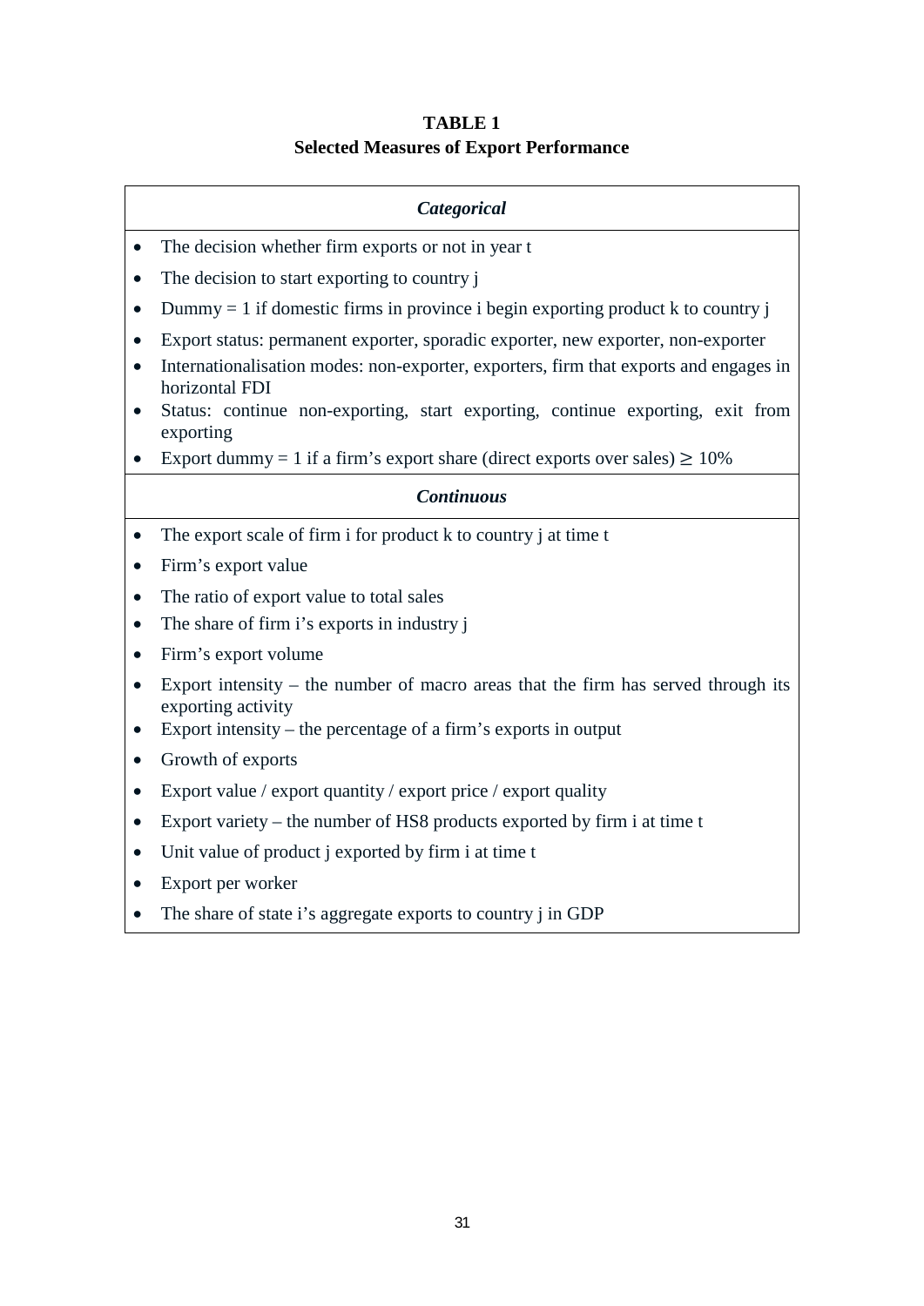**TABLE 1**
**Selected Measures of Export Performance**

***Categorical***

- The decision whether firm exports or not in year t
- The decision to start exporting to country j
- Dummy = 1 if domestic firms in province i begin exporting product k to country j
- Export status: permanent exporter, sporadic exporter, new exporter, non-exporter
- Internationalisation modes: non-exporter, exporters, firm that exports and engages in horizontal FDI
- Status: continue non-exporting, start exporting, continue exporting, exit from exporting
- Export dummy = 1 if a firm's export share (direct exports over sales) $\geq$ 10%

***Continuous***

- The export scale of firm i for product k to country j at time t
- Firm's export value
- The ratio of export value to total sales
- The share of firm i's exports in industry j
- Firm's export volume
- Export intensity – the number of macro areas that the firm has served through its exporting activity
- Export intensity – the percentage of a firm's exports in output
- Growth of exports
- Export value / export quantity / export price / export quality
- Export variety – the number of HS8 products exported by firm i at time t
- Unit value of product j exported by firm i at time t
- Export per worker
- The share of state i's aggregate exports to country j in GDP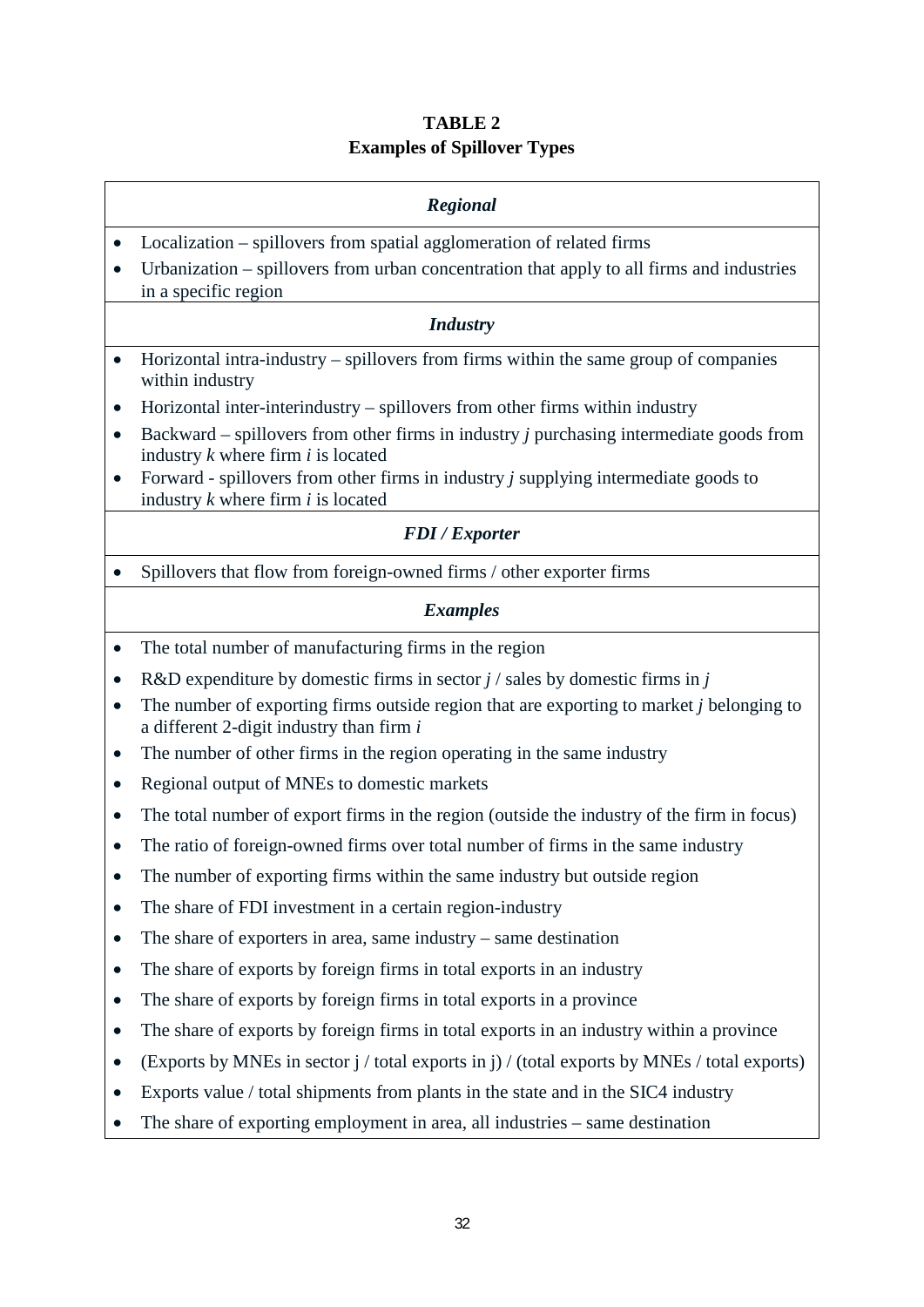**TABLE 2**
**Examples of Spillover Types**

***Regional***

- Localization – spillovers from spatial agglomeration of related firms
- Urbanization – spillovers from urban concentration that apply to all firms and industries in a specific region

***Industry***

- Horizontal intra-industry – spillovers from firms within the same group of companies within industry
- Horizontal inter-interindustry – spillovers from other firms within industry
- Backward – spillovers from other firms in industry $j$ purchasing intermediate goods from industry $k$ where firm $i$ is located
- Forward - spillovers from other firms in industry $j$ supplying intermediate goods to industry $k$ where firm $i$ is located

***FDI / Exporter***

- Spillovers that flow from foreign-owned firms / other exporter firms

***Examples***

- The total number of manufacturing firms in the region
- R&D expenditure by domestic firms in sector $j$ / sales by domestic firms in $j$
- The number of exporting firms outside region that are exporting to market $j$ belonging to a different 2-digit industry than firm $i$
- The number of other firms in the region operating in the same industry
- Regional output of MNEs to domestic markets
- The total number of export firms in the region (outside the industry of the firm in focus)
- The ratio of foreign-owned firms over total number of firms in the same industry
- The number of exporting firms within the same industry but outside region
- The share of FDI investment in a certain region-industry
- The share of exporters in area, same industry – same destination
- The share of exports by foreign firms in total exports in an industry
- The share of exports by foreign firms in total exports in a province
- The share of exports by foreign firms in total exports in an industry within a province
- (Exports by MNEs in sector j / total exports in j) / (total exports by MNEs / total exports)
- Exports value / total shipments from plants in the state and in the SIC4 industry
- The share of exporting employment in area, all industries – same destination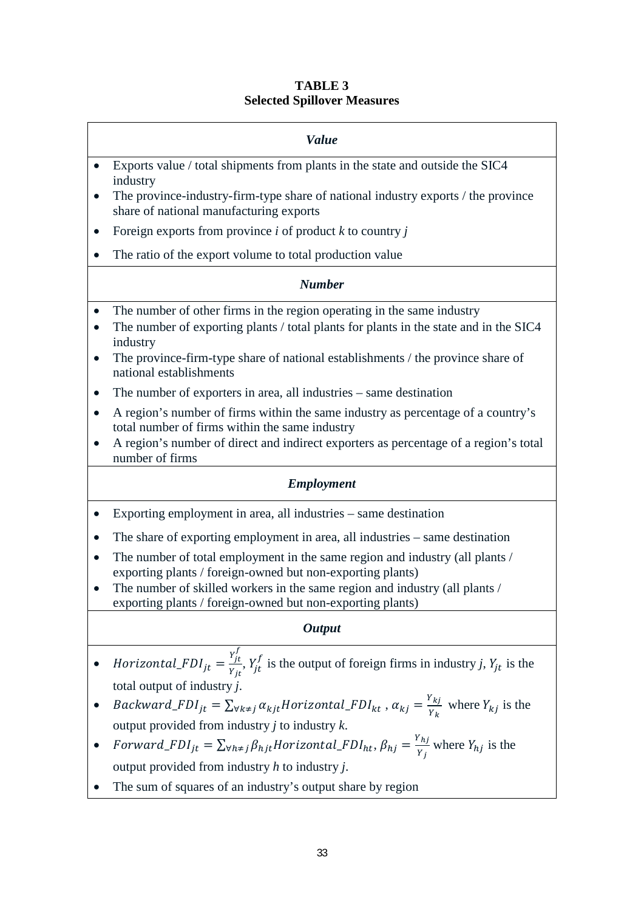**TABLE 3**
**Selected Spillover Measures**

***Value***

- Exports value / total shipments from plants in the state and outside the SIC4 industry
- The province-industry-firm-type share of national industry exports / the province share of national manufacturing exports
- Foreign exports from province *i* of product *k* to country *j*
- The ratio of the export volume to total production value

***Number***

- The number of other firms in the region operating in the same industry
- The number of exporting plants / total plants for plants in the state and in the SIC4 industry
- The province-firm-type share of national establishments / the province share of national establishments
- The number of exporters in area, all industries – same destination
- A region's number of firms within the same industry as percentage of a country's total number of firms within the same industry
- A region's number of direct and indirect exporters as percentage of a region's total number of firms

***Employment***

- Exporting employment in area, all industries – same destination
- The share of exporting employment in area, all industries – same destination
- The number of total employment in the same region and industry (all plants / exporting plants / foreign-owned but non-exporting plants)
- The number of skilled workers in the same region and industry (all plants / exporting plants / foreign-owned but non-exporting plants)

***Output***

- $Horizontal\_FDI_{jt} = \frac{Y_{jt}^{f}}{Y_{jt}}$, $Y_{jt}^{f}$ is the output of foreign firms in industry *j*, $Y_{jt}$ is the total output of industry *j*.
- $Backward\_FDI_{jt} = \sum_{\forall k \neq j} \alpha_{kjt} Horizontal\_FDI_{kt}$ , $\alpha_{kj} = \frac{Y_{kj}}{Y_k}$ where $Y_{kj}$ is the output provided from industry *j* to industry *k*.
- $Forward\_FDI_{jt} = \sum_{\forall h \neq j} \beta_{hjt} Horizontal\_FDI_{ht}$, $\beta_{hj} = \frac{Y_{hj}}{Y_j}$ where $Y_{hj}$ is the output provided from industry *h* to industry *j*.
- The sum of squares of an industry's output share by region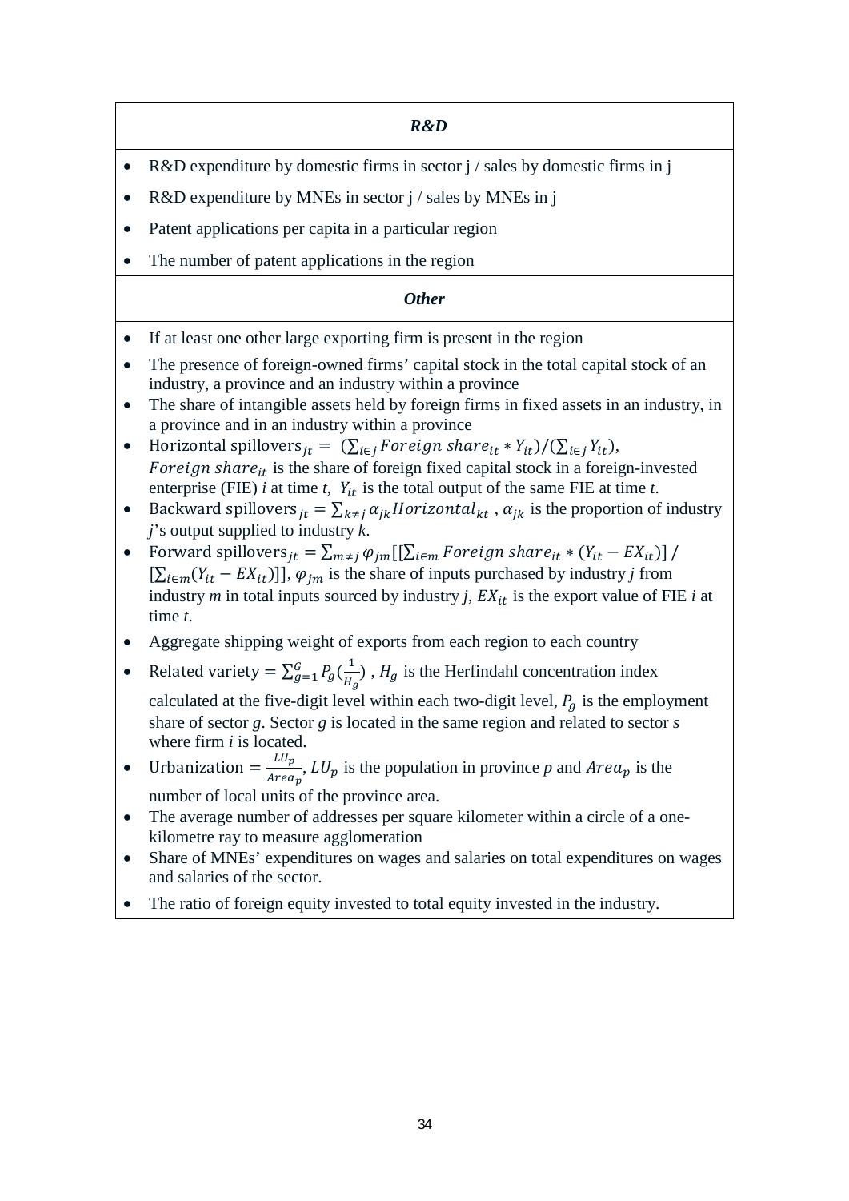| ***R&D*** |
|---|
| • R&D expenditure by domestic firms in sector j / sales by domestic firms in j<br>• R&D expenditure by MNEs in sector j / sales by MNEs in j<br>• Patent applications per capita in a particular region<br>• The number of patent applications in the region |
| ***Other*** |
| • If at least one other large exporting firm is present in the region<br>• The presence of foreign-owned firms' capital stock in the total capital stock of an industry, a province and an industry within a province<br>• The share of intangible assets held by foreign firms in fixed assets in an industry, in a province and in an industry within a province<br>• $\text{Horizontal spillovers}_{jt} = (\sum_{i \in j} \text{Foreign share}_{it} * Y_{it}) / (\sum_{i \in j} Y_{it})$, $\text{Foreign share}_{it}$ is the share of foreign fixed capital stock in a foreign-invested enterprise (FIE) *i* at time *t*, $Y_{it}$ is the total output of the same FIE at time *t*.<br>• $\text{Backward spillovers}_{jt} = \sum_{k \neq j} \alpha_{jk} \text{Horizontal}_{kt}$ , $\alpha_{jk}$ is the proportion of industry *j*'s output supplied to industry *k*.<br>• $\text{Forward spillovers}_{jt} = \sum_{m \neq j} \varphi_{jm} [[\sum_{i \in m} \text{Foreign share}_{it} * (Y_{it} - EX_{it})] / [\sum_{i \in m} (Y_{it} - EX_{it})]]$, $\varphi_{jm}$ is the share of inputs purchased by industry *j* from industry *m* in total inputs sourced by industry *j*, $EX_{it}$ is the export value of FIE *i* at time *t*.<br>• Aggregate shipping weight of exports from each region to each country<br>• $\text{Related variety} = \sum_{g=1}^{G} P_g (\frac{1}{H_g})$ , $H_g$ is the Herfindahl concentration index calculated at the five-digit level within each two-digit level, $P_g$ is the employment share of sector *g*. Sector *g* is located in the same region and related to sector *s* where firm *i* is located.<br>• $\text{Urbanization} = \frac{LU_p}{Area_p}$, $LU_p$ is the population in province *p* and $Area_p$ is the number of local units of the province area.<br>• The average number of addresses per square kilometer within a circle of a one-kilometre ray to measure agglomeration<br>• Share of MNEs' expenditures on wages and salaries on total expenditures on wages and salaries of the sector.<br>• The ratio of foreign equity invested to total equity invested in the industry. |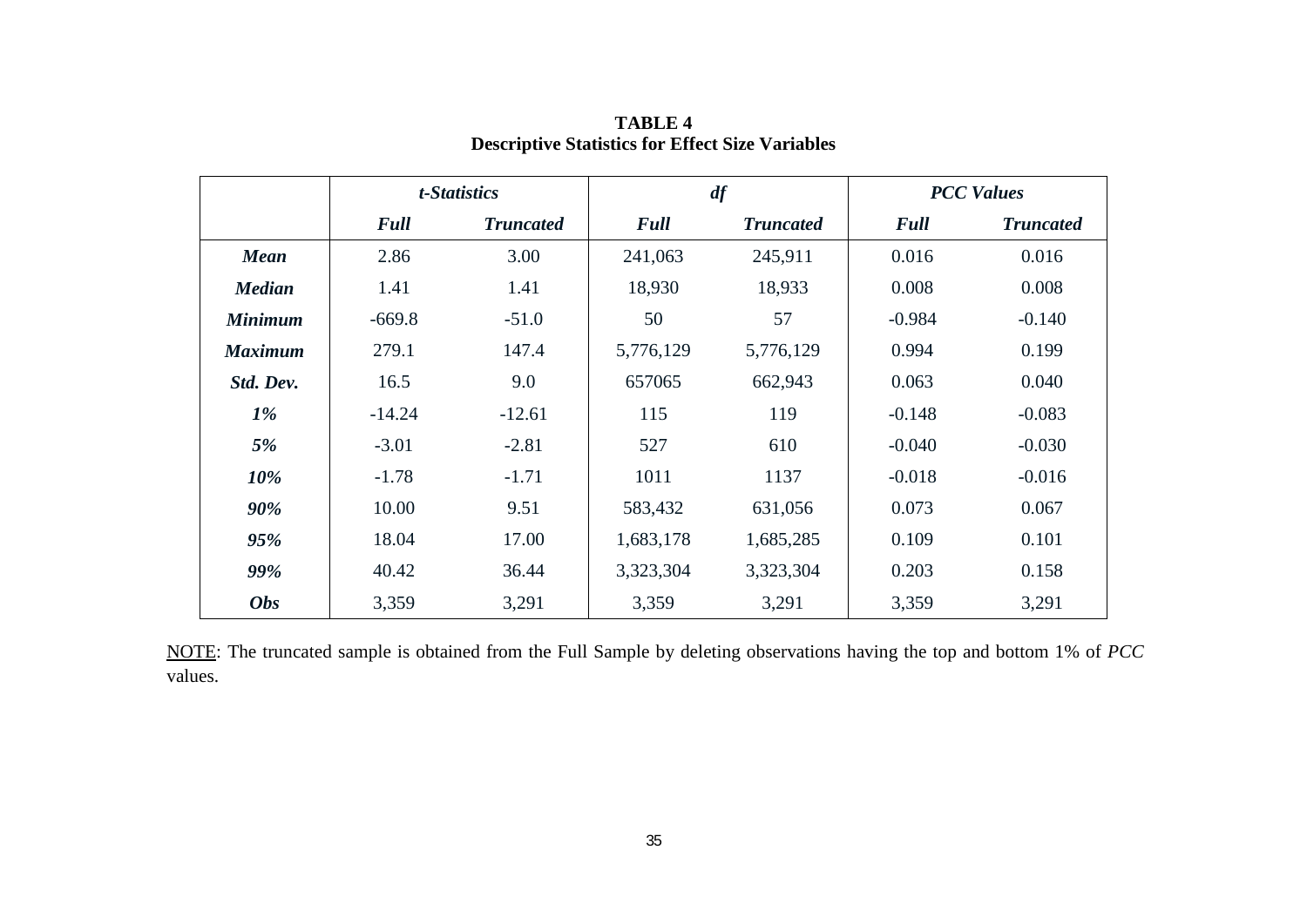**TABLE 4**
**Descriptive Statistics for Effect Size Variables**

| | *t-Statistics* | | *df* | | *PCC Values* | |
|---|---|---|---|---|---|---|
| | ***Full*** | ***Truncated*** | ***Full*** | ***Truncated*** | ***Full*** | ***Truncated*** |
| ***Mean*** | 2.86 | 3.00 | 241,063 | 245,911 | 0.016 | 0.016 |
| ***Median*** | 1.41 | 1.41 | 18,930 | 18,933 | 0.008 | 0.008 |
| ***Minimum*** | -669.8 | -51.0 | 50 | 57 | -0.984 | -0.140 |
| ***Maximum*** | 279.1 | 147.4 | 5,776,129 | 5,776,129 | 0.994 | 0.199 |
| ***Std. Dev.*** | 16.5 | 9.0 | 657065 | 662,943 | 0.063 | 0.040 |
| ***1%*** | -14.24 | -12.61 | 115 | 119 | -0.148 | -0.083 |
| ***5%*** | -3.01 | -2.81 | 527 | 610 | -0.040 | -0.030 |
| ***10%*** | -1.78 | -1.71 | 1011 | 1137 | -0.018 | -0.016 |
| ***90%*** | 10.00 | 9.51 | 583,432 | 631,056 | 0.073 | 0.067 |
| ***95%*** | 18.04 | 17.00 | 1,683,178 | 1,685,285 | 0.109 | 0.101 |
| ***99%*** | 40.42 | 36.44 | 3,323,304 | 3,323,304 | 0.203 | 0.158 |
| ***Obs*** | 3,359 | 3,291 | 3,359 | 3,291 | 3,359 | 3,291 |

NOTE: The truncated sample is obtained from the Full Sample by deleting observations having the top and bottom 1% of *PCC* values.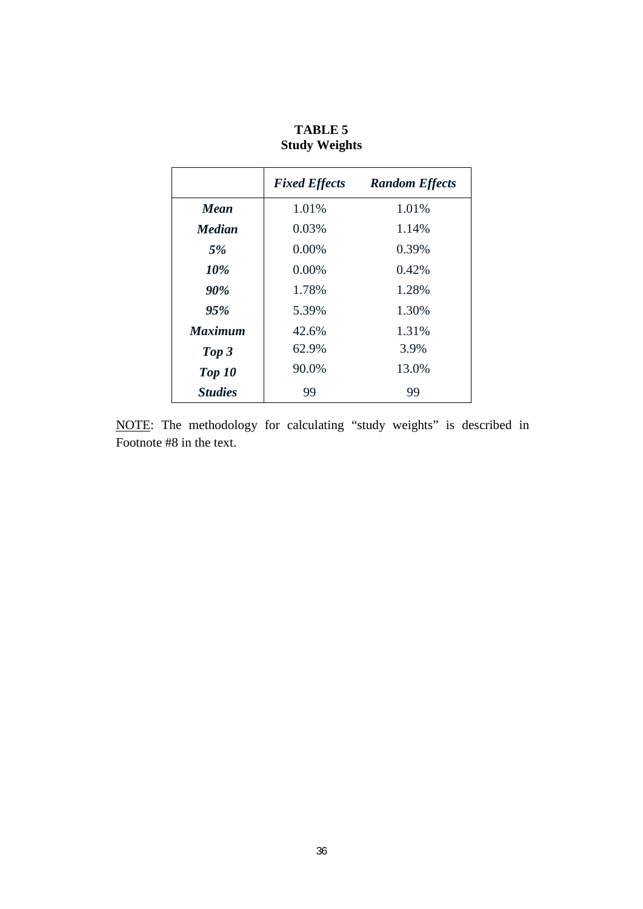**TABLE 5**
**Study Weights**

| | ***Fixed Effects*** | ***Random Effects*** |
|---|---|---|
| ***Mean*** | 1.01% | 1.01% |
| ***Median*** | 0.03% | 1.14% |
| ***5%*** | 0.00% | 0.39% |
| ***10%*** | 0.00% | 0.42% |
| ***90%*** | 1.78% | 1.28% |
| ***95%*** | 5.39% | 1.30% |
| ***Maximum*** | 42.6% | 1.31% |
| ***Top 3*** | 62.9% | 3.9% |
| ***Top 10*** | 90.0% | 13.0% |
| ***Studies*** | 99 | 99 |

NOTE: The methodology for calculating "study weights" is described in Footnote #8 in the text.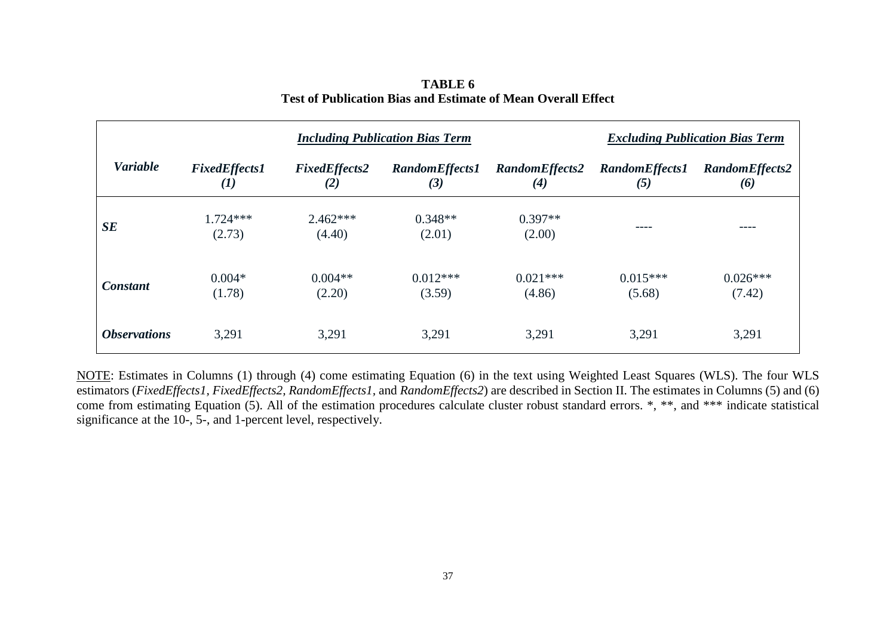**TABLE 6**
**Test of Publication Bias and Estimate of Mean Overall Effect**

| | ***Including Publication Bias Term*** | | | | ***Excluding Publication Bias Term*** | |
|---|---|---|---|---|---|---|
| ***Variable*** | ***FixedEffects1 (1)*** | ***FixedEffects2 (2)*** | ***RandomEffects1 (3)*** | ***RandomEffects2 (4)*** | ***RandomEffects1 (5)*** | ***RandomEffects2 (6)*** |
| ***SE*** | 1.724*** (2.73) | 2.462*** (4.40) | 0.348** (2.01) | 0.397** (2.00) | ---- | ---- |
| ***Constant*** | 0.004* (1.78) | 0.004** (2.20) | 0.012*** (3.59) | 0.021*** (4.86) | 0.015*** (5.68) | 0.026*** (7.42) |
| ***Observations*** | 3,291 | 3,291 | 3,291 | 3,291 | 3,291 | 3,291 |

NOTE: Estimates in Columns (1) through (4) come estimating Equation (6) in the text using Weighted Least Squares (WLS). The four WLS estimators (*FixedEffects1*, *FixedEffects2*, *RandomEffects1*, and *RandomEffects2*) are described in Section II. The estimates in Columns (5) and (6) come from estimating Equation (5). All of the estimation procedures calculate cluster robust standard errors. *, **, and *** indicate statistical significance at the 10-, 5-, and 1-percent level, respectively.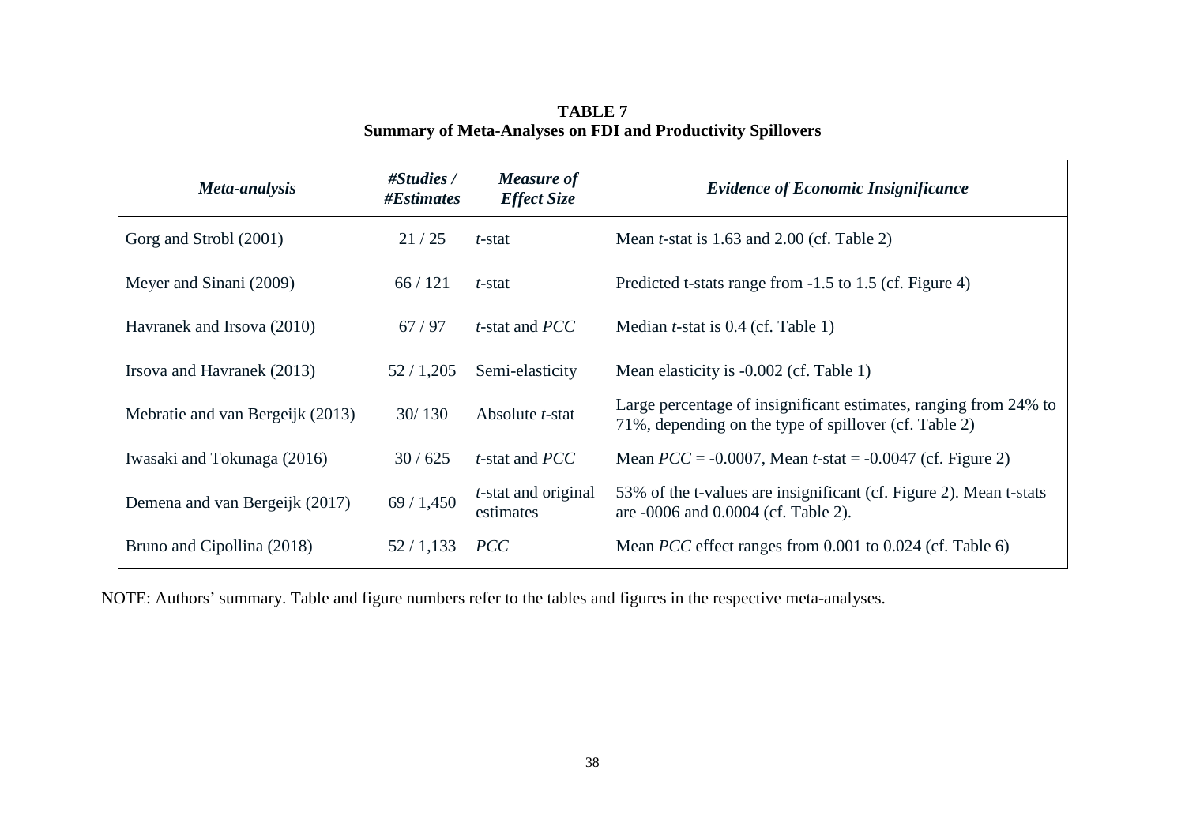**TABLE 7**
**Summary of Meta-Analyses on FDI and Productivity Spillovers**

| *Meta-analysis* | *#Studies / #Estimates* | *Measure of Effect Size* | *Evidence of Economic Insignificance* |
|---|---|---|---|
| Gorg and Strobl (2001) | 21 / 25 | *t*-stat | Mean *t*-stat is 1.63 and 2.00 (cf. Table 2) |
| Meyer and Sinani (2009) | 66 / 121 | *t*-stat | Predicted t-stats range from -1.5 to 1.5 (cf. Figure 4) |
| Havranek and Irsova (2010) | 67 / 97 | *t*-stat and *PCC* | Median *t*-stat is 0.4 (cf. Table 1) |
| Irsova and Havranek (2013) | 52 / 1,205 | Semi-elasticity | Mean elasticity is -0.002 (cf. Table 1) |
| Mebratie and van Bergeijk (2013) | 30/ 130 | Absolute *t*-stat | Large percentage of insignificant estimates, ranging from 24% to 71%, depending on the type of spillover (cf. Table 2) |
| Iwasaki and Tokunaga (2016) | 30 / 625 | *t*-stat and *PCC* | Mean *PCC* = -0.0007, Mean *t*-stat = -0.0047 (cf. Figure 2) |
| Demena and van Bergeijk (2017) | 69 / 1,450 | *t*-stat and original estimates | 53% of the t-values are insignificant (cf. Figure 2). Mean t-stats are -0006 and 0.0004 (cf. Table 2). |
| Bruno and Cipollina (2018) | 52 / 1,133 | *PCC* | Mean *PCC* effect ranges from 0.001 to 0.024 (cf. Table 6) |

NOTE: Authors' summary. Table and figure numbers refer to the tables and figures in the respective meta-analyses.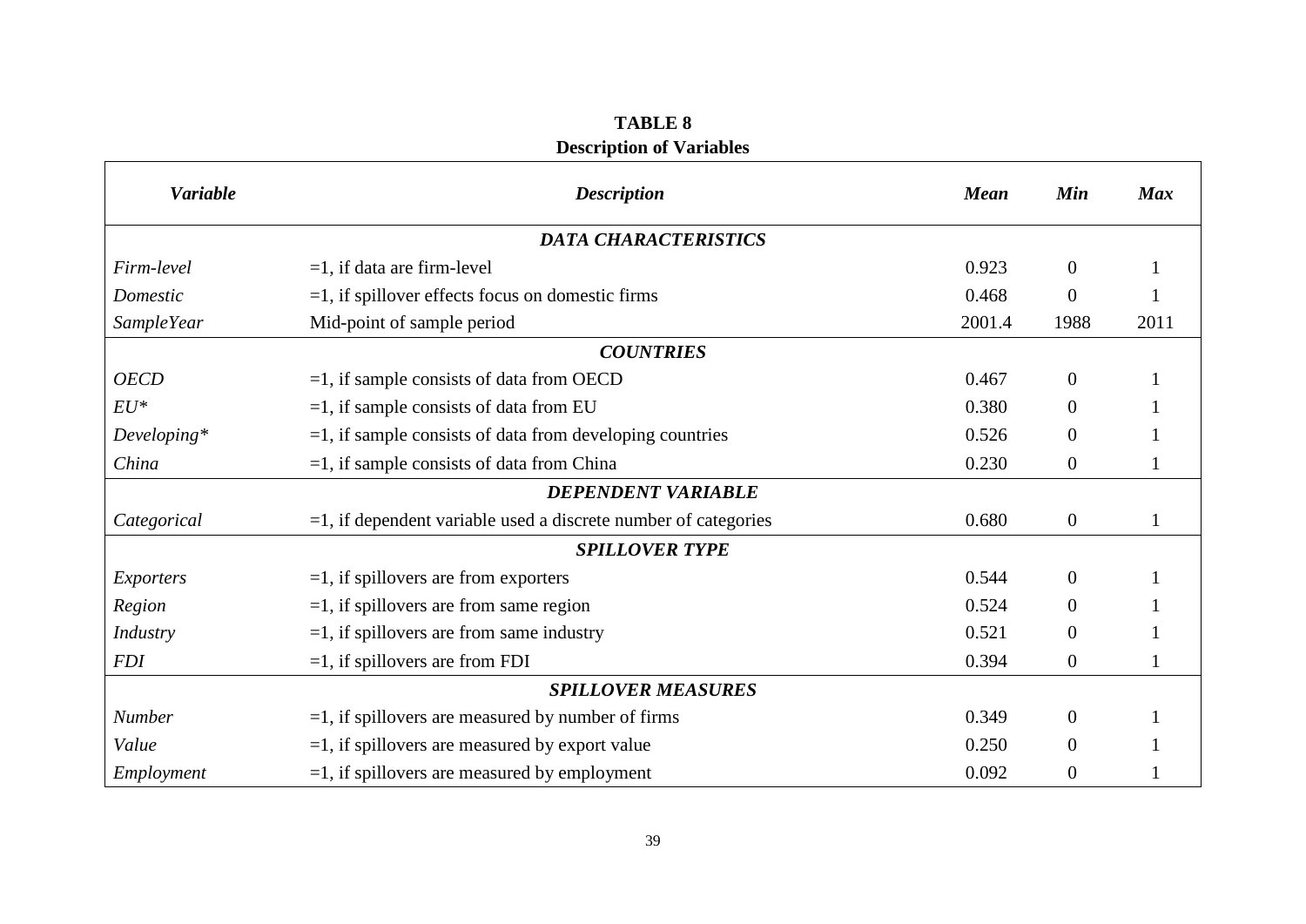**TABLE 8**
**Description of Variables**

| *Variable* | *Description* | *Mean* | *Min* | *Max* |
|---|---|---|---|---|
| | ***DATA CHARACTERISTICS*** | | | |
| *Firm-level* | =1, if data are firm-level | 0.923 | 0 | 1 |
| *Domestic* | =1, if spillover effects focus on domestic firms | 0.468 | 0 | 1 |
| *SampleYear* | Mid-point of sample period | 2001.4 | 1988 | 2011 |
| | ***COUNTRIES*** | | | |
| *OECD* | =1, if sample consists of data from OECD | 0.467 | 0 | 1 |
| *EU** | =1, if sample consists of data from EU | 0.380 | 0 | 1 |
| *Developing** | =1, if sample consists of data from developing countries | 0.526 | 0 | 1 |
| *China* | =1, if sample consists of data from China | 0.230 | 0 | 1 |
| | ***DEPENDENT VARIABLE*** | | | |
| *Categorical* | =1, if dependent variable used a discrete number of categories | 0.680 | 0 | 1 |
| | ***SPILLOVER TYPE*** | | | |
| *Exporters* | =1, if spillovers are from exporters | 0.544 | 0 | 1 |
| *Region* | =1, if spillovers are from same region | 0.524 | 0 | 1 |
| *Industry* | =1, if spillovers are from same industry | 0.521 | 0 | 1 |
| *FDI* | =1, if spillovers are from FDI | 0.394 | 0 | 1 |
| | ***SPILLOVER MEASURES*** | | | |
| *Number* | =1, if spillovers are measured by number of firms | 0.349 | 0 | 1 |
| *Value* | =1, if spillovers are measured by export value | 0.250 | 0 | 1 |
| *Employment* | =1, if spillovers are measured by employment | 0.092 | 0 | 1 |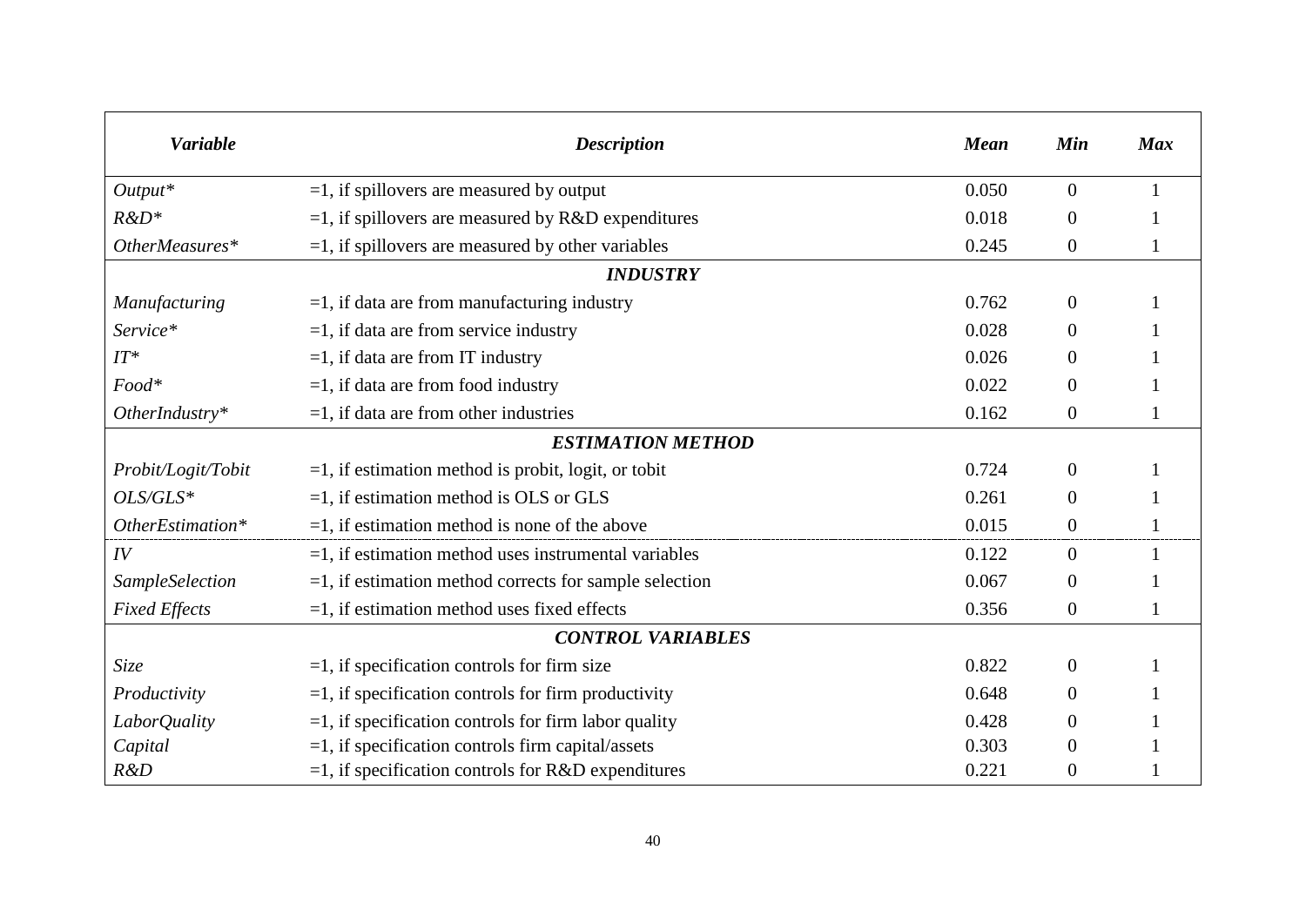| *Variable* | *Description* | *Mean* | *Min* | *Max* |
|---|---|---|---|---|
| *Output** | =1, if spillovers are measured by output | 0.050 | 0 | 1 |
| *R&D** | =1, if spillovers are measured by R&D expenditures | 0.018 | 0 | 1 |
| *OtherMeasures** | =1, if spillovers are measured by other variables | 0.245 | 0 | 1 |
| | ***INDUSTRY*** | | | |
| *Manufacturing* | =1, if data are from manufacturing industry | 0.762 | 0 | 1 |
| *Service** | =1, if data are from service industry | 0.028 | 0 | 1 |
| *IT** | =1, if data are from IT industry | 0.026 | 0 | 1 |
| *Food** | =1, if data are from food industry | 0.022 | 0 | 1 |
| *OtherIndustry** | =1, if data are from other industries | 0.162 | 0 | 1 |
| | ***ESTIMATION METHOD*** | | | |
| *Probit/Logit/Tobit* | =1, if estimation method is probit, logit, or tobit | 0.724 | 0 | 1 |
| *OLS/GLS** | =1, if estimation method is OLS or GLS | 0.261 | 0 | 1 |
| *OtherEstimation** | =1, if estimation method is none of the above | 0.015 | 0 | 1 |
| *IV* | =1, if estimation method uses instrumental variables | 0.122 | 0 | 1 |
| *SampleSelection* | =1, if estimation method corrects for sample selection | 0.067 | 0 | 1 |
| *Fixed Effects* | =1, if estimation method uses fixed effects | 0.356 | 0 | 1 |
| | ***CONTROL VARIABLES*** | | | |
| *Size* | =1, if specification controls for firm size | 0.822 | 0 | 1 |
| *Productivity* | =1, if specification controls for firm productivity | 0.648 | 0 | 1 |
| *LaborQuality* | =1, if specification controls for firm labor quality | 0.428 | 0 | 1 |
| *Capital* | =1, if specification controls firm capital/assets | 0.303 | 0 | 1 |
| *R&D* | =1, if specification controls for R&D expenditures | 0.221 | 0 | 1 |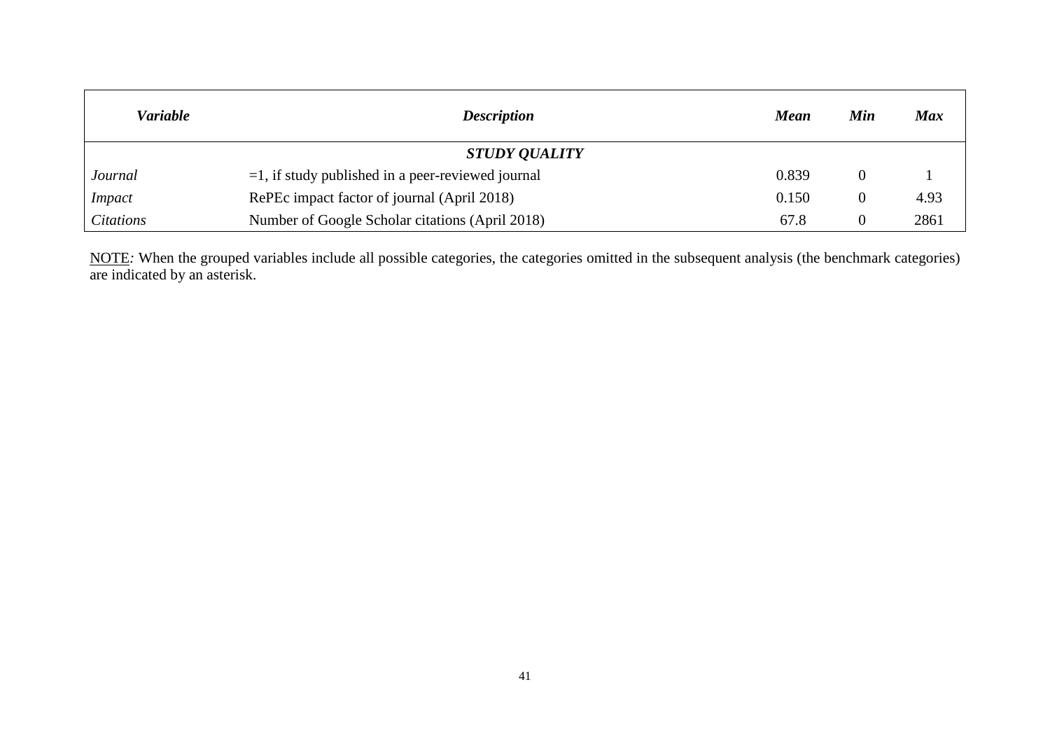| *Variable* | *Description* | *Mean* | *Min* | *Max* |
|---|---|---|---|---|
| | ***STUDY QUALITY*** | | | |
| *Journal* | =1, if study published in a peer-reviewed journal | 0.839 | 0 | 1 |
| *Impact* | RePEc impact factor of journal (April 2018) | 0.150 | 0 | 4.93 |
| *Citations* | Number of Google Scholar citations (April 2018) | 67.8 | 0 | 2861 |

NOTE*:* When the grouped variables include all possible categories, the categories omitted in the subsequent analysis (the benchmark categories) are indicated by an asterisk.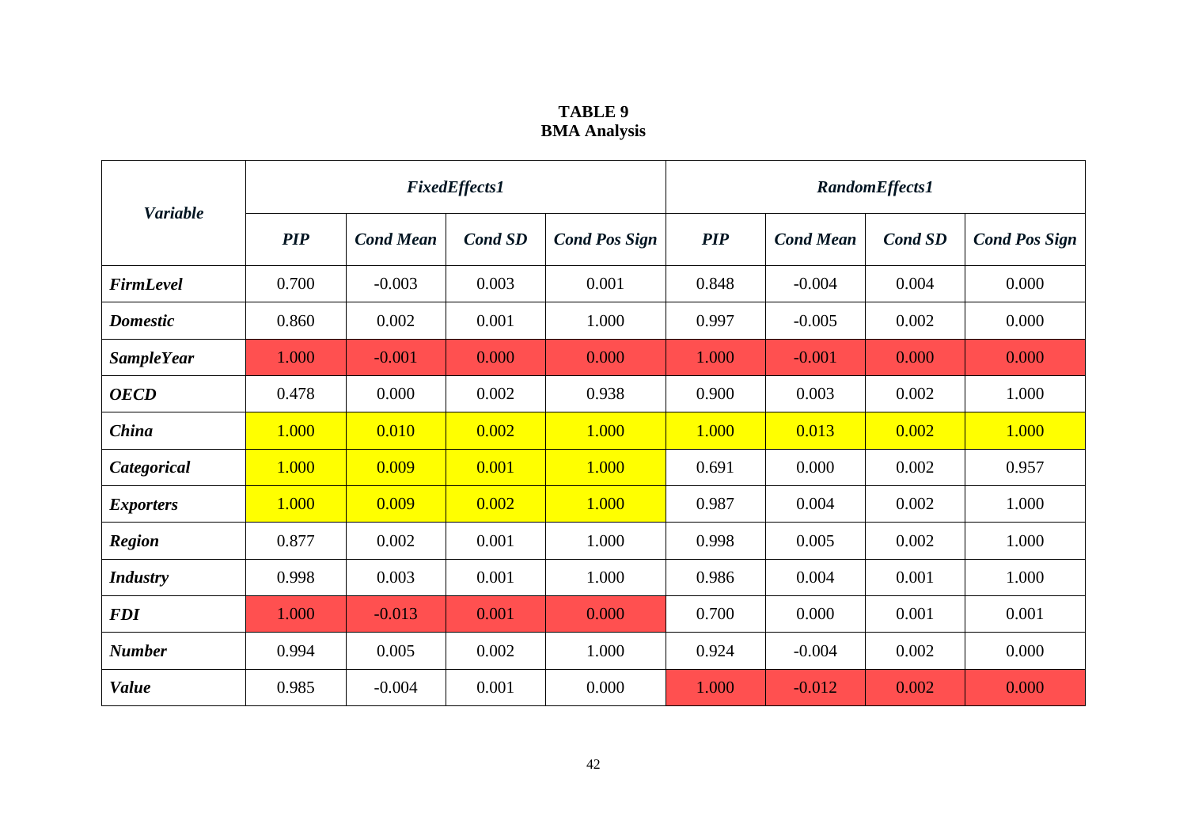**TABLE 9**
**BMA Analysis**

| *Variable* | *FixedEffects1* | | | | *RandomEffects1* | | | |
|---|---|---|---|---|---|---|---|---|
| | ***PIP*** | ***Cond Mean*** | ***Cond SD*** | ***Cond Pos Sign*** | ***PIP*** | ***Cond Mean*** | ***Cond SD*** | ***Cond Pos Sign*** |
| ***FirmLevel*** | 0.700 | -0.003 | 0.003 | 0.001 | 0.848 | -0.004 | 0.004 | 0.000 |
| ***Domestic*** | 0.860 | 0.002 | 0.001 | 1.000 | 0.997 | -0.005 | 0.002 | 0.000 |
| ***SampleYear*** | 1.000 | -0.001 | 0.000 | 0.000 | 1.000 | -0.001 | 0.000 | 0.000 |
| ***OECD*** | 0.478 | 0.000 | 0.002 | 0.938 | 0.900 | 0.003 | 0.002 | 1.000 |
| ***China*** | 1.000 | 0.010 | 0.002 | 1.000 | 1.000 | 0.013 | 0.002 | 1.000 |
| ***Categorical*** | 1.000 | 0.009 | 0.001 | 1.000 | 0.691 | 0.000 | 0.002 | 0.957 |
| ***Exporters*** | 1.000 | 0.009 | 0.002 | 1.000 | 0.987 | 0.004 | 0.002 | 1.000 |
| ***Region*** | 0.877 | 0.002 | 0.001 | 1.000 | 0.998 | 0.005 | 0.002 | 1.000 |
| ***Industry*** | 0.998 | 0.003 | 0.001 | 1.000 | 0.986 | 0.004 | 0.001 | 1.000 |
| ***FDI*** | 1.000 | -0.013 | 0.001 | 0.000 | 0.700 | 0.000 | 0.001 | 0.001 |
| ***Number*** | 0.994 | 0.005 | 0.002 | 1.000 | 0.924 | -0.004 | 0.002 | 0.000 |
| ***Value*** | 0.985 | -0.004 | 0.001 | 0.000 | 1.000 | -0.012 | 0.002 | 0.000 |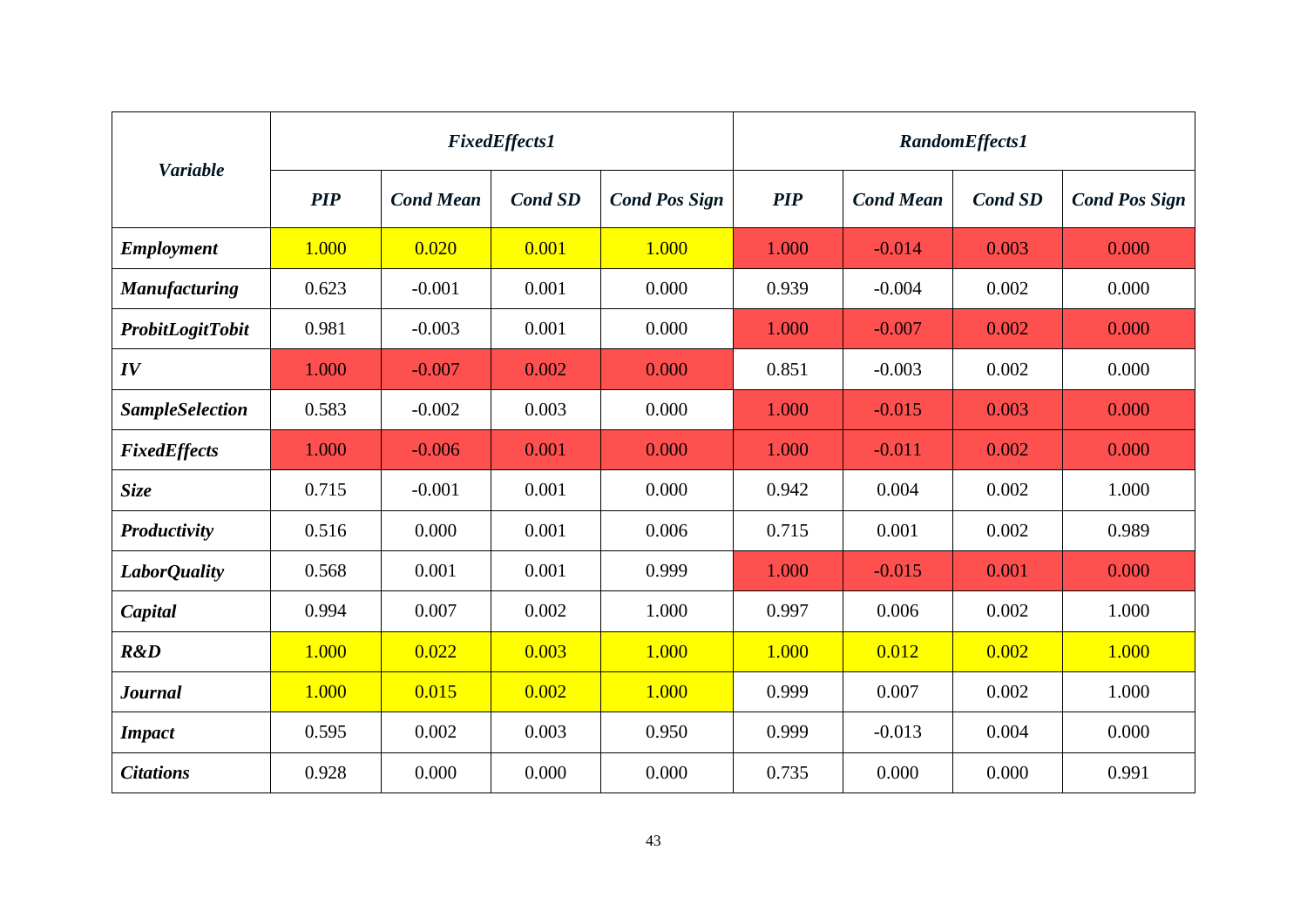| *Variable* | *FixedEffects1* | | | | *RandomEffects1* | | | |
|---|---|---|---|---|---|---|---|---|
| | ***PIP*** | ***Cond Mean*** | ***Cond SD*** | ***Cond Pos Sign*** | ***PIP*** | ***Cond Mean*** | ***Cond SD*** | ***Cond Pos Sign*** |
| ***Employment*** | 1.000 | 0.020 | 0.001 | 1.000 | 1.000 | -0.014 | 0.003 | 0.000 |
| ***Manufacturing*** | 0.623 | -0.001 | 0.001 | 0.000 | 0.939 | -0.004 | 0.002 | 0.000 |
| ***ProbitLogitTobit*** | 0.981 | -0.003 | 0.001 | 0.000 | 1.000 | -0.007 | 0.002 | 0.000 |
| ***IV*** | 1.000 | -0.007 | 0.002 | 0.000 | 0.851 | -0.003 | 0.002 | 0.000 |
| ***SampleSelection*** | 0.583 | -0.002 | 0.003 | 0.000 | 1.000 | -0.015 | 0.003 | 0.000 |
| ***FixedEffects*** | 1.000 | -0.006 | 0.001 | 0.000 | 1.000 | -0.011 | 0.002 | 0.000 |
| ***Size*** | 0.715 | -0.001 | 0.001 | 0.000 | 0.942 | 0.004 | 0.002 | 1.000 |
| ***Productivity*** | 0.516 | 0.000 | 0.001 | 0.006 | 0.715 | 0.001 | 0.002 | 0.989 |
| ***LaborQuality*** | 0.568 | 0.001 | 0.001 | 0.999 | 1.000 | -0.015 | 0.001 | 0.000 |
| ***Capital*** | 0.994 | 0.007 | 0.002 | 1.000 | 0.997 | 0.006 | 0.002 | 1.000 |
| ***R&D*** | 1.000 | 0.022 | 0.003 | 1.000 | 1.000 | 0.012 | 0.002 | 1.000 |
| ***Journal*** | 1.000 | 0.015 | 0.002 | 1.000 | 0.999 | 0.007 | 0.002 | 1.000 |
| ***Impact*** | 0.595 | 0.002 | 0.003 | 0.950 | 0.999 | -0.013 | 0.004 | 0.000 |
| ***Citations*** | 0.928 | 0.000 | 0.000 | 0.000 | 0.735 | 0.000 | 0.000 | 0.991 |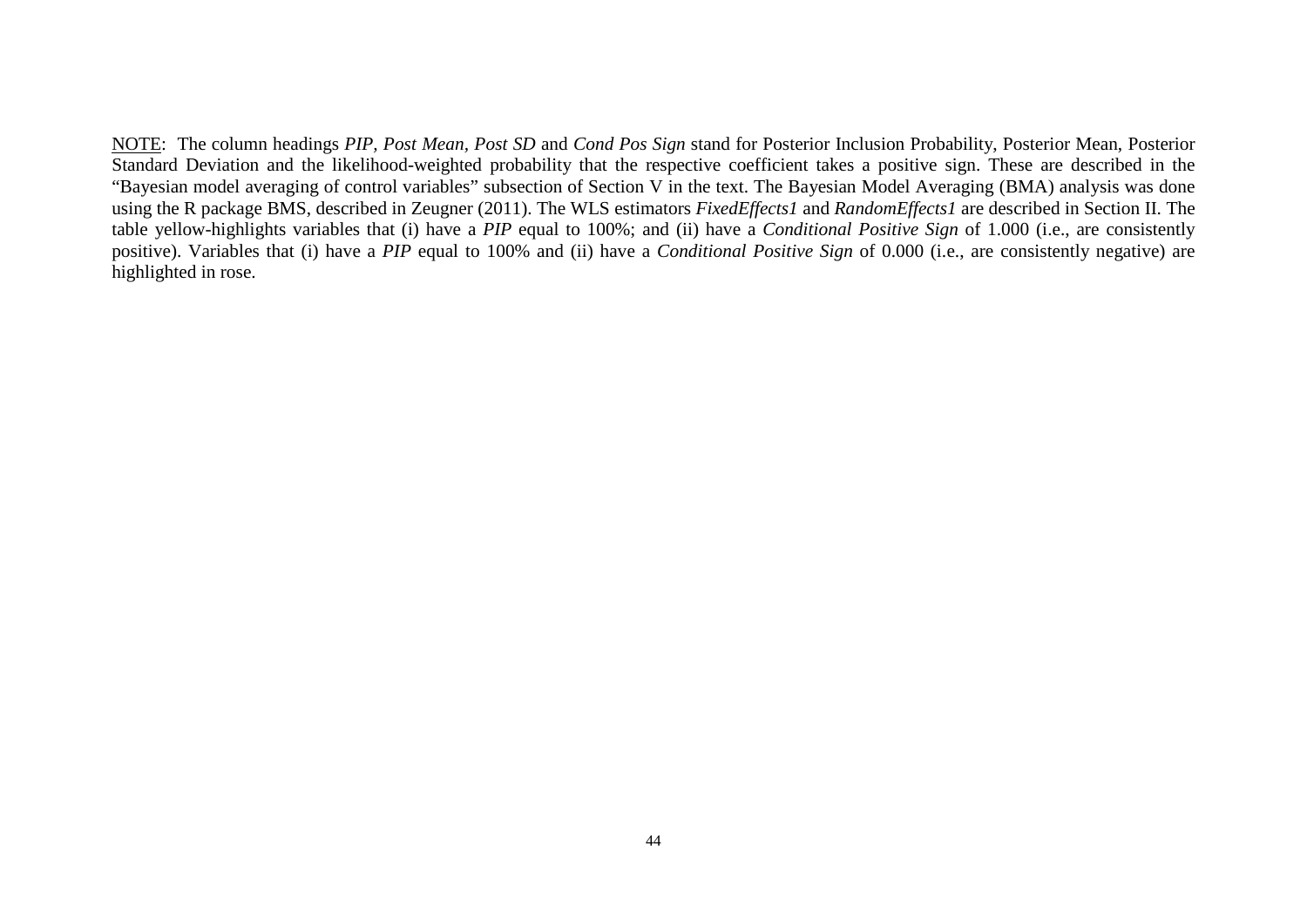<u>NOTE</u>: The column headings *PIP*, *Post Mean*, *Post SD* and *Cond Pos Sign* stand for Posterior Inclusion Probability, Posterior Mean, Posterior Standard Deviation and the likelihood-weighted probability that the respective coefficient takes a positive sign. These are described in the "Bayesian model averaging of control variables" subsection of Section V in the text. The Bayesian Model Averaging (BMA) analysis was done using the R package BMS, described in Zeugner (2011). The WLS estimators *FixedEffects1* and *RandomEffects1* are described in Section II. The table yellow-highlights variables that (i) have a *PIP* equal to 100%; and (ii) have a *Conditional Positive Sign* of 1.000 (i.e., are consistently positive). Variables that (i) have a *PIP* equal to 100% and (ii) have a *Conditional Positive Sign* of 0.000 (i.e., are consistently negative) are highlighted in rose.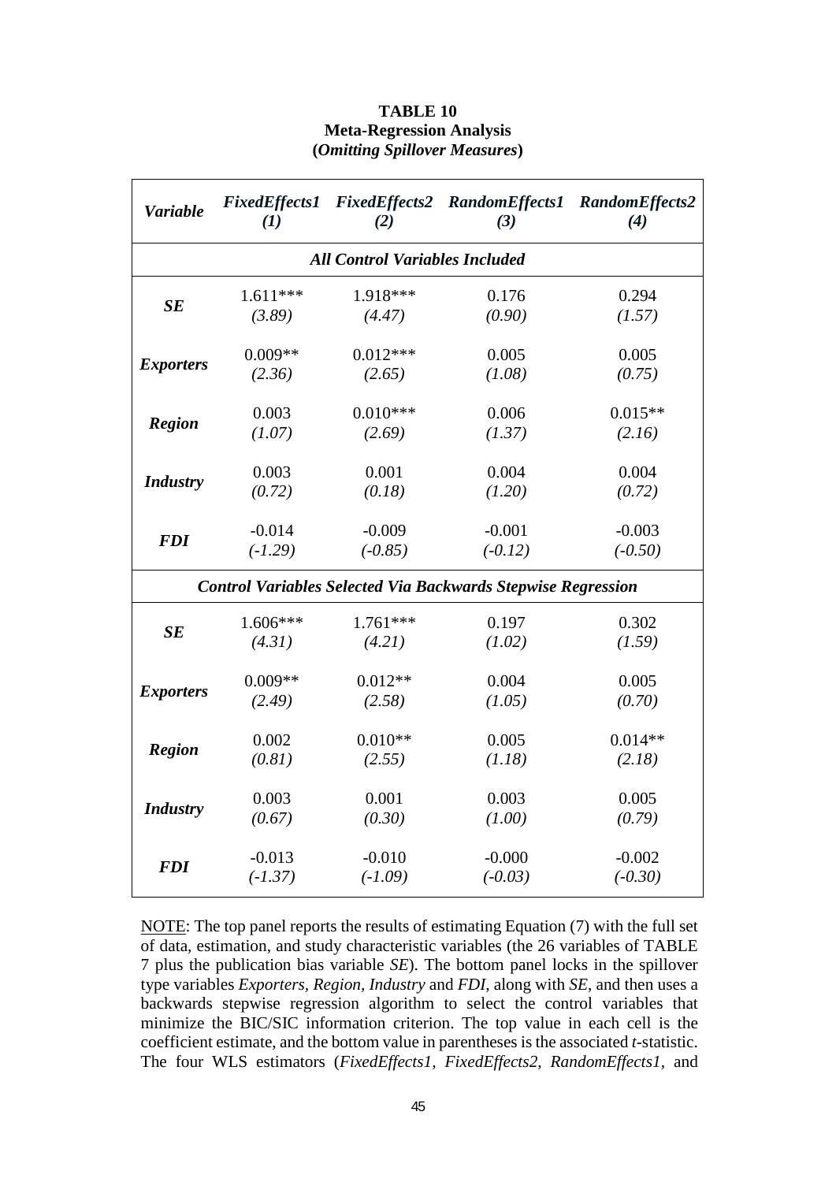**TABLE 10**
**Meta-Regression Analysis**
**(*Omitting Spillover Measures*)**

| *Variable* | *FixedEffects1 (1)* | *FixedEffects2 (2)* | *RandomEffects1 (3)* | *RandomEffects2 (4)* |
|---|---|---|---|---|
| ***All Control Variables Included*** | | | | |
| ***SE*** | 1.611*** *(3.89)* | 1.918*** *(4.47)* | 0.176 *(0.90)* | 0.294 *(1.57)* |
| ***Exporters*** | 0.009** *(2.36)* | 0.012*** *(2.65)* | 0.005 *(1.08)* | 0.005 *(0.75)* |
| ***Region*** | 0.003 *(1.07)* | 0.010*** *(2.69)* | 0.006 *(1.37)* | 0.015** *(2.16)* |
| ***Industry*** | 0.003 *(0.72)* | 0.001 *(0.18)* | 0.004 *(1.20)* | 0.004 *(0.72)* |
| ***FDI*** | -0.014 *(-1.29)* | -0.009 *(-0.85)* | -0.001 *(-0.12)* | -0.003 *(-0.50)* |
| ***Control Variables Selected Via Backwards Stepwise Regression*** | | | | |
| ***SE*** | 1.606*** *(4.31)* | 1.761*** *(4.21)* | 0.197 *(1.02)* | 0.302 *(1.59)* |
| ***Exporters*** | 0.009** *(2.49)* | 0.012** *(2.58)* | 0.004 *(1.05)* | 0.005 *(0.70)* |
| ***Region*** | 0.002 *(0.81)* | 0.010** *(2.55)* | 0.005 *(1.18)* | 0.014** *(2.18)* |
| ***Industry*** | 0.003 *(0.67)* | 0.001 *(0.30)* | 0.003 *(1.00)* | 0.005 *(0.79)* |
| ***FDI*** | -0.013 *(-1.37)* | -0.010 *(-1.09)* | -0.000 *(-0.03)* | -0.002 *(-0.30)* |

NOTE: The top panel reports the results of estimating Equation (7) with the full set of data, estimation, and study characteristic variables (the 26 variables of TABLE 7 plus the publication bias variable *SE*). The bottom panel locks in the spillover type variables *Exporters*, *Region*, *Industry* and *FDI*, along with *SE*, and then uses a backwards stepwise regression algorithm to select the control variables that minimize the BIC/SIC information criterion. The top value in each cell is the coefficient estimate, and the bottom value in parentheses is the associated *t*-statistic. The four WLS estimators (*FixedEffects1*, *FixedEffects2*, *RandomEffects1*, and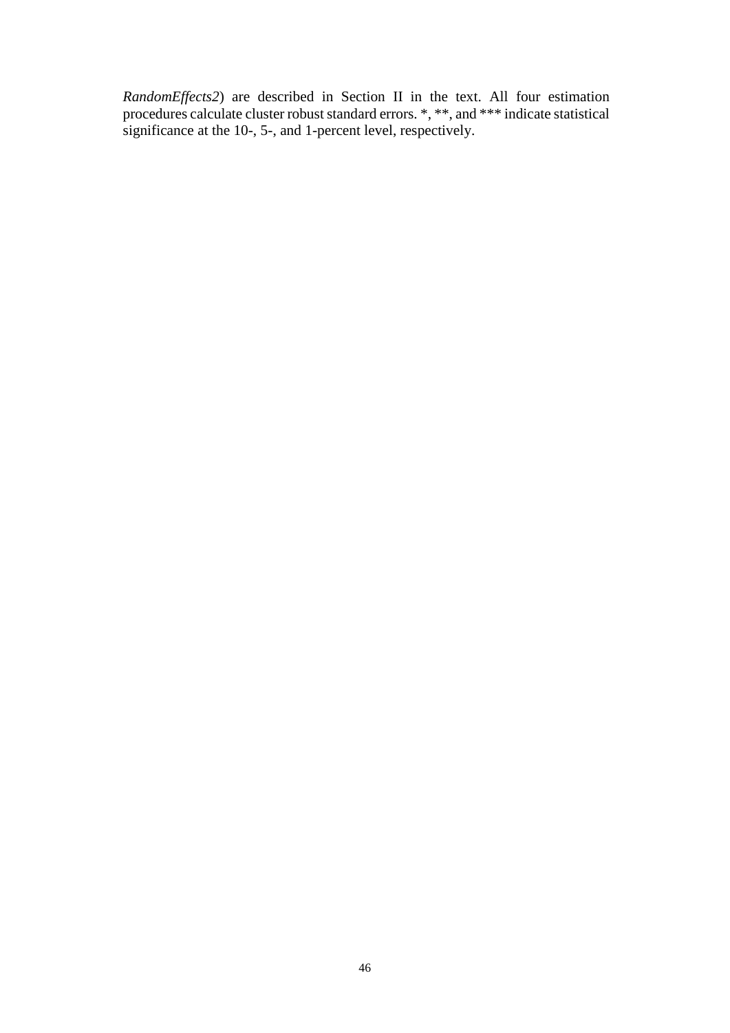*RandomEffects2*) are described in Section II in the text. All four estimation procedures calculate cluster robust standard errors. *, **, and *** indicate statistical significance at the 10-, 5-, and 1-percent level, respectively.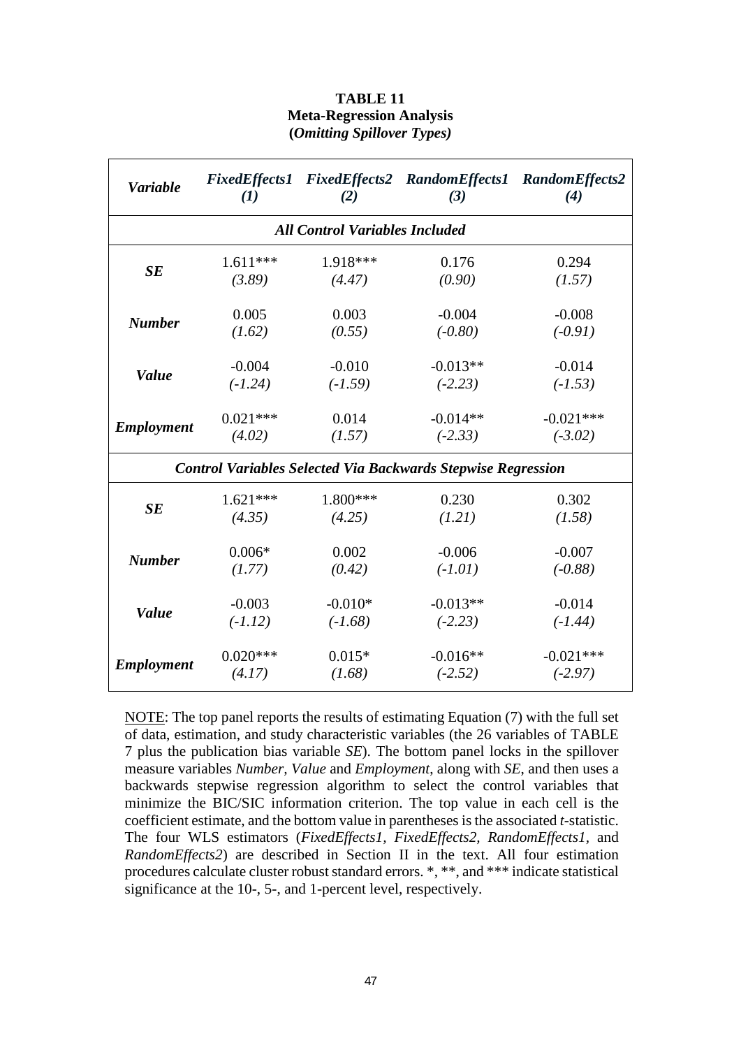**TABLE 11**
**Meta-Regression Analysis**
**(*Omitting Spillover Types*)**

| *Variable* | *FixedEffects1* *(1)* | *FixedEffects2* *(2)* | *RandomEffects1* *(3)* | *RandomEffects2* *(4)* |
|---|---|---|---|---|
| ***All Control Variables Included*** | | | | |
| ***SE*** | 1.611*** | 1.918*** | 0.176 | 0.294 |
| | *(3.89)* | *(4.47)* | *(0.90)* | *(1.57)* |
| ***Number*** | 0.005 | 0.003 | -0.004 | -0.008 |
| | *(1.62)* | *(0.55)* | *(-0.80)* | *(-0.91)* |
| ***Value*** | -0.004 | -0.010 | -0.013** | -0.014 |
| | *(-1.24)* | *(-1.59)* | *(-2.23)* | *(-1.53)* |
| ***Employment*** | 0.021*** | 0.014 | -0.014** | -0.021*** |
| | *(4.02)* | *(1.57)* | *(-2.33)* | *(-3.02)* |
| ***Control Variables Selected Via Backwards Stepwise Regression*** | | | | |
| ***SE*** | 1.621*** | 1.800*** | 0.230 | 0.302 |
| | *(4.35)* | *(4.25)* | *(1.21)* | *(1.58)* |
| ***Number*** | 0.006* | 0.002 | -0.006 | -0.007 |
| | *(1.77)* | *(0.42)* | *(-1.01)* | *(-0.88)* |
| ***Value*** | -0.003 | -0.010* | -0.013** | -0.014 |
| | *(-1.12)* | *(-1.68)* | *(-2.23)* | *(-1.44)* |
| ***Employment*** | 0.020*** | 0.015* | -0.016** | -0.021*** |
| | *(4.17)* | *(1.68)* | *(-2.52)* | *(-2.97)* |

NOTE: The top panel reports the results of estimating Equation (7) with the full set of data, estimation, and study characteristic variables (the 26 variables of TABLE 7 plus the publication bias variable *SE*). The bottom panel locks in the spillover measure variables *Number*, *Value* and *Employment*, along with *SE*, and then uses a backwards stepwise regression algorithm to select the control variables that minimize the BIC/SIC information criterion. The top value in each cell is the coefficient estimate, and the bottom value in parentheses is the associated *t*-statistic. The four WLS estimators (*FixedEffects1*, *FixedEffects2*, *RandomEffects1*, and *RandomEffects2*) are described in Section II in the text. All four estimation procedures calculate cluster robust standard errors. *, **, and *** indicate statistical significance at the 10-, 5-, and 1-percent level, respectively.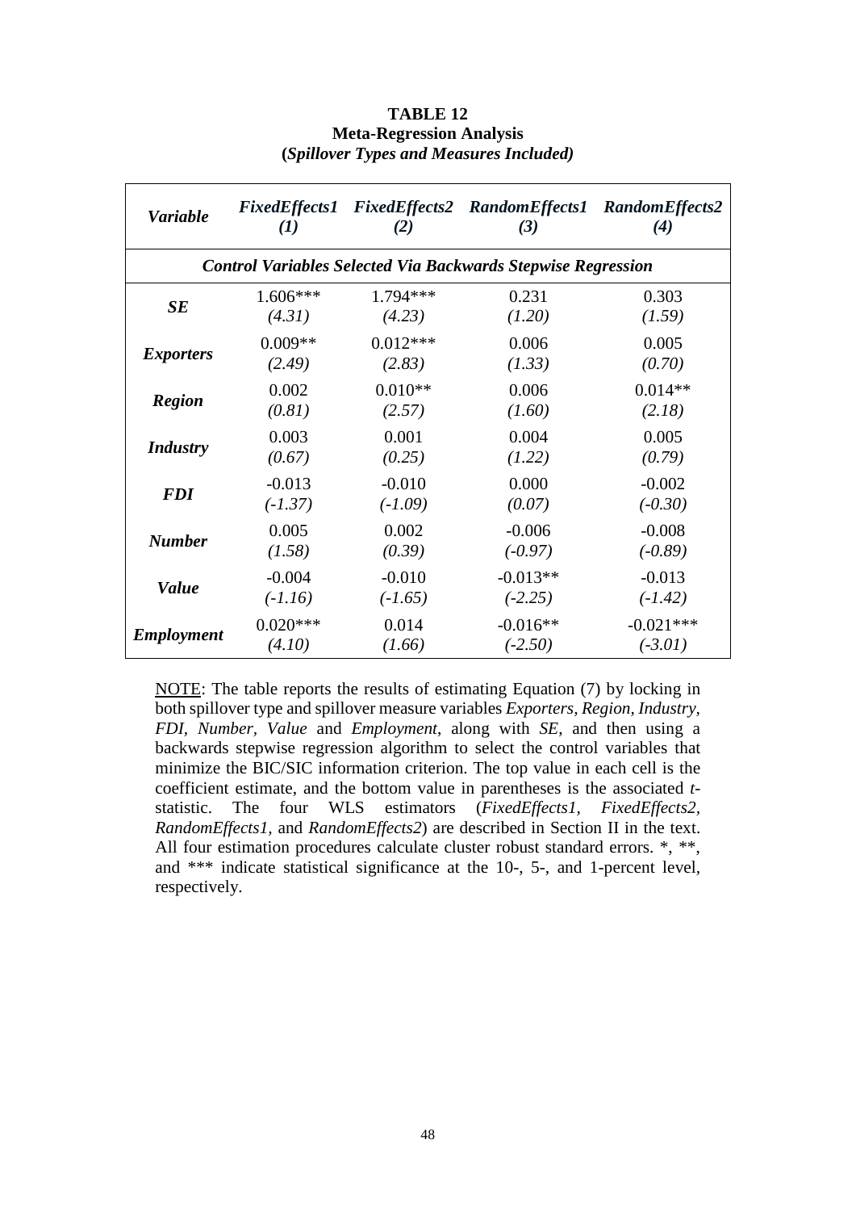**TABLE 12**
**Meta-Regression Analysis**
**(*Spillover Types and Measures Included)***

| *Variable* | *FixedEffects1 (1)* | *FixedEffects2 (2)* | *RandomEffects1 (3)* | *RandomEffects2 (4)* |
|---|---|---|---|---|
| ***Control Variables Selected Via Backwards Stepwise Regression*** | | | | |
| ***SE*** | 1.606*** | 1.794*** | 0.231 | 0.303 |
| | *(4.31)* | *(4.23)* | *(1.20)* | *(1.59)* |
| ***Exporters*** | 0.009** | 0.012*** | 0.006 | 0.005 |
| | *(2.49)* | *(2.83)* | *(1.33)* | *(0.70)* |
| ***Region*** | 0.002 | 0.010** | 0.006 | 0.014** |
| | *(0.81)* | *(2.57)* | *(1.60)* | *(2.18)* |
| ***Industry*** | 0.003 | 0.001 | 0.004 | 0.005 |
| | *(0.67)* | *(0.25)* | *(1.22)* | *(0.79)* |
| ***FDI*** | -0.013 | -0.010 | 0.000 | -0.002 |
| | *(-1.37)* | *(-1.09)* | *(0.07)* | *(-0.30)* |
| ***Number*** | 0.005 | 0.002 | -0.006 | -0.008 |
| | *(1.58)* | *(0.39)* | *(-0.97)* | *(-0.89)* |
| ***Value*** | -0.004 | -0.010 | -0.013** | -0.013 |
| | *(-1.16)* | *(-1.65)* | *(-2.25)* | *(-1.42)* |
| ***Employment*** | 0.020*** | 0.014 | -0.016** | -0.021*** |
| | *(4.10)* | *(1.66)* | *(-2.50)* | *(-3.01)* |

NOTE: The table reports the results of estimating Equation (7) by locking in both spillover type and spillover measure variables *Exporters*, *Region*, *Industry*, *FDI*, *Number*, *Value* and *Employment*, along with *SE*, and then using a backwards stepwise regression algorithm to select the control variables that minimize the BIC/SIC information criterion. The top value in each cell is the coefficient estimate, and the bottom value in parentheses is the associated *t*-statistic. The four WLS estimators (*FixedEffects1*, *FixedEffects2*, *RandomEffects1*, and *RandomEffects2*) are described in Section II in the text. All four estimation procedures calculate cluster robust standard errors. *, **, and *** indicate statistical significance at the 10-, 5-, and 1-percent level, respectively.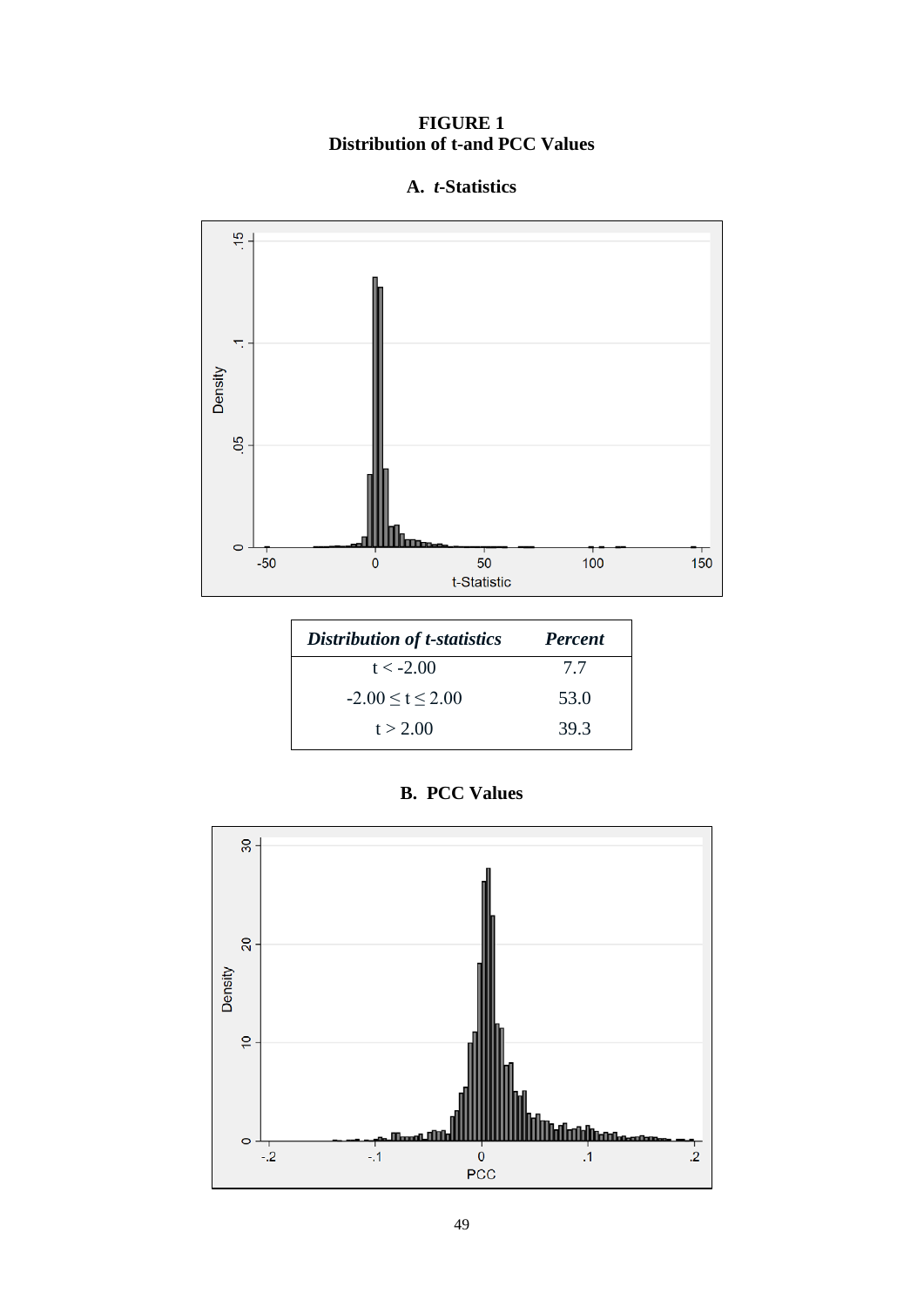# FIGURE 1
## Distribution of t-and PCC Values

### A. *t*-Statistics

| *Distribution of t-statistics* | *Percent* |
|---|---|
| t < -2.00 | 7.7 |
| -2.00 ≤ t ≤ 2.00 | 53.0 |
| t > 2.00 | 39.3 |

### B. PCC Values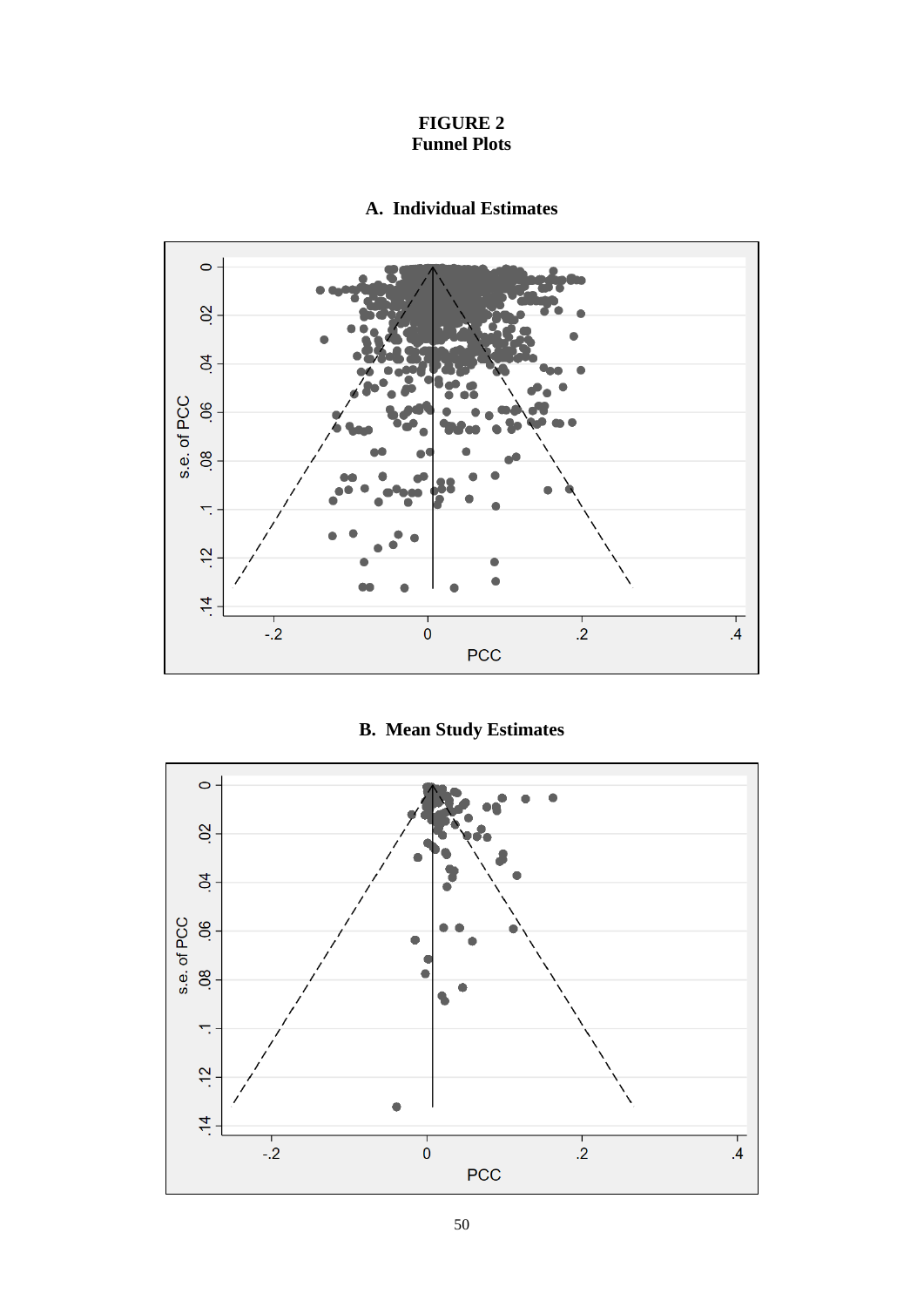**FIGURE 2**
**Funnel Plots**

**A. Individual Estimates**

**B. Mean Study Estimates**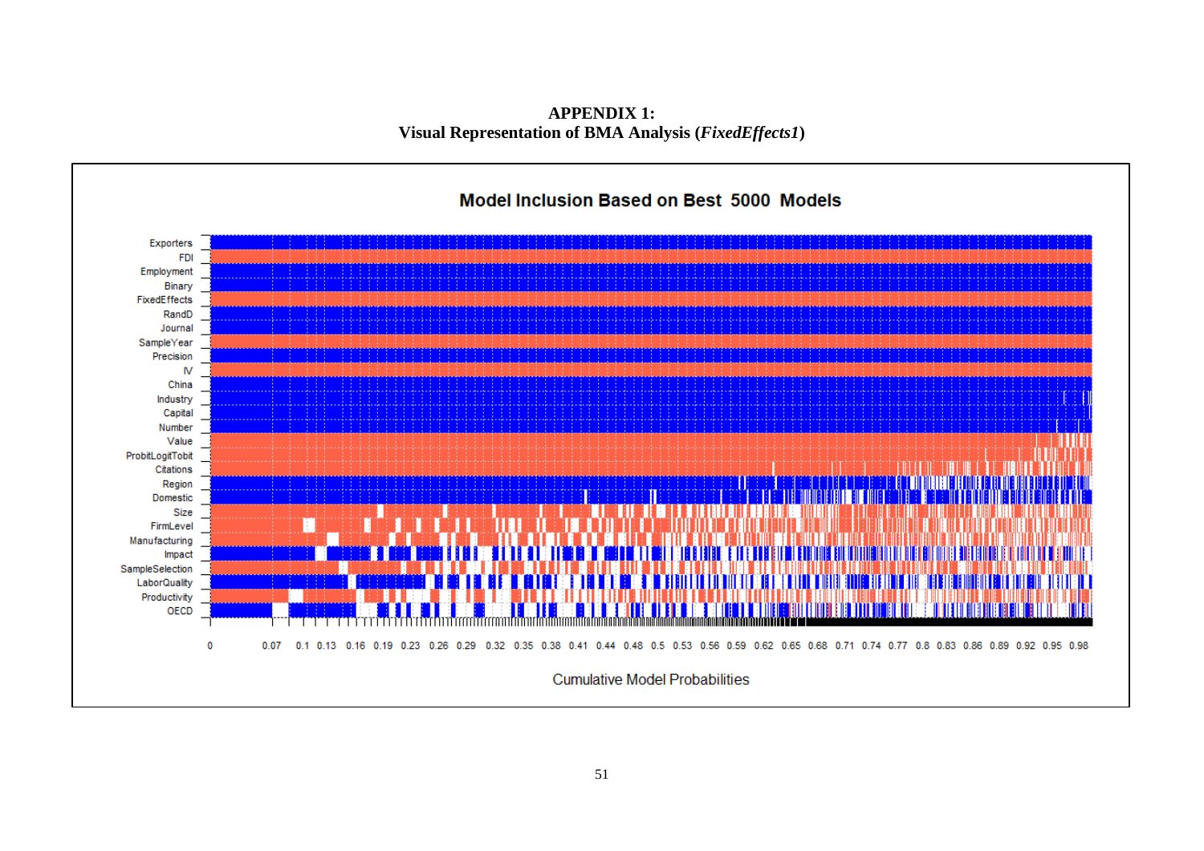**APPENDIX 1:**
**Visual Representation of BMA Analysis (*FixedEffects1*)**

Model Inclusion Based on Best 5000 Models

Exporters
FDI
Employment
Binary
FixedEffects
RandD
Journal
SampleYear
Precision
IV
China
Industry
Capital
Number
Value
ProbitLogitTobit
Citations
Region
Domestic
Size
FirmLevel
Manufacturing
Impact
SampleSelection
LaborQuality
Productivity
OECD

0 0.07 0.1 0.13 0.16 0.19 0.23 0.26 0.29 0.32 0.35 0.38 0.41 0.44 0.48 0.5 0.53 0.56 0.59 0.62 0.65 0.68 0.71 0.74 0.77 0.8 0.83 0.86 0.89 0.92 0.95 0.98

Cumulative Model Probabilities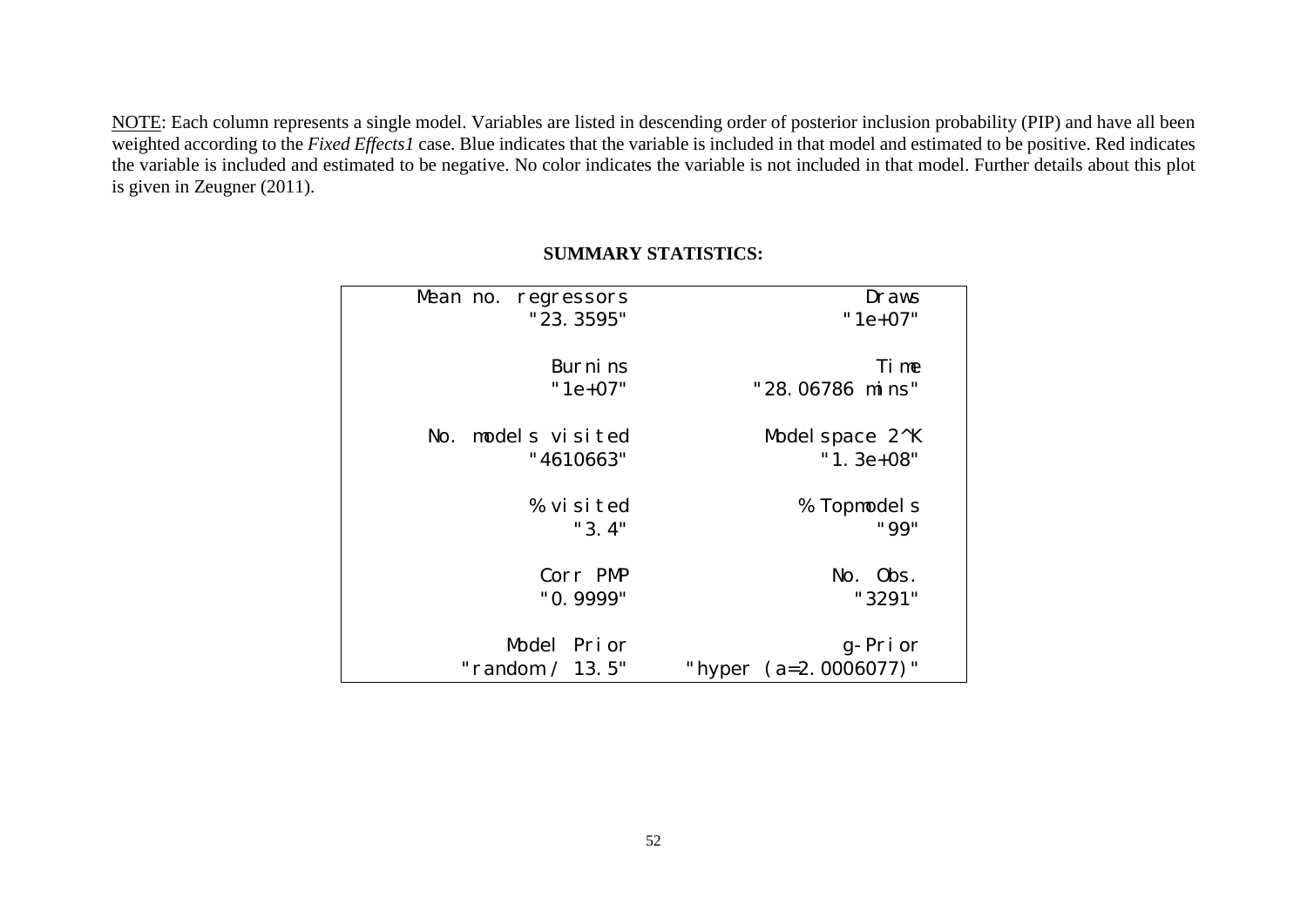NOTE: Each column represents a single model. Variables are listed in descending order of posterior inclusion probability (PIP) and have all been weighted according to the *Fixed Effects1* case. Blue indicates that the variable is included in that model and estimated to be positive. Red indicates the variable is included and estimated to be negative. No color indicates the variable is not included in that model. Further details about this plot is given in Zeugner (2011).

**SUMMARY STATISTICS:**

| | |
|---|---|
| Mean no. regressors<br>"23.3595" | Draws<br>"1e+07" |
| Burnins<br>"1e+07" | Time<br>"28.06786 mins" |
| No. models visited<br>"4610663" | Modelspace 2^K<br>"1.3e+08" |
| % visited<br>"3.4" | % Topmodels<br>"99" |
| Corr PMP<br>"0.9999" | No. Obs.<br>"3291" |
| Model Prior<br>"random / 13.5" | g-Prior<br>"hyper (a=2.0006077)" |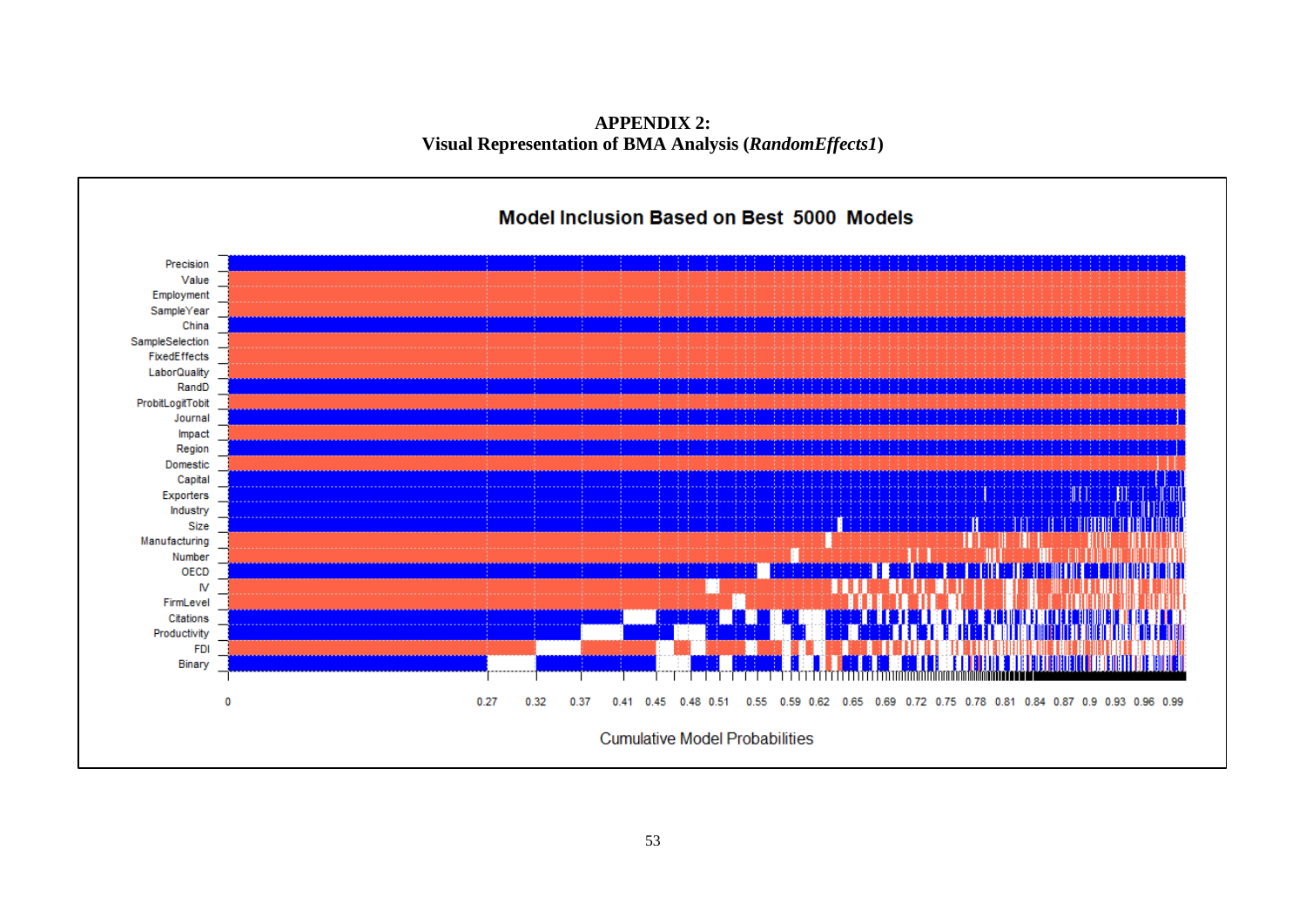## APPENDIX 2:
## Visual Representation of BMA Analysis (*RandomEffects1*)

Model Inclusion Based on Best 5000 Models

Precision
Value
Employment
SampleYear
China
SampleSelection
FixedEffects
LaborQuality
RandD
ProbitLogitTobit
Journal
Impact
Region
Domestic
Capital
Exporters
Industry
Size
Manufacturing
Number
OECD
IV
FirmLevel
Citations
Productivity
FDI
Binary

0 0.27 0.32 0.37 0.41 0.45 0.48 0.51 0.55 0.59 0.62 0.65 0.69 0.72 0.75 0.78 0.81 0.84 0.87 0.9 0.93 0.96 0.99

Cumulative Model Probabilities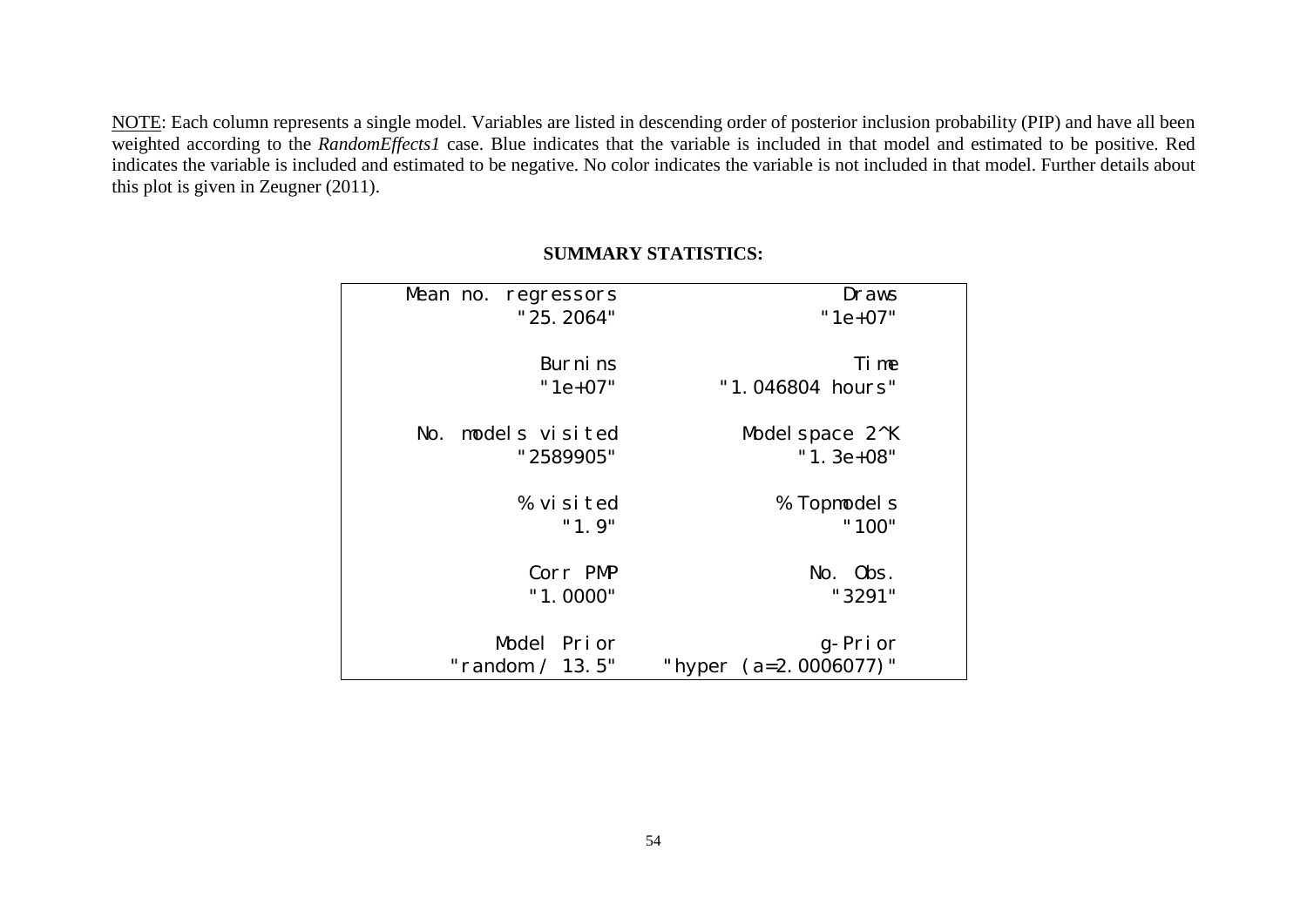NOTE: Each column represents a single model. Variables are listed in descending order of posterior inclusion probability (PIP) and have all been weighted according to the *RandomEffects1* case. Blue indicates that the variable is included in that model and estimated to be positive. Red indicates the variable is included and estimated to be negative. No color indicates the variable is not included in that model. Further details about this plot is given in Zeugner (2011).

**SUMMARY STATISTICS:**

| | |
|---|---|
| Mean no. regressors | Draws |
| "25.2064" | "1e+07" |
| Burnins | Time |
| "1e+07" | "1.046804 hours" |
| No. models visited | Modelspace 2^K |
| "2589905" | "1.3e+08" |
| % visited | % Topmodels |
| "1.9" | "100" |
| Corr PMP | No. Obs. |
| "1.0000" | "3291" |
| Model Prior | g-Prior |
| "random / 13.5" | "hyper (a=2.0006077)" |